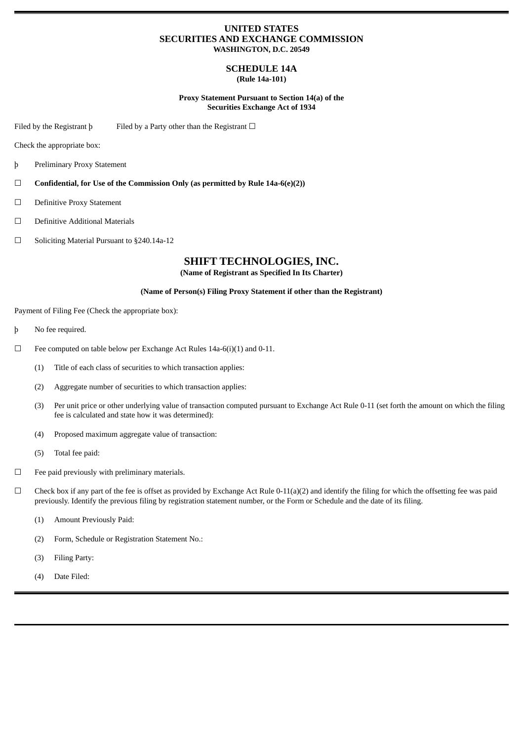**UNITED STATES**
**SECURITIES AND EXCHANGE COMMISSION**
**WASHINGTON, D.C. 20549**

**SCHEDULE 14A**
**(Rule 14a-101)**

**Proxy Statement Pursuant to Section 14(a) of the Securities Exchange Act of 1934**

Filed by the Registrant þ Filed by a Party other than the Registrant ☐

Check the appropriate box:

þ Preliminary Proxy Statement

☐ **Confidential, for Use of the Commission Only (as permitted by Rule 14a-6(e)(2))**

☐ Definitive Proxy Statement

☐ Definitive Additional Materials

☐ Soliciting Material Pursuant to §240.14a-12

# SHIFT TECHNOLOGIES, INC.

**(Name of Registrant as Specified In Its Charter)**

**(Name of Person(s) Filing Proxy Statement if other than the Registrant)**

Payment of Filing Fee (Check the appropriate box):

þ No fee required.

☐ Fee computed on table below per Exchange Act Rules 14a-6(i)(1) and 0-11.

(1) Title of each class of securities to which transaction applies:

(2) Aggregate number of securities to which transaction applies:

(3) Per unit price or other underlying value of transaction computed pursuant to Exchange Act Rule 0-11 (set forth the amount on which the filing fee is calculated and state how it was determined):

(4) Proposed maximum aggregate value of transaction:

(5) Total fee paid:

☐ Fee paid previously with preliminary materials.

☐ Check box if any part of the fee is offset as provided by Exchange Act Rule 0-11(a)(2) and identify the filing for which the offsetting fee was paid previously. Identify the previous filing by registration statement number, or the Form or Schedule and the date of its filing.

(1) Amount Previously Paid:

(2) Form, Schedule or Registration Statement No.:

(3) Filing Party:

(4) Date Filed: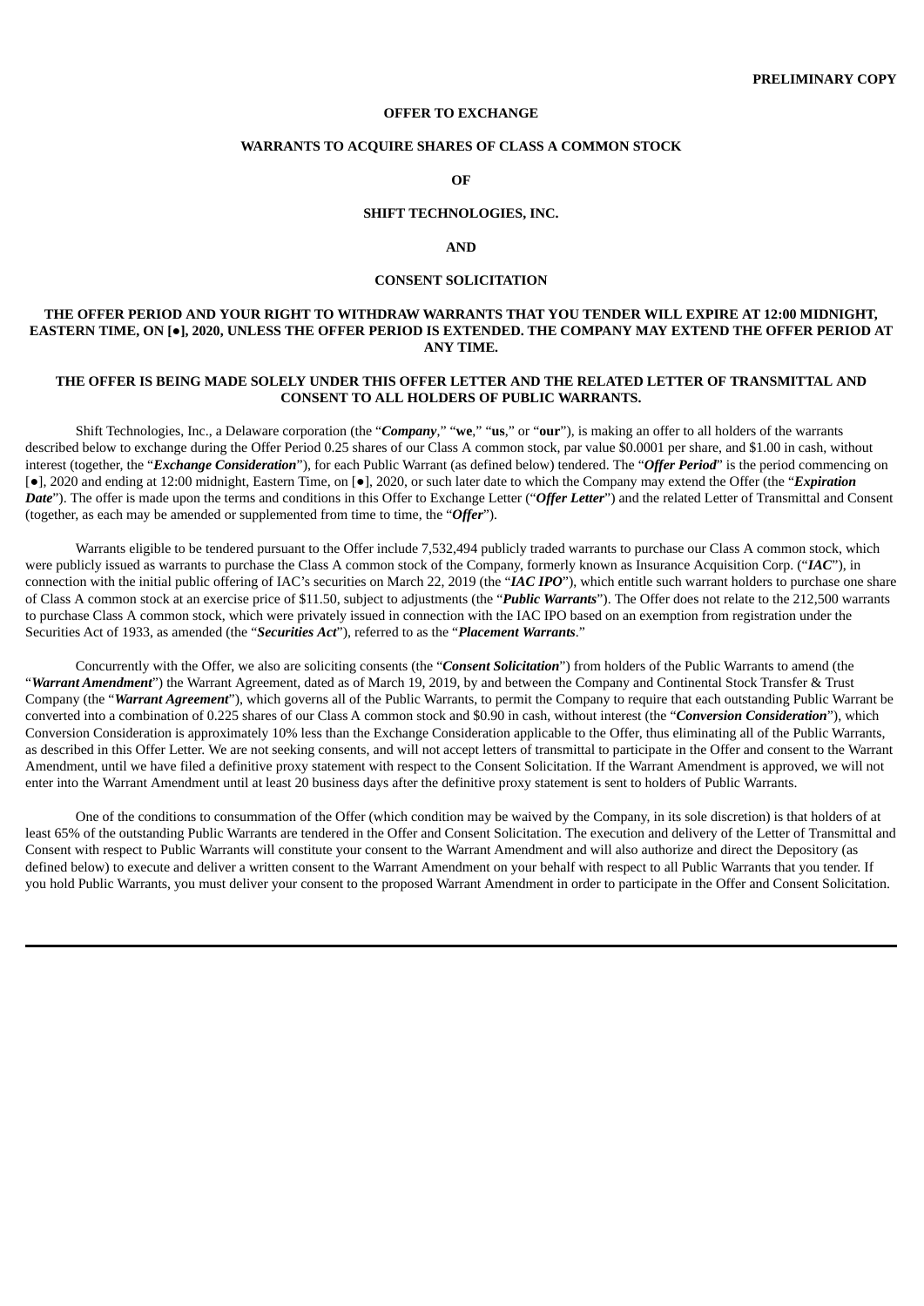**PRELIMINARY COPY**

**OFFER TO EXCHANGE**

**WARRANTS TO ACQUIRE SHARES OF CLASS A COMMON STOCK**

**OF**

**SHIFT TECHNOLOGIES, INC.**

**AND**

**CONSENT SOLICITATION**

**THE OFFER PERIOD AND YOUR RIGHT TO WITHDRAW WARRANTS THAT YOU TENDER WILL EXPIRE AT 12:00 MIDNIGHT, EASTERN TIME, ON [●], 2020, UNLESS THE OFFER PERIOD IS EXTENDED. THE COMPANY MAY EXTEND THE OFFER PERIOD AT ANY TIME.**

**THE OFFER IS BEING MADE SOLELY UNDER THIS OFFER LETTER AND THE RELATED LETTER OF TRANSMITTAL AND CONSENT TO ALL HOLDERS OF PUBLIC WARRANTS.**

Shift Technologies, Inc., a Delaware corporation (the "***Company***," "**we**," "**us**," or "**our**"), is making an offer to all holders of the warrants described below to exchange during the Offer Period 0.25 shares of our Class A common stock, par value $0.0001 per share, and $1.00 in cash, without interest (together, the "***Exchange Consideration***"), for each Public Warrant (as defined below) tendered. The "***Offer Period***" is the period commencing on [●], 2020 and ending at 12:00 midnight, Eastern Time, on [●], 2020, or such later date to which the Company may extend the Offer (the "***Expiration Date***"). The offer is made upon the terms and conditions in this Offer to Exchange Letter ("***Offer Letter***") and the related Letter of Transmittal and Consent (together, as each may be amended or supplemented from time to time, the "***Offer***").

Warrants eligible to be tendered pursuant to the Offer include 7,532,494 publicly traded warrants to purchase our Class A common stock, which were publicly issued as warrants to purchase the Class A common stock of the Company, formerly known as Insurance Acquisition Corp. ("***IAC***"), in connection with the initial public offering of IAC's securities on March 22, 2019 (the "***IAC IPO***"), which entitle such warrant holders to purchase one share of Class A common stock at an exercise price of $11.50, subject to adjustments (the "***Public Warrants***"). The Offer does not relate to the 212,500 warrants to purchase Class A common stock, which were privately issued in connection with the IAC IPO based on an exemption from registration under the Securities Act of 1933, as amended (the "***Securities Act***"), referred to as the "***Placement Warrants***."

Concurrently with the Offer, we also are soliciting consents (the "***Consent Solicitation***") from holders of the Public Warrants to amend (the "***Warrant Amendment***") the Warrant Agreement, dated as of March 19, 2019, by and between the Company and Continental Stock Transfer & Trust Company (the "***Warrant Agreement***"), which governs all of the Public Warrants, to permit the Company to require that each outstanding Public Warrant be converted into a combination of 0.225 shares of our Class A common stock and $0.90 in cash, without interest (the "***Conversion Consideration***"), which Conversion Consideration is approximately 10% less than the Exchange Consideration applicable to the Offer, thus eliminating all of the Public Warrants, as described in this Offer Letter. We are not seeking consents, and will not accept letters of transmittal to participate in the Offer and consent to the Warrant Amendment, until we have filed a definitive proxy statement with respect to the Consent Solicitation. If the Warrant Amendment is approved, we will not enter into the Warrant Amendment until at least 20 business days after the definitive proxy statement is sent to holders of Public Warrants.

One of the conditions to consummation of the Offer (which condition may be waived by the Company, in its sole discretion) is that holders of at least 65% of the outstanding Public Warrants are tendered in the Offer and Consent Solicitation. The execution and delivery of the Letter of Transmittal and Consent with respect to Public Warrants will constitute your consent to the Warrant Amendment and will also authorize and direct the Depository (as defined below) to execute and deliver a written consent to the Warrant Amendment on your behalf with respect to all Public Warrants that you tender. If you hold Public Warrants, you must deliver your consent to the proposed Warrant Amendment in order to participate in the Offer and Consent Solicitation.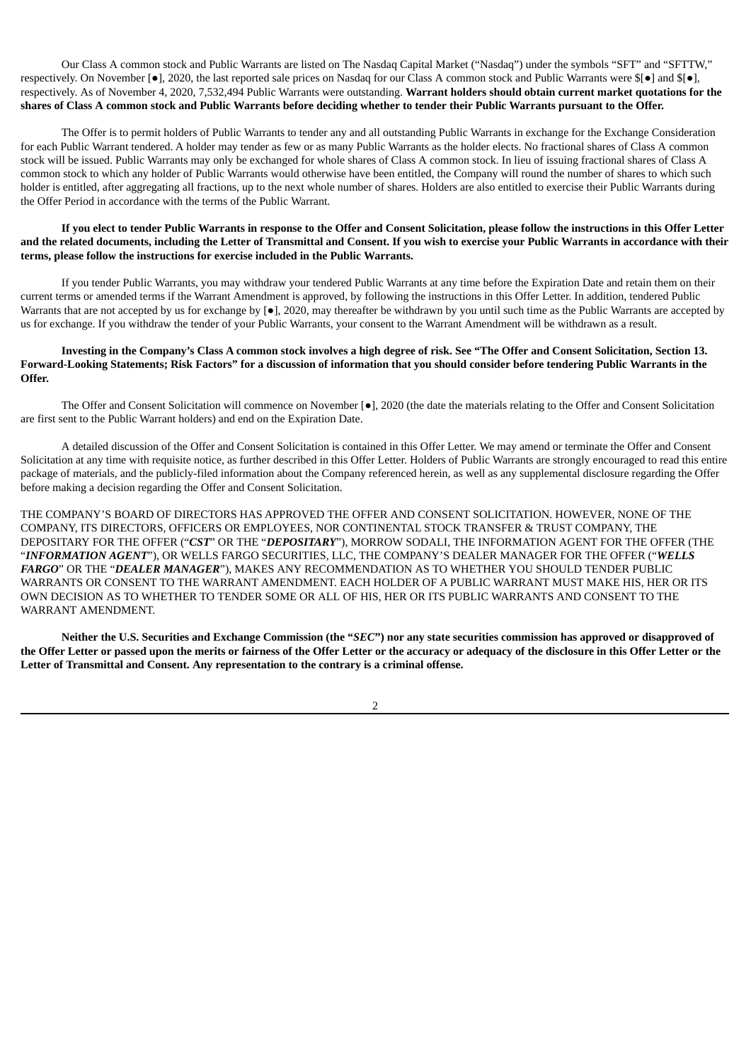Our Class A common stock and Public Warrants are listed on The Nasdaq Capital Market ("Nasdaq") under the symbols "SFT" and "SFTTW," respectively. On November [●], 2020, the last reported sale prices on Nasdaq for our Class A common stock and Public Warrants were $[●] and $[●], respectively. As of November 4, 2020, 7,532,494 Public Warrants were outstanding. **Warrant holders should obtain current market quotations for the shares of Class A common stock and Public Warrants before deciding whether to tender their Public Warrants pursuant to the Offer.**

The Offer is to permit holders of Public Warrants to tender any and all outstanding Public Warrants in exchange for the Exchange Consideration for each Public Warrant tendered. A holder may tender as few or as many Public Warrants as the holder elects. No fractional shares of Class A common stock will be issued. Public Warrants may only be exchanged for whole shares of Class A common stock. In lieu of issuing fractional shares of Class A common stock to which any holder of Public Warrants would otherwise have been entitled, the Company will round the number of shares to which such holder is entitled, after aggregating all fractions, up to the next whole number of shares. Holders are also entitled to exercise their Public Warrants during the Offer Period in accordance with the terms of the Public Warrant.

**If you elect to tender Public Warrants in response to the Offer and Consent Solicitation, please follow the instructions in this Offer Letter and the related documents, including the Letter of Transmittal and Consent. If you wish to exercise your Public Warrants in accordance with their terms, please follow the instructions for exercise included in the Public Warrants.**

If you tender Public Warrants, you may withdraw your tendered Public Warrants at any time before the Expiration Date and retain them on their current terms or amended terms if the Warrant Amendment is approved, by following the instructions in this Offer Letter. In addition, tendered Public Warrants that are not accepted by us for exchange by [●], 2020, may thereafter be withdrawn by you until such time as the Public Warrants are accepted by us for exchange. If you withdraw the tender of your Public Warrants, your consent to the Warrant Amendment will be withdrawn as a result.

**Investing in the Company's Class A common stock involves a high degree of risk. See "The Offer and Consent Solicitation, Section 13. Forward-Looking Statements; Risk Factors" for a discussion of information that you should consider before tendering Public Warrants in the Offer.**

The Offer and Consent Solicitation will commence on November [●], 2020 (the date the materials relating to the Offer and Consent Solicitation are first sent to the Public Warrant holders) and end on the Expiration Date.

A detailed discussion of the Offer and Consent Solicitation is contained in this Offer Letter. We may amend or terminate the Offer and Consent Solicitation at any time with requisite notice, as further described in this Offer Letter. Holders of Public Warrants are strongly encouraged to read this entire package of materials, and the publicly-filed information about the Company referenced herein, as well as any supplemental disclosure regarding the Offer before making a decision regarding the Offer and Consent Solicitation.

THE COMPANY'S BOARD OF DIRECTORS HAS APPROVED THE OFFER AND CONSENT SOLICITATION. HOWEVER, NONE OF THE COMPANY, ITS DIRECTORS, OFFICERS OR EMPLOYEES, NOR CONTINENTAL STOCK TRANSFER & TRUST COMPANY, THE DEPOSITARY FOR THE OFFER ("***CST***" OR THE "***DEPOSITARY***"), MORROW SODALI, THE INFORMATION AGENT FOR THE OFFER (THE "***INFORMATION AGENT***"), OR WELLS FARGO SECURITIES, LLC, THE COMPANY'S DEALER MANAGER FOR THE OFFER ("***WELLS FARGO***" OR THE "***DEALER MANAGER***"), MAKES ANY RECOMMENDATION AS TO WHETHER YOU SHOULD TENDER PUBLIC WARRANTS OR CONSENT TO THE WARRANT AMENDMENT. EACH HOLDER OF A PUBLIC WARRANT MUST MAKE HIS, HER OR ITS OWN DECISION AS TO WHETHER TO TENDER SOME OR ALL OF HIS, HER OR ITS PUBLIC WARRANTS AND CONSENT TO THE WARRANT AMENDMENT.

**Neither the U.S. Securities and Exchange Commission (the "*SEC*") nor any state securities commission has approved or disapproved of the Offer Letter or passed upon the merits or fairness of the Offer Letter or the accuracy or adequacy of the disclosure in this Offer Letter or the Letter of Transmittal and Consent. Any representation to the contrary is a criminal offense.**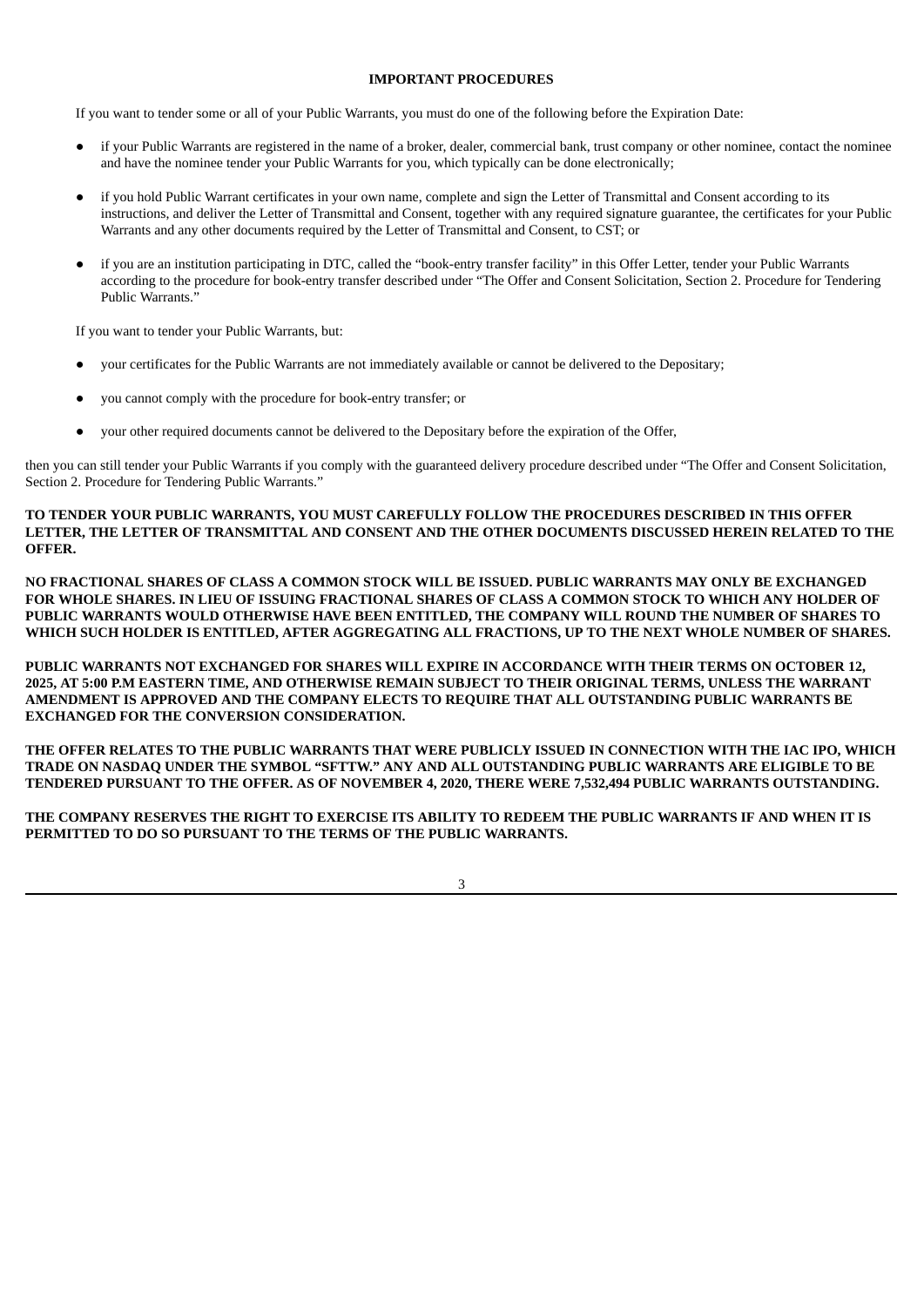## IMPORTANT PROCEDURES

If you want to tender some or all of your Public Warrants, you must do one of the following before the Expiration Date:

- if your Public Warrants are registered in the name of a broker, dealer, commercial bank, trust company or other nominee, contact the nominee and have the nominee tender your Public Warrants for you, which typically can be done electronically;
- if you hold Public Warrant certificates in your own name, complete and sign the Letter of Transmittal and Consent according to its instructions, and deliver the Letter of Transmittal and Consent, together with any required signature guarantee, the certificates for your Public Warrants and any other documents required by the Letter of Transmittal and Consent, to CST; or
- if you are an institution participating in DTC, called the "book-entry transfer facility" in this Offer Letter, tender your Public Warrants according to the procedure for book-entry transfer described under "The Offer and Consent Solicitation, Section 2. Procedure for Tendering Public Warrants."

If you want to tender your Public Warrants, but:

- your certificates for the Public Warrants are not immediately available or cannot be delivered to the Depositary;
- you cannot comply with the procedure for book-entry transfer; or
- your other required documents cannot be delivered to the Depositary before the expiration of the Offer,

then you can still tender your Public Warrants if you comply with the guaranteed delivery procedure described under "The Offer and Consent Solicitation, Section 2. Procedure for Tendering Public Warrants."

**TO TENDER YOUR PUBLIC WARRANTS, YOU MUST CAREFULLY FOLLOW THE PROCEDURES DESCRIBED IN THIS OFFER LETTER, THE LETTER OF TRANSMITTAL AND CONSENT AND THE OTHER DOCUMENTS DISCUSSED HEREIN RELATED TO THE OFFER.**

**NO FRACTIONAL SHARES OF CLASS A COMMON STOCK WILL BE ISSUED. PUBLIC WARRANTS MAY ONLY BE EXCHANGED FOR WHOLE SHARES. IN LIEU OF ISSUING FRACTIONAL SHARES OF CLASS A COMMON STOCK TO WHICH ANY HOLDER OF PUBLIC WARRANTS WOULD OTHERWISE HAVE BEEN ENTITLED, THE COMPANY WILL ROUND THE NUMBER OF SHARES TO WHICH SUCH HOLDER IS ENTITLED, AFTER AGGREGATING ALL FRACTIONS, UP TO THE NEXT WHOLE NUMBER OF SHARES.**

**PUBLIC WARRANTS NOT EXCHANGED FOR SHARES WILL EXPIRE IN ACCORDANCE WITH THEIR TERMS ON OCTOBER 12, 2025, AT 5:00 P.M EASTERN TIME, AND OTHERWISE REMAIN SUBJECT TO THEIR ORIGINAL TERMS, UNLESS THE WARRANT AMENDMENT IS APPROVED AND THE COMPANY ELECTS TO REQUIRE THAT ALL OUTSTANDING PUBLIC WARRANTS BE EXCHANGED FOR THE CONVERSION CONSIDERATION.**

**THE OFFER RELATES TO THE PUBLIC WARRANTS THAT WERE PUBLICLY ISSUED IN CONNECTION WITH THE IAC IPO, WHICH TRADE ON NASDAQ UNDER THE SYMBOL "SFTTW." ANY AND ALL OUTSTANDING PUBLIC WARRANTS ARE ELIGIBLE TO BE TENDERED PURSUANT TO THE OFFER. AS OF NOVEMBER 4, 2020, THERE WERE 7,532,494 PUBLIC WARRANTS OUTSTANDING.**

**THE COMPANY RESERVES THE RIGHT TO EXERCISE ITS ABILITY TO REDEEM THE PUBLIC WARRANTS IF AND WHEN IT IS PERMITTED TO DO SO PURSUANT TO THE TERMS OF THE PUBLIC WARRANTS.**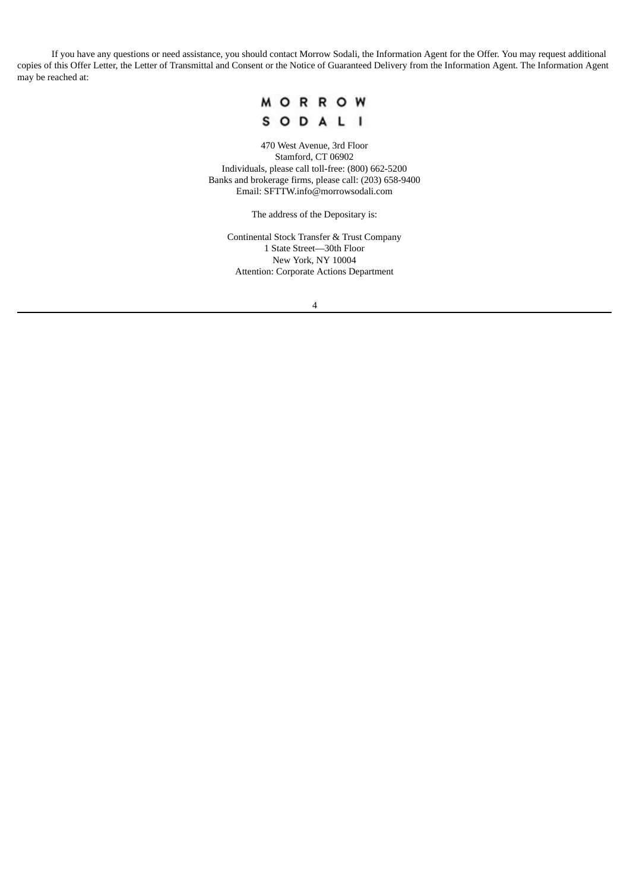If you have any questions or need assistance, you should contact Morrow Sodali, the Information Agent for the Offer. You may request additional copies of this Offer Letter, the Letter of Transmittal and Consent or the Notice of Guaranteed Delivery from the Information Agent. The Information Agent may be reached at:

MORROW
SODALI

470 West Avenue, 3rd Floor
Stamford, CT 06902
Individuals, please call toll-free: (800) 662-5200
Banks and brokerage firms, please call: (203) 658-9400
Email: SFTTW.info@morrowsodali.com

The address of the Depositary is:

Continental Stock Transfer & Trust Company
1 State Street—30th Floor
New York, NY 10004
Attention: Corporate Actions Department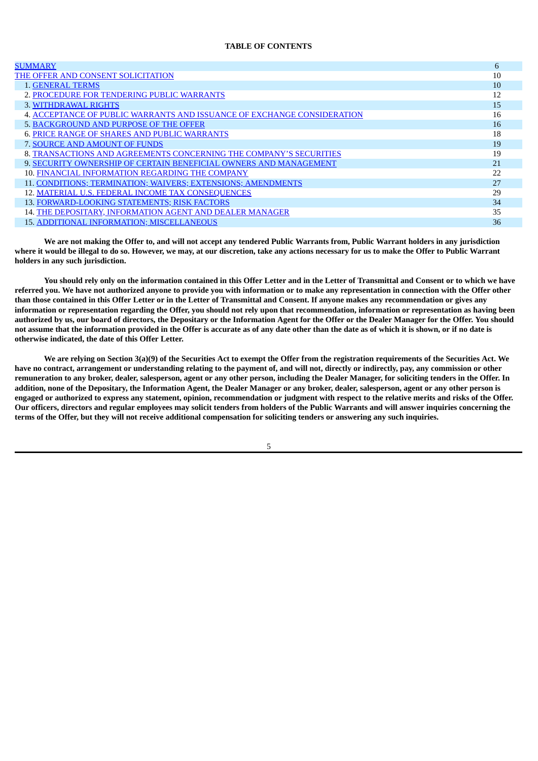**TABLE OF CONTENTS**

| | |
|---|---|
| SUMMARY | 6 |
| THE OFFER AND CONSENT SOLICITATION | 10 |
| 1. GENERAL TERMS | 10 |
| 2. PROCEDURE FOR TENDERING PUBLIC WARRANTS | 12 |
| 3. WITHDRAWAL RIGHTS | 15 |
| 4. ACCEPTANCE OF PUBLIC WARRANTS AND ISSUANCE OF EXCHANGE CONSIDERATION | 16 |
| 5. BACKGROUND AND PURPOSE OF THE OFFER | 16 |
| 6. PRICE RANGE OF SHARES AND PUBLIC WARRANTS | 18 |
| 7. SOURCE AND AMOUNT OF FUNDS | 19 |
| 8. TRANSACTIONS AND AGREEMENTS CONCERNING THE COMPANY'S SECURITIES | 19 |
| 9. SECURITY OWNERSHIP OF CERTAIN BENEFICIAL OWNERS AND MANAGEMENT | 21 |
| 10. FINANCIAL INFORMATION REGARDING THE COMPANY | 22 |
| 11. CONDITIONS; TERMINATION; WAIVERS; EXTENSIONS; AMENDMENTS | 27 |
| 12. MATERIAL U.S. FEDERAL INCOME TAX CONSEQUENCES | 29 |
| 13. FORWARD-LOOKING STATEMENTS; RISK FACTORS | 34 |
| 14. THE DEPOSITARY, INFORMATION AGENT AND DEALER MANAGER | 35 |
| 15. ADDITIONAL INFORMATION; MISCELLANEOUS | 36 |

**We are not making the Offer to, and will not accept any tendered Public Warrants from, Public Warrant holders in any jurisdiction where it would be illegal to do so. However, we may, at our discretion, take any actions necessary for us to make the Offer to Public Warrant holders in any such jurisdiction.**

**You should rely only on the information contained in this Offer Letter and in the Letter of Transmittal and Consent or to which we have referred you. We have not authorized anyone to provide you with information or to make any representation in connection with the Offer other than those contained in this Offer Letter or in the Letter of Transmittal and Consent. If anyone makes any recommendation or gives any information or representation regarding the Offer, you should not rely upon that recommendation, information or representation as having been authorized by us, our board of directors, the Depositary or the Information Agent for the Offer or the Dealer Manager for the Offer. You should not assume that the information provided in the Offer is accurate as of any date other than the date as of which it is shown, or if no date is otherwise indicated, the date of this Offer Letter.**

**We are relying on Section 3(a)(9) of the Securities Act to exempt the Offer from the registration requirements of the Securities Act. We have no contract, arrangement or understanding relating to the payment of, and will not, directly or indirectly, pay, any commission or other remuneration to any broker, dealer, salesperson, agent or any other person, including the Dealer Manager, for soliciting tenders in the Offer. In addition, none of the Depositary, the Information Agent, the Dealer Manager or any broker, dealer, salesperson, agent or any other person is engaged or authorized to express any statement, opinion, recommendation or judgment with respect to the relative merits and risks of the Offer. Our officers, directors and regular employees may solicit tenders from holders of the Public Warrants and will answer inquiries concerning the terms of the Offer, but they will not receive additional compensation for soliciting tenders or answering any such inquiries.**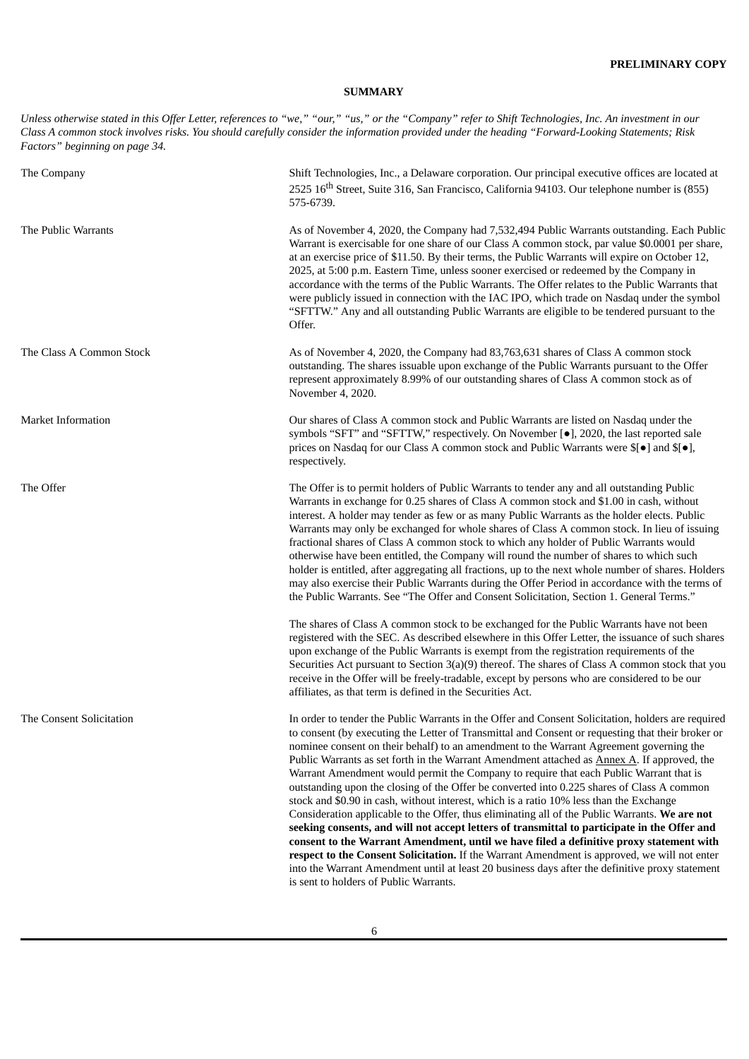**PRELIMINARY COPY**

## SUMMARY

*Unless otherwise stated in this Offer Letter, references to "we," "our," "us," or the "Company" refer to Shift Technologies, Inc. An investment in our Class A common stock involves risks. You should carefully consider the information provided under the heading "Forward-Looking Statements; Risk Factors" beginning on page 34.*

| | |
|---|---|
| The Company | Shift Technologies, Inc., a Delaware corporation. Our principal executive offices are located at 2525 16th Street, Suite 316, San Francisco, California 94103. Our telephone number is (855) 575-6739. |
| The Public Warrants | As of November 4, 2020, the Company had 7,532,494 Public Warrants outstanding. Each Public Warrant is exercisable for one share of our Class A common stock, par value $0.0001 per share, at an exercise price of $11.50. By their terms, the Public Warrants will expire on October 12, 2025, at 5:00 p.m. Eastern Time, unless sooner exercised or redeemed by the Company in accordance with the terms of the Public Warrants. The Offer relates to the Public Warrants that were publicly issued in connection with the IAC IPO, which trade on Nasdaq under the symbol "SFTTW." Any and all outstanding Public Warrants are eligible to be tendered pursuant to the Offer. |
| The Class A Common Stock | As of November 4, 2020, the Company had 83,763,631 shares of Class A common stock outstanding. The shares issuable upon exchange of the Public Warrants pursuant to the Offer represent approximately 8.99% of our outstanding shares of Class A common stock as of November 4, 2020. |
| Market Information | Our shares of Class A common stock and Public Warrants are listed on Nasdaq under the symbols "SFT" and "SFTTW," respectively. On November [●], 2020, the last reported sale prices on Nasdaq for our Class A common stock and Public Warrants were $[●] and $[●], respectively. |
| The Offer | The Offer is to permit holders of Public Warrants to tender any and all outstanding Public Warrants in exchange for 0.25 shares of Class A common stock and $1.00 in cash, without interest. A holder may tender as few or as many Public Warrants as the holder elects. Public Warrants may only be exchanged for whole shares of Class A common stock. In lieu of issuing fractional shares of Class A common stock to which any holder of Public Warrants would otherwise have been entitled, the Company will round the number of shares to which such holder is entitled, after aggregating all fractions, up to the next whole number of shares. Holders may also exercise their Public Warrants during the Offer Period in accordance with the terms of the Public Warrants. See "The Offer and Consent Solicitation, Section 1. General Terms."<br><br>The shares of Class A common stock to be exchanged for the Public Warrants have not been registered with the SEC. As described elsewhere in this Offer Letter, the issuance of such shares upon exchange of the Public Warrants is exempt from the registration requirements of the Securities Act pursuant to Section 3(a)(9) thereof. The shares of Class A common stock that you receive in the Offer will be freely-tradable, except by persons who are considered to be our affiliates, as that term is defined in the Securities Act. |
| The Consent Solicitation | In order to tender the Public Warrants in the Offer and Consent Solicitation, holders are required to consent (by executing the Letter of Transmittal and Consent or requesting that their broker or nominee consent on their behalf) to an amendment to the Warrant Agreement governing the Public Warrants as set forth in the Warrant Amendment attached as Annex A. If approved, the Warrant Amendment would permit the Company to require that each Public Warrant that is outstanding upon the closing of the Offer be converted into 0.225 shares of Class A common stock and $0.90 in cash, without interest, which is a ratio 10% less than the Exchange Consideration applicable to the Offer, thus eliminating all of the Public Warrants. **We are not seeking consents, and will not accept letters of transmittal to participate in the Offer and consent to the Warrant Amendment, until we have filed a definitive proxy statement with respect to the Consent Solicitation.** If the Warrant Amendment is approved, we will not enter into the Warrant Amendment until at least 20 business days after the definitive proxy statement is sent to holders of Public Warrants. |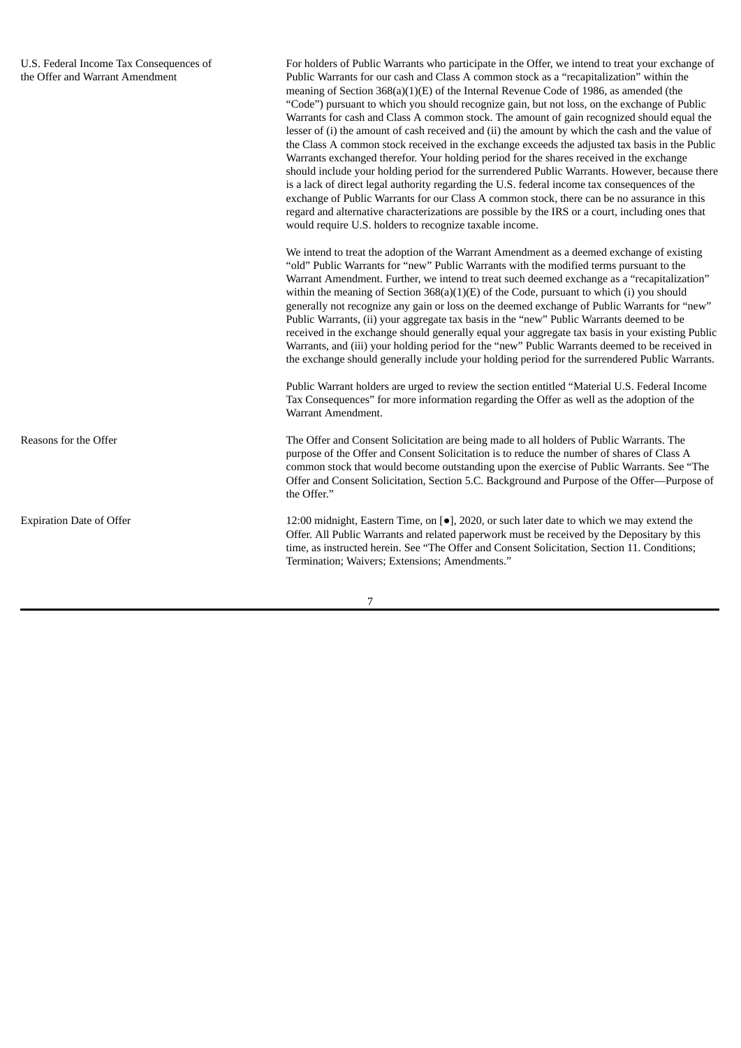| | |
|---|---|
| U.S. Federal Income Tax Consequences of the Offer and Warrant Amendment | For holders of Public Warrants who participate in the Offer, we intend to treat your exchange of Public Warrants for our cash and Class A common stock as a "recapitalization" within the meaning of Section 368(a)(1)(E) of the Internal Revenue Code of 1986, as amended (the "Code") pursuant to which you should recognize gain, but not loss, on the exchange of Public Warrants for cash and Class A common stock. The amount of gain recognized should equal the lesser of (i) the amount of cash received and (ii) the amount by which the cash and the value of the Class A common stock received in the exchange exceeds the adjusted tax basis in the Public Warrants exchanged therefor. Your holding period for the shares received in the exchange should include your holding period for the surrendered Public Warrants. However, because there is a lack of direct legal authority regarding the U.S. federal income tax consequences of the exchange of Public Warrants for our Class A common stock, there can be no assurance in this regard and alternative characterizations are possible by the IRS or a court, including ones that would require U.S. holders to recognize taxable income.<br><br>We intend to treat the adoption of the Warrant Amendment as a deemed exchange of existing "old" Public Warrants for "new" Public Warrants with the modified terms pursuant to the Warrant Amendment. Further, we intend to treat such deemed exchange as a "recapitalization" within the meaning of Section 368(a)(1)(E) of the Code, pursuant to which (i) you should generally not recognize any gain or loss on the deemed exchange of Public Warrants for "new" Public Warrants, (ii) your aggregate tax basis in the "new" Public Warrants deemed to be received in the exchange should generally equal your aggregate tax basis in your existing Public Warrants, and (iii) your holding period for the "new" Public Warrants deemed to be received in the exchange should generally include your holding period for the surrendered Public Warrants.<br><br>Public Warrant holders are urged to review the section entitled "Material U.S. Federal Income Tax Consequences" for more information regarding the Offer as well as the adoption of the Warrant Amendment. |
| Reasons for the Offer | The Offer and Consent Solicitation are being made to all holders of Public Warrants. The purpose of the Offer and Consent Solicitation is to reduce the number of shares of Class A common stock that would become outstanding upon the exercise of Public Warrants. See "The Offer and Consent Solicitation, Section 5.C. Background and Purpose of the Offer—Purpose of the Offer." |
| Expiration Date of Offer | 12:00 midnight, Eastern Time, on [●], 2020, or such later date to which we may extend the Offer. All Public Warrants and related paperwork must be received by the Depositary by this time, as instructed herein. See "The Offer and Consent Solicitation, Section 11. Conditions; Termination; Waivers; Extensions; Amendments." |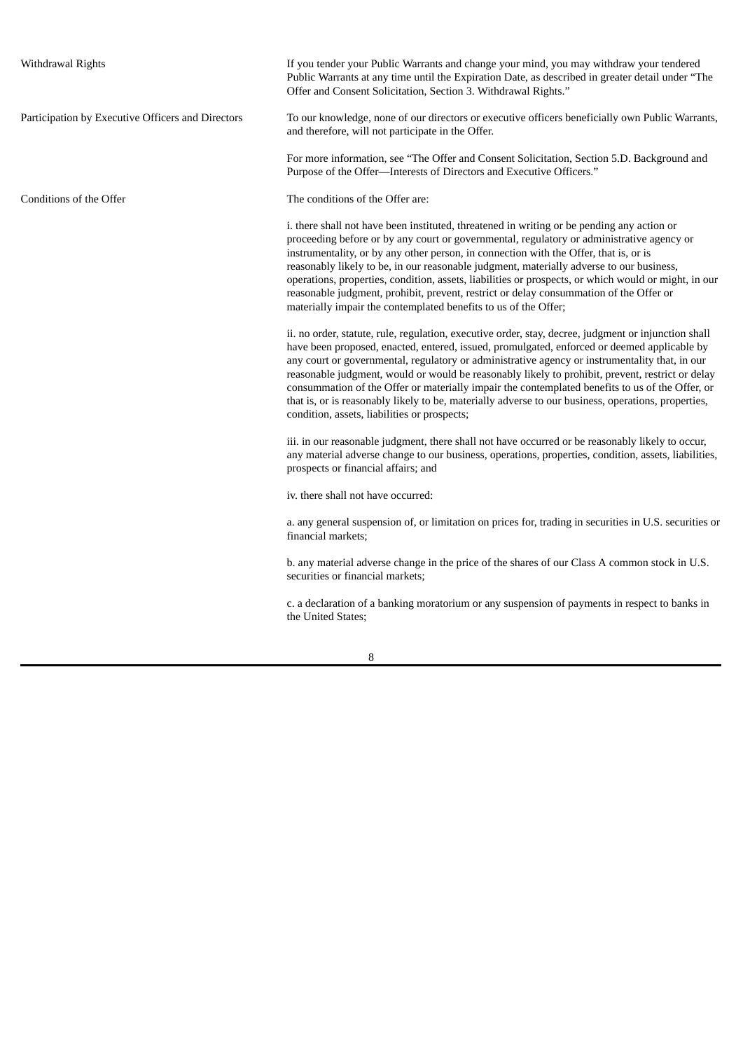| | |
|---|---|
| Withdrawal Rights | If you tender your Public Warrants and change your mind, you may withdraw your tendered Public Warrants at any time until the Expiration Date, as described in greater detail under "The Offer and Consent Solicitation, Section 3. Withdrawal Rights." |
| Participation by Executive Officers and Directors | To our knowledge, none of our directors or executive officers beneficially own Public Warrants, and therefore, will not participate in the Offer.<br><br>For more information, see "The Offer and Consent Solicitation, Section 5.D. Background and Purpose of the Offer—Interests of Directors and Executive Officers." |
| Conditions of the Offer | The conditions of the Offer are:<br><br>i. there shall not have been instituted, threatened in writing or be pending any action or proceeding before or by any court or governmental, regulatory or administrative agency or instrumentality, or by any other person, in connection with the Offer, that is, or is reasonably likely to be, in our reasonable judgment, materially adverse to our business, operations, properties, condition, assets, liabilities or prospects, or which would or might, in our reasonable judgment, prohibit, prevent, restrict or delay consummation of the Offer or materially impair the contemplated benefits to us of the Offer;<br><br>ii. no order, statute, rule, regulation, executive order, stay, decree, judgment or injunction shall have been proposed, enacted, entered, issued, promulgated, enforced or deemed applicable by any court or governmental, regulatory or administrative agency or instrumentality that, in our reasonable judgment, would or would be reasonably likely to prohibit, prevent, restrict or delay consummation of the Offer or materially impair the contemplated benefits to us of the Offer, or that is, or is reasonably likely to be, materially adverse to our business, operations, properties, condition, assets, liabilities or prospects;<br><br>iii. in our reasonable judgment, there shall not have occurred or be reasonably likely to occur, any material adverse change to our business, operations, properties, condition, assets, liabilities, prospects or financial affairs; and<br><br>iv. there shall not have occurred:<br><br>a. any general suspension of, or limitation on prices for, trading in securities in U.S. securities or financial markets;<br><br>b. any material adverse change in the price of the shares of our Class A common stock in U.S. securities or financial markets;<br><br>c. a declaration of a banking moratorium or any suspension of payments in respect to banks in the United States; |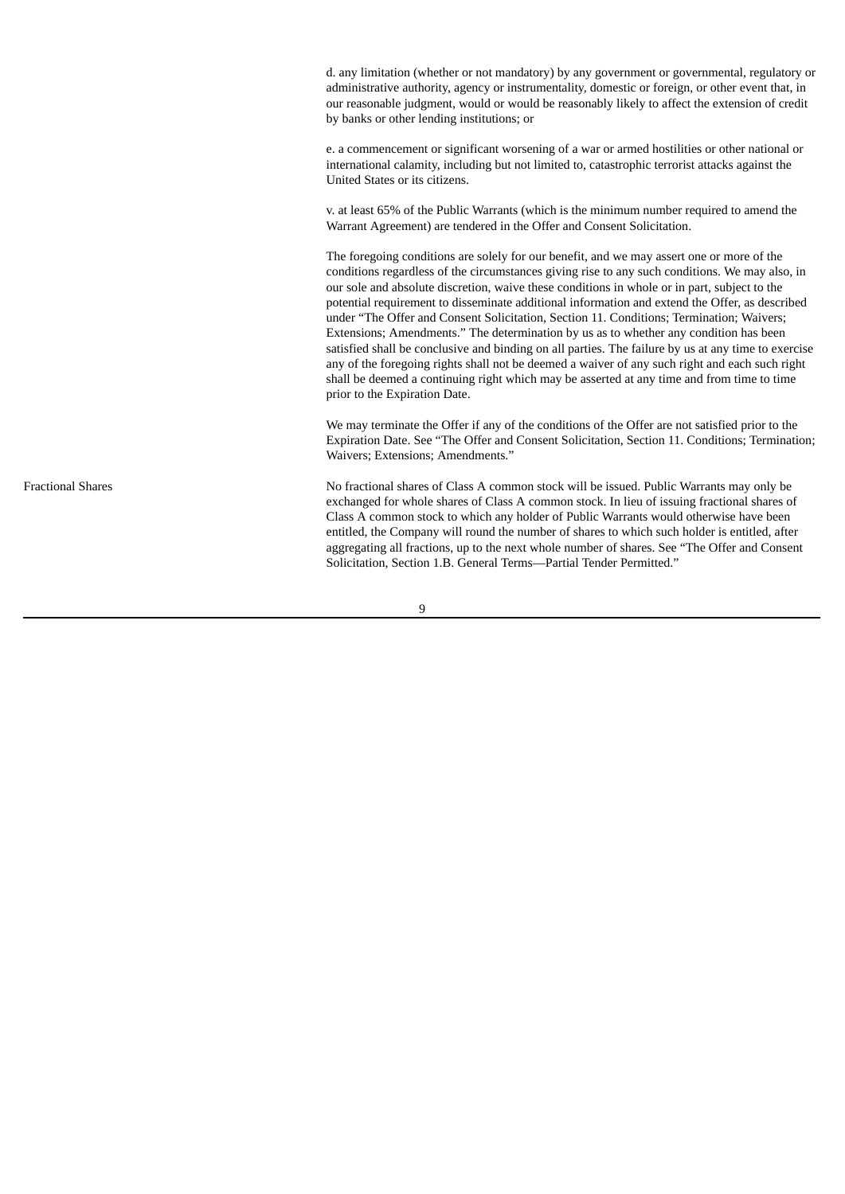d. any limitation (whether or not mandatory) by any government or governmental, regulatory or administrative authority, agency or instrumentality, domestic or foreign, or other event that, in our reasonable judgment, would or would be reasonably likely to affect the extension of credit by banks or other lending institutions; or

e. a commencement or significant worsening of a war or armed hostilities or other national or international calamity, including but not limited to, catastrophic terrorist attacks against the United States or its citizens.

v. at least 65% of the Public Warrants (which is the minimum number required to amend the Warrant Agreement) are tendered in the Offer and Consent Solicitation.

The foregoing conditions are solely for our benefit, and we may assert one or more of the conditions regardless of the circumstances giving rise to any such conditions. We may also, in our sole and absolute discretion, waive these conditions in whole or in part, subject to the potential requirement to disseminate additional information and extend the Offer, as described under "The Offer and Consent Solicitation, Section 11. Conditions; Termination; Waivers; Extensions; Amendments." The determination by us as to whether any condition has been satisfied shall be conclusive and binding on all parties. The failure by us at any time to exercise any of the foregoing rights shall not be deemed a waiver of any such right and each such right shall be deemed a continuing right which may be asserted at any time and from time to time prior to the Expiration Date.

We may terminate the Offer if any of the conditions of the Offer are not satisfied prior to the Expiration Date. See "The Offer and Consent Solicitation, Section 11. Conditions; Termination; Waivers; Extensions; Amendments."

**Fractional Shares**

No fractional shares of Class A common stock will be issued. Public Warrants may only be exchanged for whole shares of Class A common stock. In lieu of issuing fractional shares of Class A common stock to which any holder of Public Warrants would otherwise have been entitled, the Company will round the number of shares to which such holder is entitled, after aggregating all fractions, up to the next whole number of shares. See "The Offer and Consent Solicitation, Section 1.B. General Terms—Partial Tender Permitted."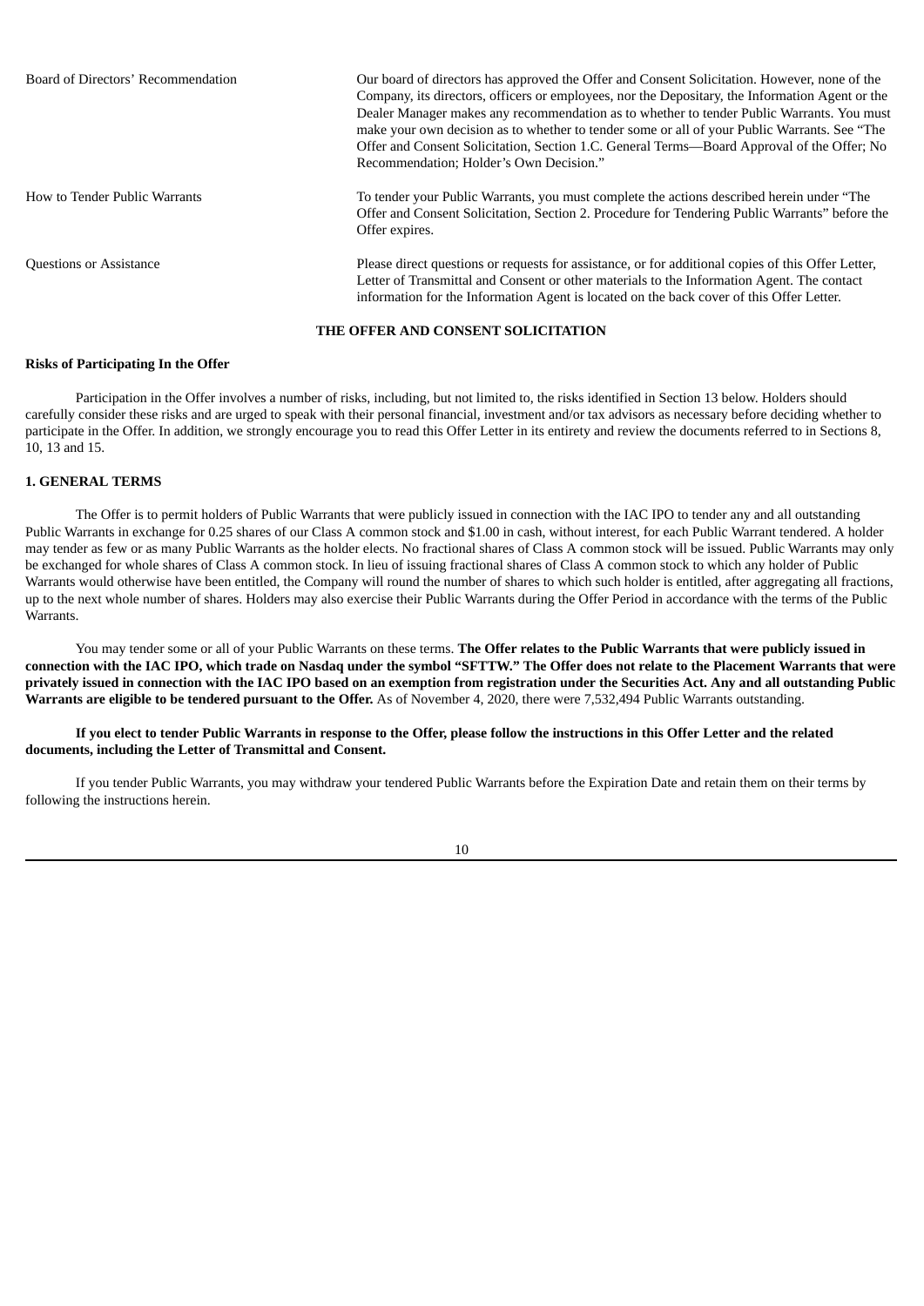| | |
|---|---|
| Board of Directors' Recommendation | Our board of directors has approved the Offer and Consent Solicitation. However, none of the Company, its directors, officers or employees, nor the Depositary, the Information Agent or the Dealer Manager makes any recommendation as to whether to tender Public Warrants. You must make your own decision as to whether to tender some or all of your Public Warrants. See "The Offer and Consent Solicitation, Section 1.C. General Terms—Board Approval of the Offer; No Recommendation; Holder's Own Decision." |
| How to Tender Public Warrants | To tender your Public Warrants, you must complete the actions described herein under "The Offer and Consent Solicitation, Section 2. Procedure for Tendering Public Warrants" before the Offer expires. |
| Questions or Assistance | Please direct questions or requests for assistance, or for additional copies of this Offer Letter, Letter of Transmittal and Consent or other materials to the Information Agent. The contact information for the Information Agent is located on the back cover of this Offer Letter. |

## THE OFFER AND CONSENT SOLICITATION

**Risks of Participating In the Offer**

Participation in the Offer involves a number of risks, including, but not limited to, the risks identified in Section 13 below. Holders should carefully consider these risks and are urged to speak with their personal financial, investment and/or tax advisors as necessary before deciding whether to participate in the Offer. In addition, we strongly encourage you to read this Offer Letter in its entirety and review the documents referred to in Sections 8, 10, 13 and 15.

### 1. GENERAL TERMS

The Offer is to permit holders of Public Warrants that were publicly issued in connection with the IAC IPO to tender any and all outstanding Public Warrants in exchange for 0.25 shares of our Class A common stock and $1.00 in cash, without interest, for each Public Warrant tendered. A holder may tender as few or as many Public Warrants as the holder elects. No fractional shares of Class A common stock will be issued. Public Warrants may only be exchanged for whole shares of Class A common stock. In lieu of issuing fractional shares of Class A common stock to which any holder of Public Warrants would otherwise have been entitled, the Company will round the number of shares to which such holder is entitled, after aggregating all fractions, up to the next whole number of shares. Holders may also exercise their Public Warrants during the Offer Period in accordance with the terms of the Public Warrants.

You may tender some or all of your Public Warrants on these terms. **The Offer relates to the Public Warrants that were publicly issued in connection with the IAC IPO, which trade on Nasdaq under the symbol "SFTTW." The Offer does not relate to the Placement Warrants that were privately issued in connection with the IAC IPO based on an exemption from registration under the Securities Act. Any and all outstanding Public Warrants are eligible to be tendered pursuant to the Offer.** As of November 4, 2020, there were 7,532,494 Public Warrants outstanding.

**If you elect to tender Public Warrants in response to the Offer, please follow the instructions in this Offer Letter and the related documents, including the Letter of Transmittal and Consent.**

If you tender Public Warrants, you may withdraw your tendered Public Warrants before the Expiration Date and retain them on their terms by following the instructions herein.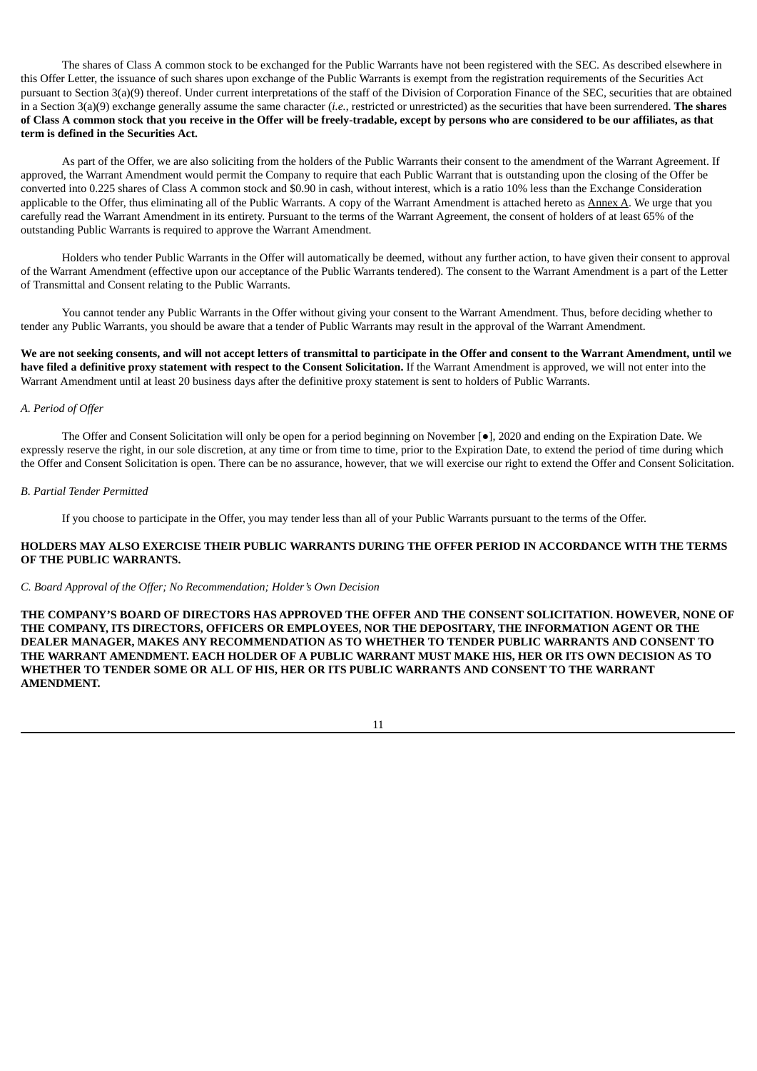The shares of Class A common stock to be exchanged for the Public Warrants have not been registered with the SEC. As described elsewhere in this Offer Letter, the issuance of such shares upon exchange of the Public Warrants is exempt from the registration requirements of the Securities Act pursuant to Section 3(a)(9) thereof. Under current interpretations of the staff of the Division of Corporation Finance of the SEC, securities that are obtained in a Section 3(a)(9) exchange generally assume the same character (*i.e.*, restricted or unrestricted) as the securities that have been surrendered. **The shares of Class A common stock that you receive in the Offer will be freely-tradable, except by persons who are considered to be our affiliates, as that term is defined in the Securities Act.**

As part of the Offer, we are also soliciting from the holders of the Public Warrants their consent to the amendment of the Warrant Agreement. If approved, the Warrant Amendment would permit the Company to require that each Public Warrant that is outstanding upon the closing of the Offer be converted into 0.225 shares of Class A common stock and $0.90 in cash, without interest, which is a ratio 10% less than the Exchange Consideration applicable to the Offer, thus eliminating all of the Public Warrants. A copy of the Warrant Amendment is attached hereto as Annex A. We urge that you carefully read the Warrant Amendment in its entirety. Pursuant to the terms of the Warrant Agreement, the consent of holders of at least 65% of the outstanding Public Warrants is required to approve the Warrant Amendment.

Holders who tender Public Warrants in the Offer will automatically be deemed, without any further action, to have given their consent to approval of the Warrant Amendment (effective upon our acceptance of the Public Warrants tendered). The consent to the Warrant Amendment is a part of the Letter of Transmittal and Consent relating to the Public Warrants.

You cannot tender any Public Warrants in the Offer without giving your consent to the Warrant Amendment. Thus, before deciding whether to tender any Public Warrants, you should be aware that a tender of Public Warrants may result in the approval of the Warrant Amendment.

**We are not seeking consents, and will not accept letters of transmittal to participate in the Offer and consent to the Warrant Amendment, until we have filed a definitive proxy statement with respect to the Consent Solicitation.** If the Warrant Amendment is approved, we will not enter into the Warrant Amendment until at least 20 business days after the definitive proxy statement is sent to holders of Public Warrants.

*A. Period of Offer*

The Offer and Consent Solicitation will only be open for a period beginning on November [●], 2020 and ending on the Expiration Date. We expressly reserve the right, in our sole discretion, at any time or from time to time, prior to the Expiration Date, to extend the period of time during which the Offer and Consent Solicitation is open. There can be no assurance, however, that we will exercise our right to extend the Offer and Consent Solicitation.

*B. Partial Tender Permitted*

If you choose to participate in the Offer, you may tender less than all of your Public Warrants pursuant to the terms of the Offer.

**HOLDERS MAY ALSO EXERCISE THEIR PUBLIC WARRANTS DURING THE OFFER PERIOD IN ACCORDANCE WITH THE TERMS OF THE PUBLIC WARRANTS.**

*C. Board Approval of the Offer; No Recommendation; Holder's Own Decision*

**THE COMPANY'S BOARD OF DIRECTORS HAS APPROVED THE OFFER AND THE CONSENT SOLICITATION. HOWEVER, NONE OF THE COMPANY, ITS DIRECTORS, OFFICERS OR EMPLOYEES, NOR THE DEPOSITARY, THE INFORMATION AGENT OR THE DEALER MANAGER, MAKES ANY RECOMMENDATION AS TO WHETHER TO TENDER PUBLIC WARRANTS AND CONSENT TO THE WARRANT AMENDMENT. EACH HOLDER OF A PUBLIC WARRANT MUST MAKE HIS, HER OR ITS OWN DECISION AS TO WHETHER TO TENDER SOME OR ALL OF HIS, HER OR ITS PUBLIC WARRANTS AND CONSENT TO THE WARRANT AMENDMENT.**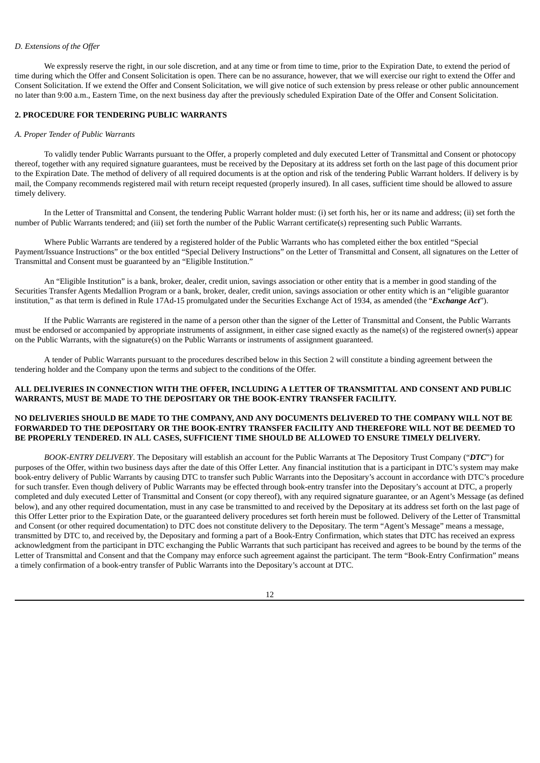*D. Extensions of the Offer*

We expressly reserve the right, in our sole discretion, and at any time or from time to time, prior to the Expiration Date, to extend the period of time during which the Offer and Consent Solicitation is open. There can be no assurance, however, that we will exercise our right to extend the Offer and Consent Solicitation. If we extend the Offer and Consent Solicitation, we will give notice of such extension by press release or other public announcement no later than 9:00 a.m., Eastern Time, on the next business day after the previously scheduled Expiration Date of the Offer and Consent Solicitation.

## 2. PROCEDURE FOR TENDERING PUBLIC WARRANTS

*A. Proper Tender of Public Warrants*

To validly tender Public Warrants pursuant to the Offer, a properly completed and duly executed Letter of Transmittal and Consent or photocopy thereof, together with any required signature guarantees, must be received by the Depositary at its address set forth on the last page of this document prior to the Expiration Date. The method of delivery of all required documents is at the option and risk of the tendering Public Warrant holders. If delivery is by mail, the Company recommends registered mail with return receipt requested (properly insured). In all cases, sufficient time should be allowed to assure timely delivery.

In the Letter of Transmittal and Consent, the tendering Public Warrant holder must: (i) set forth his, her or its name and address; (ii) set forth the number of Public Warrants tendered; and (iii) set forth the number of the Public Warrant certificate(s) representing such Public Warrants.

Where Public Warrants are tendered by a registered holder of the Public Warrants who has completed either the box entitled "Special Payment/Issuance Instructions" or the box entitled "Special Delivery Instructions" on the Letter of Transmittal and Consent, all signatures on the Letter of Transmittal and Consent must be guaranteed by an "Eligible Institution."

An "Eligible Institution" is a bank, broker, dealer, credit union, savings association or other entity that is a member in good standing of the Securities Transfer Agents Medallion Program or a bank, broker, dealer, credit union, savings association or other entity which is an "eligible guarantor institution," as that term is defined in Rule 17Ad-15 promulgated under the Securities Exchange Act of 1934, as amended (the "***Exchange Act***").

If the Public Warrants are registered in the name of a person other than the signer of the Letter of Transmittal and Consent, the Public Warrants must be endorsed or accompanied by appropriate instruments of assignment, in either case signed exactly as the name(s) of the registered owner(s) appear on the Public Warrants, with the signature(s) on the Public Warrants or instruments of assignment guaranteed.

A tender of Public Warrants pursuant to the procedures described below in this Section 2 will constitute a binding agreement between the tendering holder and the Company upon the terms and subject to the conditions of the Offer.

**ALL DELIVERIES IN CONNECTION WITH THE OFFER, INCLUDING A LETTER OF TRANSMITTAL AND CONSENT AND PUBLIC WARRANTS, MUST BE MADE TO THE DEPOSITARY OR THE BOOK-ENTRY TRANSFER FACILITY.**

**NO DELIVERIES SHOULD BE MADE TO THE COMPANY, AND ANY DOCUMENTS DELIVERED TO THE COMPANY WILL NOT BE FORWARDED TO THE DEPOSITARY OR THE BOOK-ENTRY TRANSFER FACILITY AND THEREFORE WILL NOT BE DEEMED TO BE PROPERLY TENDERED. IN ALL CASES, SUFFICIENT TIME SHOULD BE ALLOWED TO ENSURE TIMELY DELIVERY.**

*BOOK-ENTRY DELIVERY*. The Depositary will establish an account for the Public Warrants at The Depository Trust Company ("***DTC***") for purposes of the Offer, within two business days after the date of this Offer Letter. Any financial institution that is a participant in DTC's system may make book-entry delivery of Public Warrants by causing DTC to transfer such Public Warrants into the Depositary's account in accordance with DTC's procedure for such transfer. Even though delivery of Public Warrants may be effected through book-entry transfer into the Depositary's account at DTC, a properly completed and duly executed Letter of Transmittal and Consent (or copy thereof), with any required signature guarantee, or an Agent's Message (as defined below), and any other required documentation, must in any case be transmitted to and received by the Depositary at its address set forth on the last page of this Offer Letter prior to the Expiration Date, or the guaranteed delivery procedures set forth herein must be followed. Delivery of the Letter of Transmittal and Consent (or other required documentation) to DTC does not constitute delivery to the Depositary. The term "Agent's Message" means a message, transmitted by DTC to, and received by, the Depositary and forming a part of a Book-Entry Confirmation, which states that DTC has received an express acknowledgment from the participant in DTC exchanging the Public Warrants that such participant has received and agrees to be bound by the terms of the Letter of Transmittal and Consent and that the Company may enforce such agreement against the participant. The term "Book-Entry Confirmation" means a timely confirmation of a book-entry transfer of Public Warrants into the Depositary's account at DTC.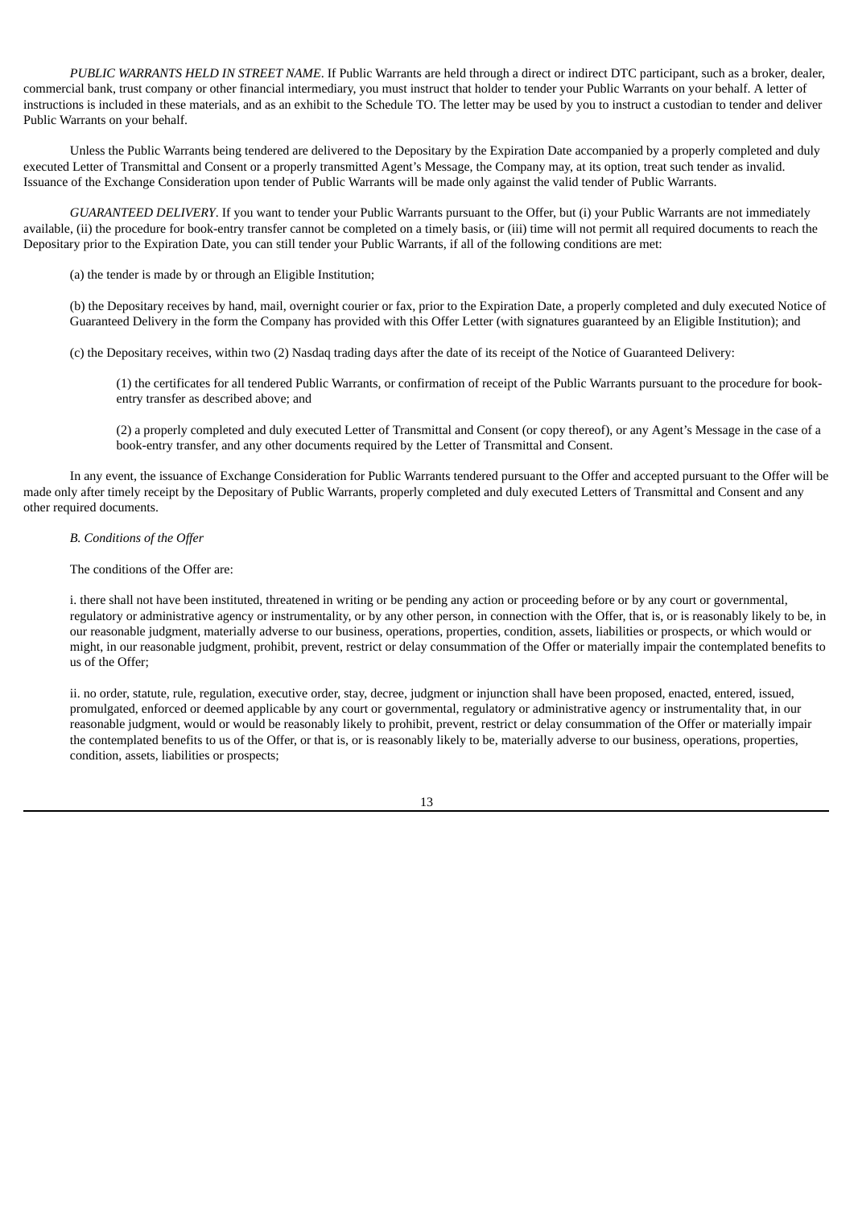*PUBLIC WARRANTS HELD IN STREET NAME*. If Public Warrants are held through a direct or indirect DTC participant, such as a broker, dealer, commercial bank, trust company or other financial intermediary, you must instruct that holder to tender your Public Warrants on your behalf. A letter of instructions is included in these materials, and as an exhibit to the Schedule TO. The letter may be used by you to instruct a custodian to tender and deliver Public Warrants on your behalf.

Unless the Public Warrants being tendered are delivered to the Depositary by the Expiration Date accompanied by a properly completed and duly executed Letter of Transmittal and Consent or a properly transmitted Agent's Message, the Company may, at its option, treat such tender as invalid. Issuance of the Exchange Consideration upon tender of Public Warrants will be made only against the valid tender of Public Warrants.

*GUARANTEED DELIVERY*. If you want to tender your Public Warrants pursuant to the Offer, but (i) your Public Warrants are not immediately available, (ii) the procedure for book-entry transfer cannot be completed on a timely basis, or (iii) time will not permit all required documents to reach the Depositary prior to the Expiration Date, you can still tender your Public Warrants, if all of the following conditions are met:

(a) the tender is made by or through an Eligible Institution;

(b) the Depositary receives by hand, mail, overnight courier or fax, prior to the Expiration Date, a properly completed and duly executed Notice of Guaranteed Delivery in the form the Company has provided with this Offer Letter (with signatures guaranteed by an Eligible Institution); and

(c) the Depositary receives, within two (2) Nasdaq trading days after the date of its receipt of the Notice of Guaranteed Delivery:

(1) the certificates for all tendered Public Warrants, or confirmation of receipt of the Public Warrants pursuant to the procedure for book-entry transfer as described above; and

(2) a properly completed and duly executed Letter of Transmittal and Consent (or copy thereof), or any Agent's Message in the case of a book-entry transfer, and any other documents required by the Letter of Transmittal and Consent.

In any event, the issuance of Exchange Consideration for Public Warrants tendered pursuant to the Offer and accepted pursuant to the Offer will be made only after timely receipt by the Depositary of Public Warrants, properly completed and duly executed Letters of Transmittal and Consent and any other required documents.

*B. Conditions of the Offer*

The conditions of the Offer are:

i. there shall not have been instituted, threatened in writing or be pending any action or proceeding before or by any court or governmental, regulatory or administrative agency or instrumentality, or by any other person, in connection with the Offer, that is, or is reasonably likely to be, in our reasonable judgment, materially adverse to our business, operations, properties, condition, assets, liabilities or prospects, or which would or might, in our reasonable judgment, prohibit, prevent, restrict or delay consummation of the Offer or materially impair the contemplated benefits to us of the Offer;

ii. no order, statute, rule, regulation, executive order, stay, decree, judgment or injunction shall have been proposed, enacted, entered, issued, promulgated, enforced or deemed applicable by any court or governmental, regulatory or administrative agency or instrumentality that, in our reasonable judgment, would or would be reasonably likely to prohibit, prevent, restrict or delay consummation of the Offer or materially impair the contemplated benefits to us of the Offer, or that is, or is reasonably likely to be, materially adverse to our business, operations, properties, condition, assets, liabilities or prospects;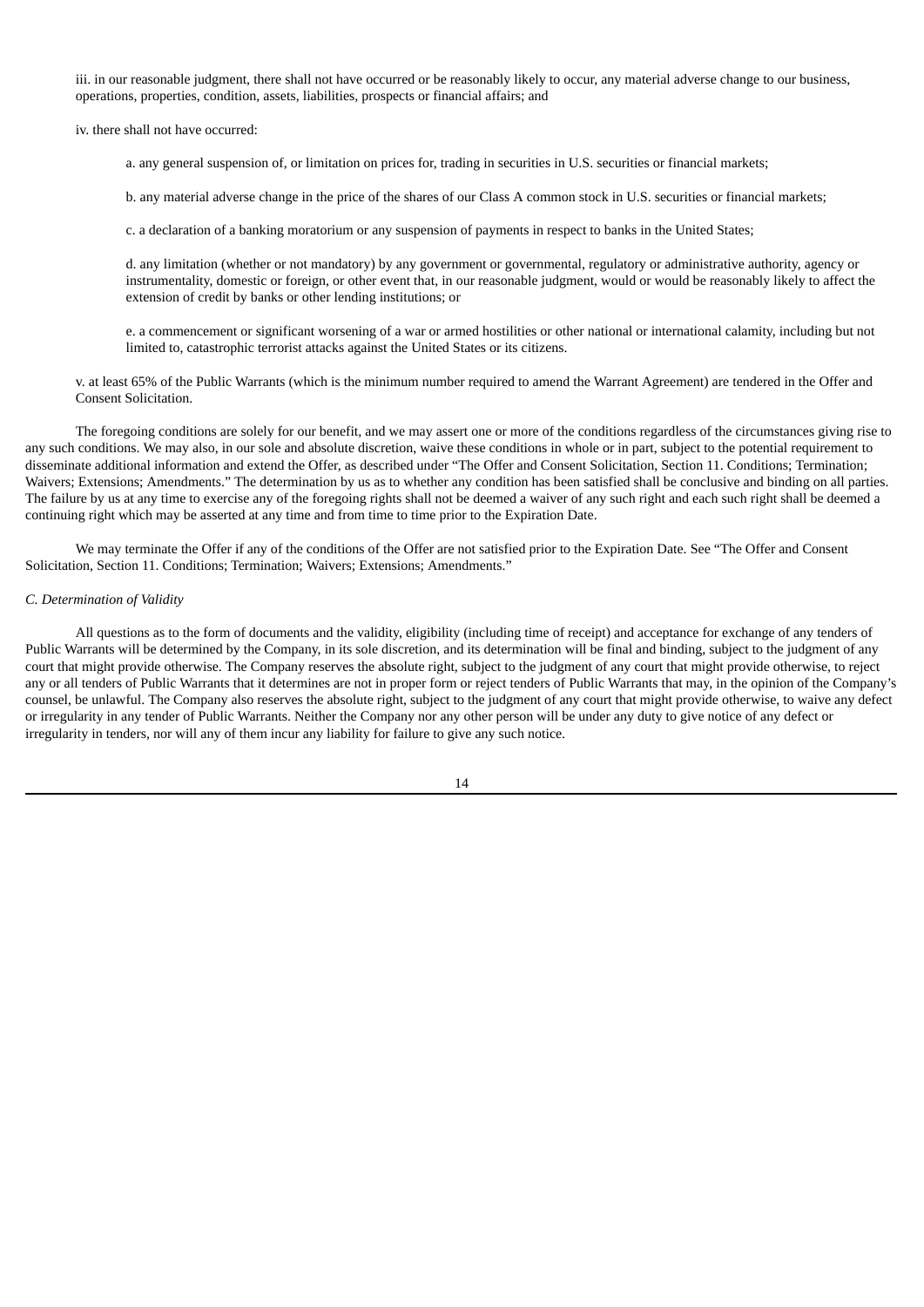iii. in our reasonable judgment, there shall not have occurred or be reasonably likely to occur, any material adverse change to our business, operations, properties, condition, assets, liabilities, prospects or financial affairs; and

iv. there shall not have occurred:

a. any general suspension of, or limitation on prices for, trading in securities in U.S. securities or financial markets;

b. any material adverse change in the price of the shares of our Class A common stock in U.S. securities or financial markets;

c. a declaration of a banking moratorium or any suspension of payments in respect to banks in the United States;

d. any limitation (whether or not mandatory) by any government or governmental, regulatory or administrative authority, agency or instrumentality, domestic or foreign, or other event that, in our reasonable judgment, would or would be reasonably likely to affect the extension of credit by banks or other lending institutions; or

e. a commencement or significant worsening of a war or armed hostilities or other national or international calamity, including but not limited to, catastrophic terrorist attacks against the United States or its citizens.

v. at least 65% of the Public Warrants (which is the minimum number required to amend the Warrant Agreement) are tendered in the Offer and Consent Solicitation.

The foregoing conditions are solely for our benefit, and we may assert one or more of the conditions regardless of the circumstances giving rise to any such conditions. We may also, in our sole and absolute discretion, waive these conditions in whole or in part, subject to the potential requirement to disseminate additional information and extend the Offer, as described under "The Offer and Consent Solicitation, Section 11. Conditions; Termination; Waivers; Extensions; Amendments." The determination by us as to whether any condition has been satisfied shall be conclusive and binding on all parties. The failure by us at any time to exercise any of the foregoing rights shall not be deemed a waiver of any such right and each such right shall be deemed a continuing right which may be asserted at any time and from time to time prior to the Expiration Date.

We may terminate the Offer if any of the conditions of the Offer are not satisfied prior to the Expiration Date. See "The Offer and Consent Solicitation, Section 11. Conditions; Termination; Waivers; Extensions; Amendments."

*C. Determination of Validity*

All questions as to the form of documents and the validity, eligibility (including time of receipt) and acceptance for exchange of any tenders of Public Warrants will be determined by the Company, in its sole discretion, and its determination will be final and binding, subject to the judgment of any court that might provide otherwise. The Company reserves the absolute right, subject to the judgment of any court that might provide otherwise, to reject any or all tenders of Public Warrants that it determines are not in proper form or reject tenders of Public Warrants that may, in the opinion of the Company's counsel, be unlawful. The Company also reserves the absolute right, subject to the judgment of any court that might provide otherwise, to waive any defect or irregularity in any tender of Public Warrants. Neither the Company nor any other person will be under any duty to give notice of any defect or irregularity in tenders, nor will any of them incur any liability for failure to give any such notice.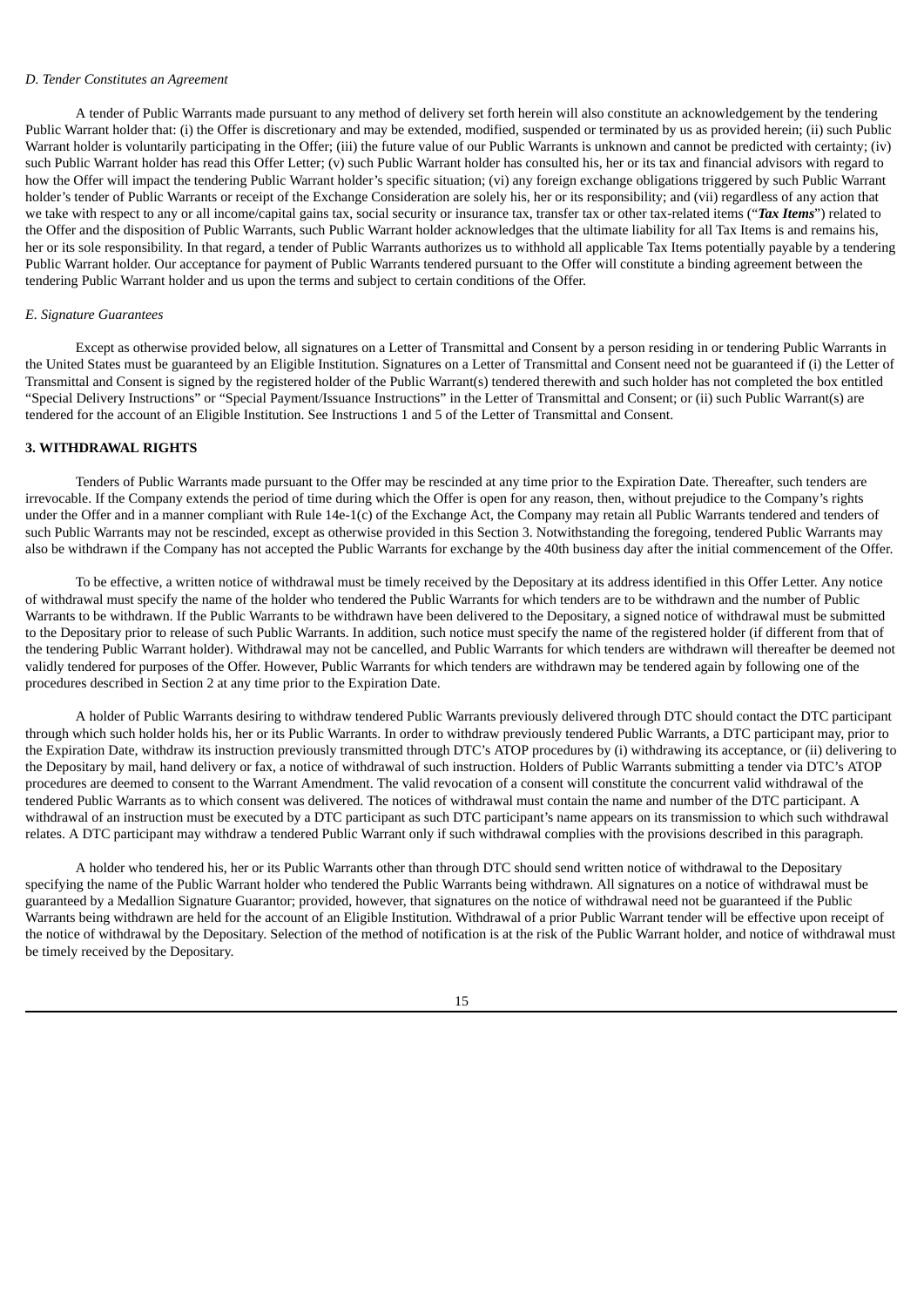*D. Tender Constitutes an Agreement*

A tender of Public Warrants made pursuant to any method of delivery set forth herein will also constitute an acknowledgement by the tendering Public Warrant holder that: (i) the Offer is discretionary and may be extended, modified, suspended or terminated by us as provided herein; (ii) such Public Warrant holder is voluntarily participating in the Offer; (iii) the future value of our Public Warrants is unknown and cannot be predicted with certainty; (iv) such Public Warrant holder has read this Offer Letter; (v) such Public Warrant holder has consulted his, her or its tax and financial advisors with regard to how the Offer will impact the tendering Public Warrant holder's specific situation; (vi) any foreign exchange obligations triggered by such Public Warrant holder's tender of Public Warrants or receipt of the Exchange Consideration are solely his, her or its responsibility; and (vii) regardless of any action that we take with respect to any or all income/capital gains tax, social security or insurance tax, transfer tax or other tax-related items ("***Tax Items***") related to the Offer and the disposition of Public Warrants, such Public Warrant holder acknowledges that the ultimate liability for all Tax Items is and remains his, her or its sole responsibility. In that regard, a tender of Public Warrants authorizes us to withhold all applicable Tax Items potentially payable by a tendering Public Warrant holder. Our acceptance for payment of Public Warrants tendered pursuant to the Offer will constitute a binding agreement between the tendering Public Warrant holder and us upon the terms and subject to certain conditions of the Offer.

*E. Signature Guarantees*

Except as otherwise provided below, all signatures on a Letter of Transmittal and Consent by a person residing in or tendering Public Warrants in the United States must be guaranteed by an Eligible Institution. Signatures on a Letter of Transmittal and Consent need not be guaranteed if (i) the Letter of Transmittal and Consent is signed by the registered holder of the Public Warrant(s) tendered therewith and such holder has not completed the box entitled "Special Delivery Instructions" or "Special Payment/Issuance Instructions" in the Letter of Transmittal and Consent; or (ii) such Public Warrant(s) are tendered for the account of an Eligible Institution. See Instructions 1 and 5 of the Letter of Transmittal and Consent.

**3. WITHDRAWAL RIGHTS**

Tenders of Public Warrants made pursuant to the Offer may be rescinded at any time prior to the Expiration Date. Thereafter, such tenders are irrevocable. If the Company extends the period of time during which the Offer is open for any reason, then, without prejudice to the Company's rights under the Offer and in a manner compliant with Rule 14e-1(c) of the Exchange Act, the Company may retain all Public Warrants tendered and tenders of such Public Warrants may not be rescinded, except as otherwise provided in this Section 3. Notwithstanding the foregoing, tendered Public Warrants may also be withdrawn if the Company has not accepted the Public Warrants for exchange by the 40th business day after the initial commencement of the Offer.

To be effective, a written notice of withdrawal must be timely received by the Depositary at its address identified in this Offer Letter. Any notice of withdrawal must specify the name of the holder who tendered the Public Warrants for which tenders are to be withdrawn and the number of Public Warrants to be withdrawn. If the Public Warrants to be withdrawn have been delivered to the Depositary, a signed notice of withdrawal must be submitted to the Depositary prior to release of such Public Warrants. In addition, such notice must specify the name of the registered holder (if different from that of the tendering Public Warrant holder). Withdrawal may not be cancelled, and Public Warrants for which tenders are withdrawn will thereafter be deemed not validly tendered for purposes of the Offer. However, Public Warrants for which tenders are withdrawn may be tendered again by following one of the procedures described in Section 2 at any time prior to the Expiration Date.

A holder of Public Warrants desiring to withdraw tendered Public Warrants previously delivered through DTC should contact the DTC participant through which such holder holds his, her or its Public Warrants. In order to withdraw previously tendered Public Warrants, a DTC participant may, prior to the Expiration Date, withdraw its instruction previously transmitted through DTC's ATOP procedures by (i) withdrawing its acceptance, or (ii) delivering to the Depositary by mail, hand delivery or fax, a notice of withdrawal of such instruction. Holders of Public Warrants submitting a tender via DTC's ATOP procedures are deemed to consent to the Warrant Amendment. The valid revocation of a consent will constitute the concurrent valid withdrawal of the tendered Public Warrants as to which consent was delivered. The notices of withdrawal must contain the name and number of the DTC participant. A withdrawal of an instruction must be executed by a DTC participant as such DTC participant's name appears on its transmission to which such withdrawal relates. A DTC participant may withdraw a tendered Public Warrant only if such withdrawal complies with the provisions described in this paragraph.

A holder who tendered his, her or its Public Warrants other than through DTC should send written notice of withdrawal to the Depositary specifying the name of the Public Warrant holder who tendered the Public Warrants being withdrawn. All signatures on a notice of withdrawal must be guaranteed by a Medallion Signature Guarantor; provided, however, that signatures on the notice of withdrawal need not be guaranteed if the Public Warrants being withdrawn are held for the account of an Eligible Institution. Withdrawal of a prior Public Warrant tender will be effective upon receipt of the notice of withdrawal by the Depositary. Selection of the method of notification is at the risk of the Public Warrant holder, and notice of withdrawal must be timely received by the Depositary.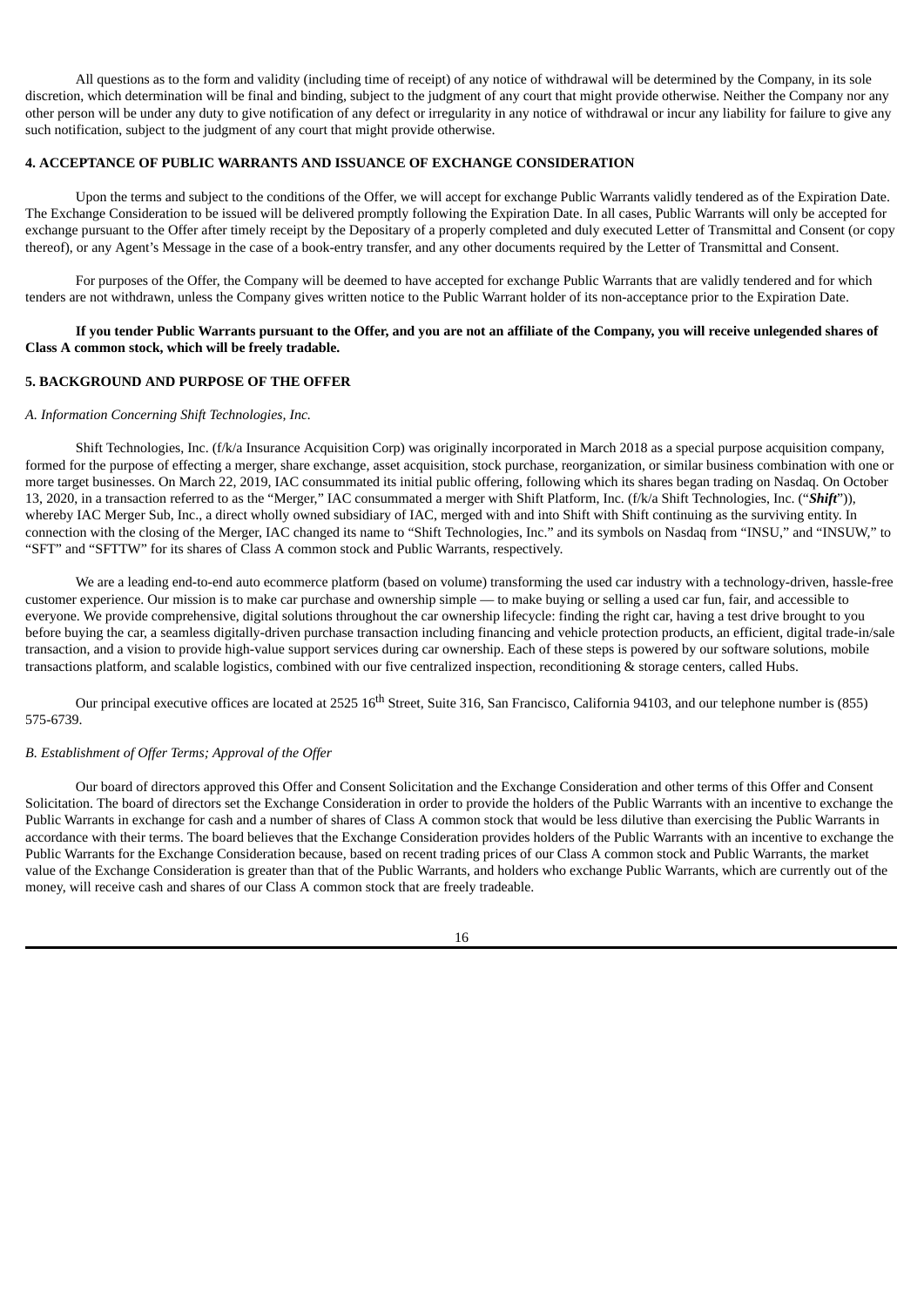All questions as to the form and validity (including time of receipt) of any notice of withdrawal will be determined by the Company, in its sole discretion, which determination will be final and binding, subject to the judgment of any court that might provide otherwise. Neither the Company nor any other person will be under any duty to give notification of any defect or irregularity in any notice of withdrawal or incur any liability for failure to give any such notification, subject to the judgment of any court that might provide otherwise.

### 4. ACCEPTANCE OF PUBLIC WARRANTS AND ISSUANCE OF EXCHANGE CONSIDERATION

Upon the terms and subject to the conditions of the Offer, we will accept for exchange Public Warrants validly tendered as of the Expiration Date. The Exchange Consideration to be issued will be delivered promptly following the Expiration Date. In all cases, Public Warrants will only be accepted for exchange pursuant to the Offer after timely receipt by the Depositary of a properly completed and duly executed Letter of Transmittal and Consent (or copy thereof), or any Agent's Message in the case of a book-entry transfer, and any other documents required by the Letter of Transmittal and Consent.

For purposes of the Offer, the Company will be deemed to have accepted for exchange Public Warrants that are validly tendered and for which tenders are not withdrawn, unless the Company gives written notice to the Public Warrant holder of its non-acceptance prior to the Expiration Date.

**If you tender Public Warrants pursuant to the Offer, and you are not an affiliate of the Company, you will receive unlegended shares of Class A common stock, which will be freely tradable.**

### 5. BACKGROUND AND PURPOSE OF THE OFFER

*A. Information Concerning Shift Technologies, Inc.*

Shift Technologies, Inc. (f/k/a Insurance Acquisition Corp) was originally incorporated in March 2018 as a special purpose acquisition company, formed for the purpose of effecting a merger, share exchange, asset acquisition, stock purchase, reorganization, or similar business combination with one or more target businesses. On March 22, 2019, IAC consummated its initial public offering, following which its shares began trading on Nasdaq. On October 13, 2020, in a transaction referred to as the "Merger," IAC consummated a merger with Shift Platform, Inc. (f/k/a Shift Technologies, Inc. ("***Shift***")), whereby IAC Merger Sub, Inc., a direct wholly owned subsidiary of IAC, merged with and into Shift with Shift continuing as the surviving entity. In connection with the closing of the Merger, IAC changed its name to "Shift Technologies, Inc." and its symbols on Nasdaq from "INSU," and "INSUW," to "SFT" and "SFTTW" for its shares of Class A common stock and Public Warrants, respectively.

We are a leading end-to-end auto ecommerce platform (based on volume) transforming the used car industry with a technology-driven, hassle-free customer experience. Our mission is to make car purchase and ownership simple — to make buying or selling a used car fun, fair, and accessible to everyone. We provide comprehensive, digital solutions throughout the car ownership lifecycle: finding the right car, having a test drive brought to you before buying the car, a seamless digitally-driven purchase transaction including financing and vehicle protection products, an efficient, digital trade-in/sale transaction, and a vision to provide high-value support services during car ownership. Each of these steps is powered by our software solutions, mobile transactions platform, and scalable logistics, combined with our five centralized inspection, reconditioning & storage centers, called Hubs.

Our principal executive offices are located at 2525 16th Street, Suite 316, San Francisco, California 94103, and our telephone number is (855) 575-6739.

*B. Establishment of Offer Terms; Approval of the Offer*

Our board of directors approved this Offer and Consent Solicitation and the Exchange Consideration and other terms of this Offer and Consent Solicitation. The board of directors set the Exchange Consideration in order to provide the holders of the Public Warrants with an incentive to exchange the Public Warrants in exchange for cash and a number of shares of Class A common stock that would be less dilutive than exercising the Public Warrants in accordance with their terms. The board believes that the Exchange Consideration provides holders of the Public Warrants with an incentive to exchange the Public Warrants for the Exchange Consideration because, based on recent trading prices of our Class A common stock and Public Warrants, the market value of the Exchange Consideration is greater than that of the Public Warrants, and holders who exchange Public Warrants, which are currently out of the money, will receive cash and shares of our Class A common stock that are freely tradeable.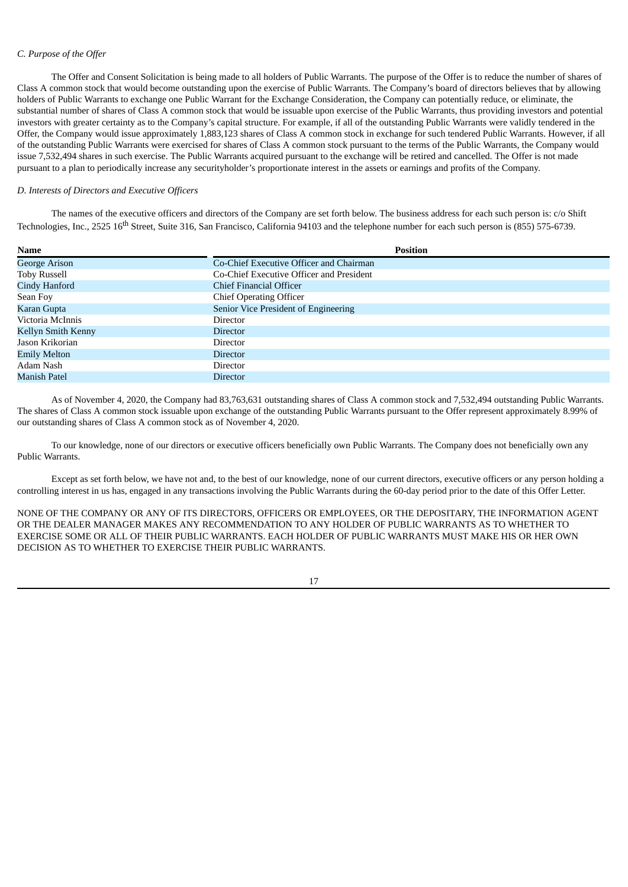*C. Purpose of the Offer*

The Offer and Consent Solicitation is being made to all holders of Public Warrants. The purpose of the Offer is to reduce the number of shares of Class A common stock that would become outstanding upon the exercise of Public Warrants. The Company's board of directors believes that by allowing holders of Public Warrants to exchange one Public Warrant for the Exchange Consideration, the Company can potentially reduce, or eliminate, the substantial number of shares of Class A common stock that would be issuable upon exercise of the Public Warrants, thus providing investors and potential investors with greater certainty as to the Company's capital structure. For example, if all of the outstanding Public Warrants were validly tendered in the Offer, the Company would issue approximately 1,883,123 shares of Class A common stock in exchange for such tendered Public Warrants. However, if all of the outstanding Public Warrants were exercised for shares of Class A common stock pursuant to the terms of the Public Warrants, the Company would issue 7,532,494 shares in such exercise. The Public Warrants acquired pursuant to the exchange will be retired and cancelled. The Offer is not made pursuant to a plan to periodically increase any securityholder's proportionate interest in the assets or earnings and profits of the Company.

*D. Interests of Directors and Executive Officers*

The names of the executive officers and directors of the Company are set forth below. The business address for each such person is: c/o Shift Technologies, Inc., 2525 16th Street, Suite 316, San Francisco, California 94103 and the telephone number for each such person is (855) 575-6739.

| Name | Position |
| --- | --- |
| George Arison | Co-Chief Executive Officer and Chairman |
| Toby Russell | Co-Chief Executive Officer and President |
| Cindy Hanford | Chief Financial Officer |
| Sean Foy | Chief Operating Officer |
| Karan Gupta | Senior Vice President of Engineering |
| Victoria McInnis | Director |
| Kellyn Smith Kenny | Director |
| Jason Krikorian | Director |
| Emily Melton | Director |
| Adam Nash | Director |
| Manish Patel | Director |

As of November 4, 2020, the Company had 83,763,631 outstanding shares of Class A common stock and 7,532,494 outstanding Public Warrants. The shares of Class A common stock issuable upon exchange of the outstanding Public Warrants pursuant to the Offer represent approximately 8.99% of our outstanding shares of Class A common stock as of November 4, 2020.

To our knowledge, none of our directors or executive officers beneficially own Public Warrants. The Company does not beneficially own any Public Warrants.

Except as set forth below, we have not and, to the best of our knowledge, none of our current directors, executive officers or any person holding a controlling interest in us has, engaged in any transactions involving the Public Warrants during the 60-day period prior to the date of this Offer Letter.

NONE OF THE COMPANY OR ANY OF ITS DIRECTORS, OFFICERS OR EMPLOYEES, OR THE DEPOSITARY, THE INFORMATION AGENT OR THE DEALER MANAGER MAKES ANY RECOMMENDATION TO ANY HOLDER OF PUBLIC WARRANTS AS TO WHETHER TO EXERCISE SOME OR ALL OF THEIR PUBLIC WARRANTS. EACH HOLDER OF PUBLIC WARRANTS MUST MAKE HIS OR HER OWN DECISION AS TO WHETHER TO EXERCISE THEIR PUBLIC WARRANTS.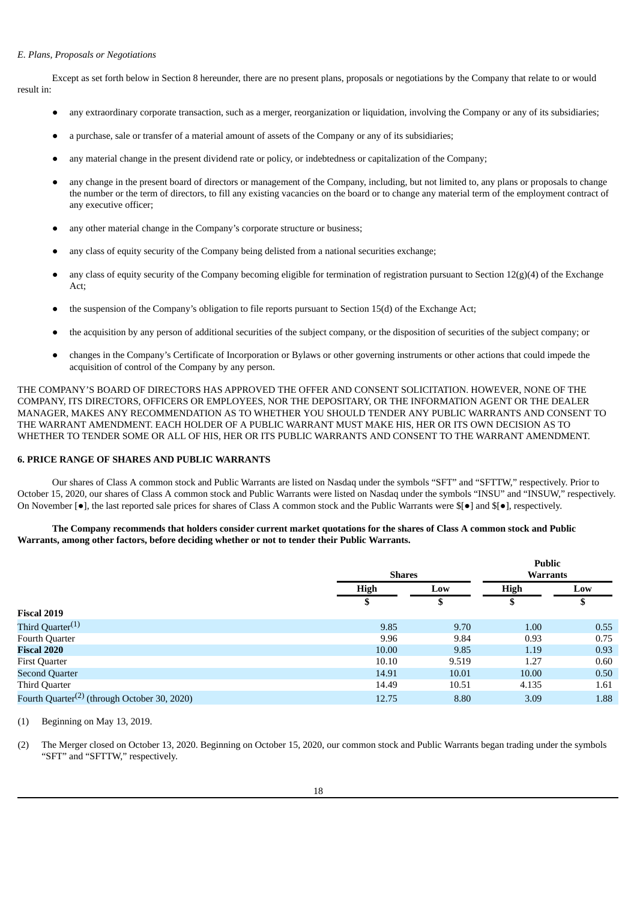*E. Plans, Proposals or Negotiations*

Except as set forth below in Section 8 hereunder, there are no present plans, proposals or negotiations by the Company that relate to or would result in:

- any extraordinary corporate transaction, such as a merger, reorganization or liquidation, involving the Company or any of its subsidiaries;
- a purchase, sale or transfer of a material amount of assets of the Company or any of its subsidiaries;
- any material change in the present dividend rate or policy, or indebtedness or capitalization of the Company;
- any change in the present board of directors or management of the Company, including, but not limited to, any plans or proposals to change the number or the term of directors, to fill any existing vacancies on the board or to change any material term of the employment contract of any executive officer;
- any other material change in the Company's corporate structure or business;
- any class of equity security of the Company being delisted from a national securities exchange;
- any class of equity security of the Company becoming eligible for termination of registration pursuant to Section 12(g)(4) of the Exchange Act;
- the suspension of the Company's obligation to file reports pursuant to Section 15(d) of the Exchange Act;
- the acquisition by any person of additional securities of the subject company, or the disposition of securities of the subject company; or
- changes in the Company's Certificate of Incorporation or Bylaws or other governing instruments or other actions that could impede the acquisition of control of the Company by any person.

THE COMPANY'S BOARD OF DIRECTORS HAS APPROVED THE OFFER AND CONSENT SOLICITATION. HOWEVER, NONE OF THE COMPANY, ITS DIRECTORS, OFFICERS OR EMPLOYEES, NOR THE DEPOSITARY, OR THE INFORMATION AGENT OR THE DEALER MANAGER, MAKES ANY RECOMMENDATION AS TO WHETHER YOU SHOULD TENDER ANY PUBLIC WARRANTS AND CONSENT TO THE WARRANT AMENDMENT. EACH HOLDER OF A PUBLIC WARRANT MUST MAKE HIS, HER OR ITS OWN DECISION AS TO WHETHER TO TENDER SOME OR ALL OF HIS, HER OR ITS PUBLIC WARRANTS AND CONSENT TO THE WARRANT AMENDMENT.

## 6. PRICE RANGE OF SHARES AND PUBLIC WARRANTS

Our shares of Class A common stock and Public Warrants are listed on Nasdaq under the symbols "SFT" and "SFTTW," respectively. Prior to October 15, 2020, our shares of Class A common stock and Public Warrants were listed on Nasdaq under the symbols "INSU" and "INSUW," respectively. On November [●], the last reported sale prices for shares of Class A common stock and the Public Warrants were $[●] and $[●], respectively.

**The Company recommends that holders consider current market quotations for the shares of Class A common stock and Public Warrants, among other factors, before deciding whether or not to tender their Public Warrants.**

| | Shares | | Public Warrants | |
|---|---|---|---|---|
| | **High** | **Low** | **High** | **Low** |
| | **$** | **$** | **$** | **$** |
| **Fiscal 2019** | | | | |
| Third Quarter[(1)] | 9.85 | 9.70 | 1.00 | 0.55 |
| Fourth Quarter | 9.96 | 9.84 | 0.93 | 0.75 |
| **Fiscal 2020** | 10.00 | 9.85 | 1.19 | 0.93 |
| First Quarter | 10.10 | 9.519 | 1.27 | 0.60 |
| Second Quarter | 14.91 | 10.01 | 10.00 | 0.50 |
| Third Quarter | 14.49 | 10.51 | 4.135 | 1.61 |
| Fourth Quarter[(2)] (through October 30, 2020) | 12.75 | 8.80 | 3.09 | 1.88 |

(1) Beginning on May 13, 2019.

(2) The Merger closed on October 13, 2020. Beginning on October 15, 2020, our common stock and Public Warrants began trading under the symbols "SFT" and "SFTTW," respectively.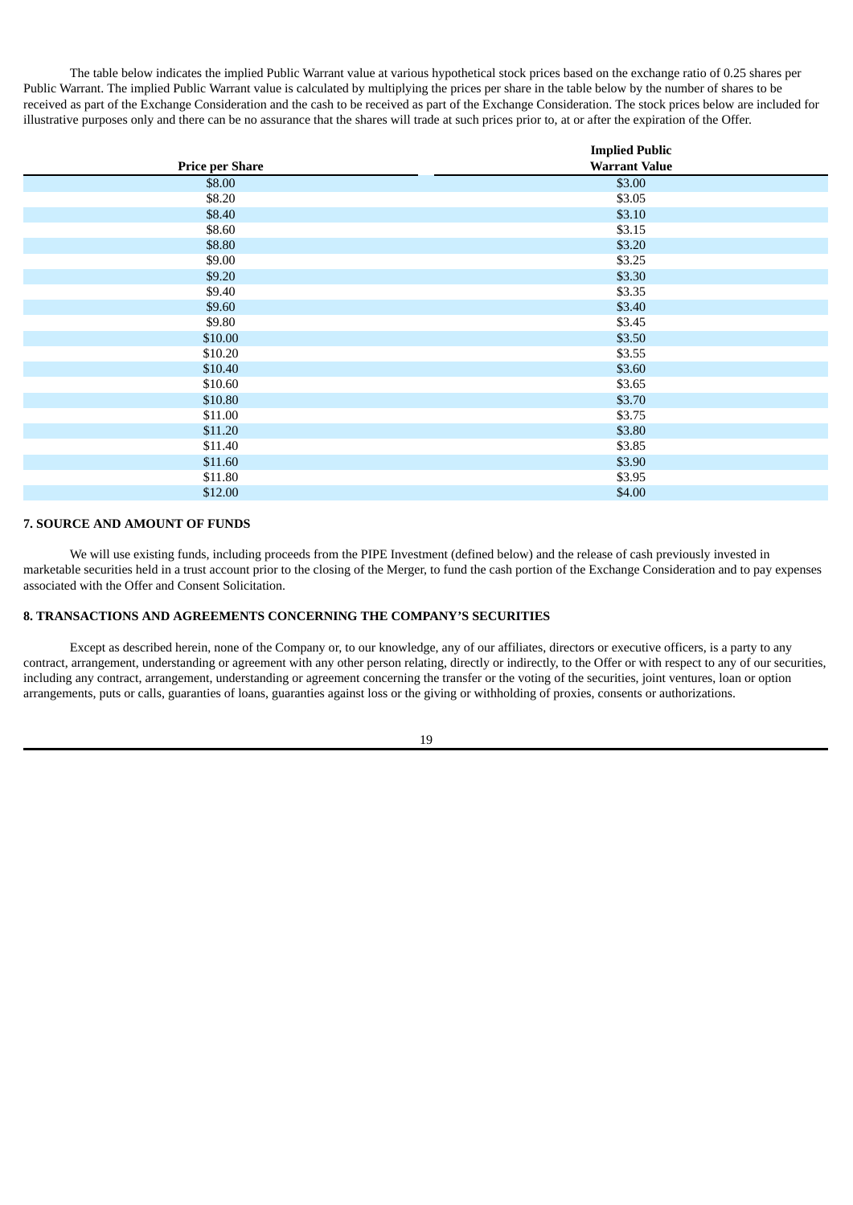The table below indicates the implied Public Warrant value at various hypothetical stock prices based on the exchange ratio of 0.25 shares per Public Warrant. The implied Public Warrant value is calculated by multiplying the prices per share in the table below by the number of shares to be received as part of the Exchange Consideration and the cash to be received as part of the Exchange Consideration. The stock prices below are included for illustrative purposes only and there can be no assurance that the shares will trade at such prices prior to, at or after the expiration of the Offer.

| Price per Share | Implied Public Warrant Value |
|---|---|
| $8.00 | $3.00 |
| $8.20 | $3.05 |
| $8.40 | $3.10 |
| $8.60 | $3.15 |
| $8.80 | $3.20 |
| $9.00 | $3.25 |
| $9.20 | $3.30 |
| $9.40 | $3.35 |
| $9.60 | $3.40 |
| $9.80 | $3.45 |
| $10.00 | $3.50 |
| $10.20 | $3.55 |
| $10.40 | $3.60 |
| $10.60 | $3.65 |
| $10.80 | $3.70 |
| $11.00 | $3.75 |
| $11.20 | $3.80 |
| $11.40 | $3.85 |
| $11.60 | $3.90 |
| $11.80 | $3.95 |
| $12.00 | $4.00 |

## 7. SOURCE AND AMOUNT OF FUNDS

We will use existing funds, including proceeds from the PIPE Investment (defined below) and the release of cash previously invested in marketable securities held in a trust account prior to the closing of the Merger, to fund the cash portion of the Exchange Consideration and to pay expenses associated with the Offer and Consent Solicitation.

## 8. TRANSACTIONS AND AGREEMENTS CONCERNING THE COMPANY'S SECURITIES

Except as described herein, none of the Company or, to our knowledge, any of our affiliates, directors or executive officers, is a party to any contract, arrangement, understanding or agreement with any other person relating, directly or indirectly, to the Offer or with respect to any of our securities, including any contract, arrangement, understanding or agreement concerning the transfer or the voting of the securities, joint ventures, loan or option arrangements, puts or calls, guaranties of loans, guaranties against loss or the giving or withholding of proxies, consents or authorizations.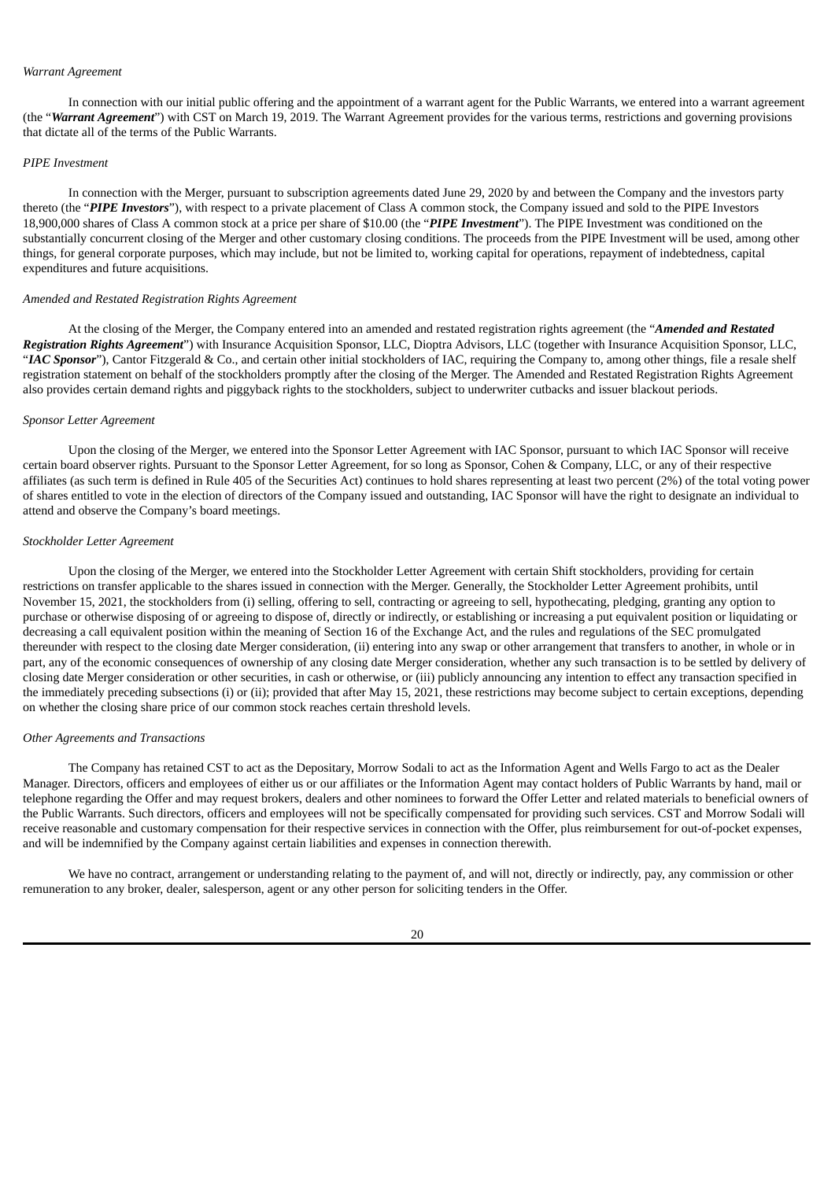*Warrant Agreement*

In connection with our initial public offering and the appointment of a warrant agent for the Public Warrants, we entered into a warrant agreement (the "***Warrant Agreement***") with CST on March 19, 2019. The Warrant Agreement provides for the various terms, restrictions and governing provisions that dictate all of the terms of the Public Warrants.

*PIPE Investment*

In connection with the Merger, pursuant to subscription agreements dated June 29, 2020 by and between the Company and the investors party thereto (the "***PIPE Investors***"), with respect to a private placement of Class A common stock, the Company issued and sold to the PIPE Investors 18,900,000 shares of Class A common stock at a price per share of $10.00 (the "***PIPE Investment***"). The PIPE Investment was conditioned on the substantially concurrent closing of the Merger and other customary closing conditions. The proceeds from the PIPE Investment will be used, among other things, for general corporate purposes, which may include, but not be limited to, working capital for operations, repayment of indebtedness, capital expenditures and future acquisitions.

*Amended and Restated Registration Rights Agreement*

At the closing of the Merger, the Company entered into an amended and restated registration rights agreement (the "***Amended and Restated Registration Rights Agreement***") with Insurance Acquisition Sponsor, LLC, Dioptra Advisors, LLC (together with Insurance Acquisition Sponsor, LLC, "***IAC Sponsor***"), Cantor Fitzgerald & Co., and certain other initial stockholders of IAC, requiring the Company to, among other things, file a resale shelf registration statement on behalf of the stockholders promptly after the closing of the Merger. The Amended and Restated Registration Rights Agreement also provides certain demand rights and piggyback rights to the stockholders, subject to underwriter cutbacks and issuer blackout periods.

*Sponsor Letter Agreement*

Upon the closing of the Merger, we entered into the Sponsor Letter Agreement with IAC Sponsor, pursuant to which IAC Sponsor will receive certain board observer rights. Pursuant to the Sponsor Letter Agreement, for so long as Sponsor, Cohen & Company, LLC, or any of their respective affiliates (as such term is defined in Rule 405 of the Securities Act) continues to hold shares representing at least two percent (2%) of the total voting power of shares entitled to vote in the election of directors of the Company issued and outstanding, IAC Sponsor will have the right to designate an individual to attend and observe the Company's board meetings.

*Stockholder Letter Agreement*

Upon the closing of the Merger, we entered into the Stockholder Letter Agreement with certain Shift stockholders, providing for certain restrictions on transfer applicable to the shares issued in connection with the Merger. Generally, the Stockholder Letter Agreement prohibits, until November 15, 2021, the stockholders from (i) selling, offering to sell, contracting or agreeing to sell, hypothecating, pledging, granting any option to purchase or otherwise disposing of or agreeing to dispose of, directly or indirectly, or establishing or increasing a put equivalent position or liquidating or decreasing a call equivalent position within the meaning of Section 16 of the Exchange Act, and the rules and regulations of the SEC promulgated thereunder with respect to the closing date Merger consideration, (ii) entering into any swap or other arrangement that transfers to another, in whole or in part, any of the economic consequences of ownership of any closing date Merger consideration, whether any such transaction is to be settled by delivery of closing date Merger consideration or other securities, in cash or otherwise, or (iii) publicly announcing any intention to effect any transaction specified in the immediately preceding subsections (i) or (ii); provided that after May 15, 2021, these restrictions may become subject to certain exceptions, depending on whether the closing share price of our common stock reaches certain threshold levels.

*Other Agreements and Transactions*

The Company has retained CST to act as the Depositary, Morrow Sodali to act as the Information Agent and Wells Fargo to act as the Dealer Manager. Directors, officers and employees of either us or our affiliates or the Information Agent may contact holders of Public Warrants by hand, mail or telephone regarding the Offer and may request brokers, dealers and other nominees to forward the Offer Letter and related materials to beneficial owners of the Public Warrants. Such directors, officers and employees will not be specifically compensated for providing such services. CST and Morrow Sodali will receive reasonable and customary compensation for their respective services in connection with the Offer, plus reimbursement for out-of-pocket expenses, and will be indemnified by the Company against certain liabilities and expenses in connection therewith.

We have no contract, arrangement or understanding relating to the payment of, and will not, directly or indirectly, pay, any commission or other remuneration to any broker, dealer, salesperson, agent or any other person for soliciting tenders in the Offer.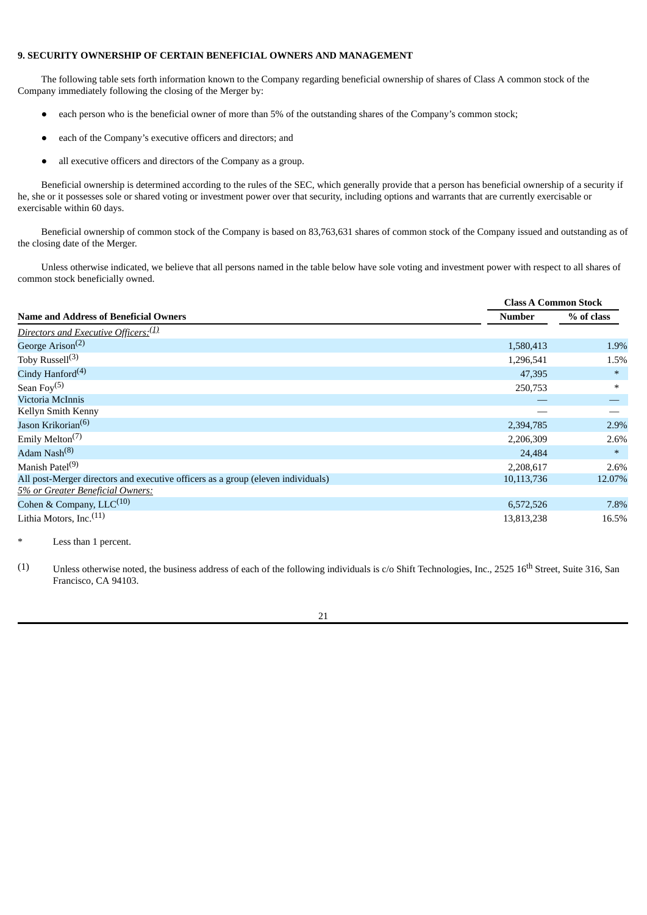**9. SECURITY OWNERSHIP OF CERTAIN BENEFICIAL OWNERS AND MANAGEMENT**

The following table sets forth information known to the Company regarding beneficial ownership of shares of Class A common stock of the Company immediately following the closing of the Merger by:

- each person who is the beneficial owner of more than 5% of the outstanding shares of the Company's common stock;
- each of the Company's executive officers and directors; and
- all executive officers and directors of the Company as a group.

Beneficial ownership is determined according to the rules of the SEC, which generally provide that a person has beneficial ownership of a security if he, she or it possesses sole or shared voting or investment power over that security, including options and warrants that are currently exercisable or exercisable within 60 days.

Beneficial ownership of common stock of the Company is based on 83,763,631 shares of common stock of the Company issued and outstanding as of the closing date of the Merger.

Unless otherwise indicated, we believe that all persons named in the table below have sole voting and investment power with respect to all shares of common stock beneficially owned.

| | Class A Common Stock | |
|---|---|---|
| **Name and Address of Beneficial Owners** | **Number** | **% of class** |
| *Directors and Executive Officers:*[(1)] | | |
| George Arison[(2)] | 1,580,413 | 1.9% |
| Toby Russell[(3)] | 1,296,541 | 1.5% |
| Cindy Hanford[(4)] | 47,395 | * |
| Sean Foy[(5)] | 250,753 | * |
| Victoria McInnis | — | — |
| Kellyn Smith Kenny | — | — |
| Jason Krikorian[(6)] | 2,394,785 | 2.9% |
| Emily Melton[(7)] | 2,206,309 | 2.6% |
| Adam Nash[(8)] | 24,484 | * |
| Manish Patel[(9)] | 2,208,617 | 2.6% |
| All post-Merger directors and executive officers as a group (eleven individuals) | 10,113,736 | 12.07% |
| *5% or Greater Beneficial Owners:* | | |
| Cohen & Company, LLC[(10)] | 6,572,526 | 7.8% |
| Lithia Motors, Inc.[(11)] | 13,813,238 | 16.5% |

\* Less than 1 percent.

(1) Unless otherwise noted, the business address of each of the following individuals is c/o Shift Technologies, Inc., 2525 16th Street, Suite 316, San Francisco, CA 94103.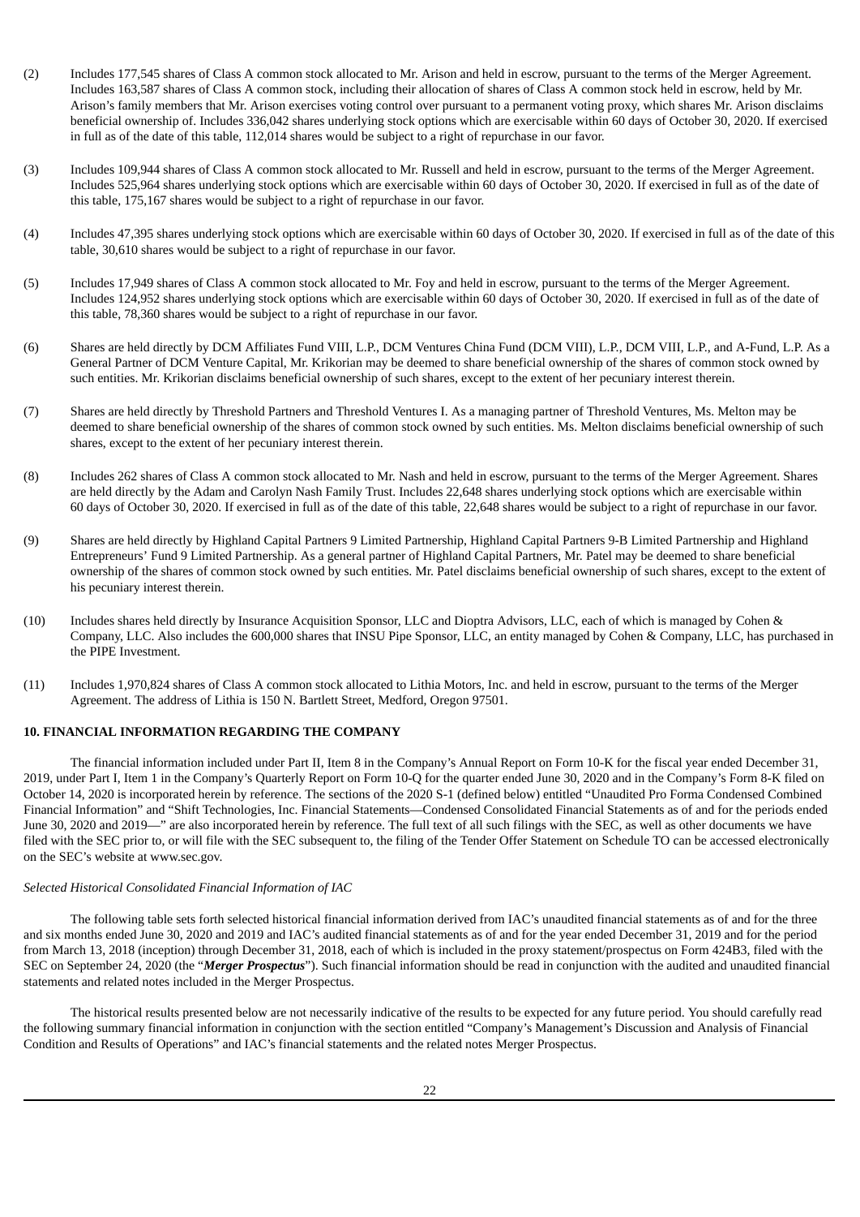(2) Includes 177,545 shares of Class A common stock allocated to Mr. Arison and held in escrow, pursuant to the terms of the Merger Agreement. Includes 163,587 shares of Class A common stock, including their allocation of shares of Class A common stock held in escrow, held by Mr. Arison's family members that Mr. Arison exercises voting control over pursuant to a permanent voting proxy, which shares Mr. Arison disclaims beneficial ownership of. Includes 336,042 shares underlying stock options which are exercisable within 60 days of October 30, 2020. If exercised in full as of the date of this table, 112,014 shares would be subject to a right of repurchase in our favor.

(3) Includes 109,944 shares of Class A common stock allocated to Mr. Russell and held in escrow, pursuant to the terms of the Merger Agreement. Includes 525,964 shares underlying stock options which are exercisable within 60 days of October 30, 2020. If exercised in full as of the date of this table, 175,167 shares would be subject to a right of repurchase in our favor.

(4) Includes 47,395 shares underlying stock options which are exercisable within 60 days of October 30, 2020. If exercised in full as of the date of this table, 30,610 shares would be subject to a right of repurchase in our favor.

(5) Includes 17,949 shares of Class A common stock allocated to Mr. Foy and held in escrow, pursuant to the terms of the Merger Agreement. Includes 124,952 shares underlying stock options which are exercisable within 60 days of October 30, 2020. If exercised in full as of the date of this table, 78,360 shares would be subject to a right of repurchase in our favor.

(6) Shares are held directly by DCM Affiliates Fund VIII, L.P., DCM Ventures China Fund (DCM VIII), L.P., DCM VIII, L.P., and A-Fund, L.P. As a General Partner of DCM Venture Capital, Mr. Krikorian may be deemed to share beneficial ownership of the shares of common stock owned by such entities. Mr. Krikorian disclaims beneficial ownership of such shares, except to the extent of her pecuniary interest therein.

(7) Shares are held directly by Threshold Partners and Threshold Ventures I. As a managing partner of Threshold Ventures, Ms. Melton may be deemed to share beneficial ownership of the shares of common stock owned by such entities. Ms. Melton disclaims beneficial ownership of such shares, except to the extent of her pecuniary interest therein.

(8) Includes 262 shares of Class A common stock allocated to Mr. Nash and held in escrow, pursuant to the terms of the Merger Agreement. Shares are held directly by the Adam and Carolyn Nash Family Trust. Includes 22,648 shares underlying stock options which are exercisable within 60 days of October 30, 2020. If exercised in full as of the date of this table, 22,648 shares would be subject to a right of repurchase in our favor.

(9) Shares are held directly by Highland Capital Partners 9 Limited Partnership, Highland Capital Partners 9-B Limited Partnership and Highland Entrepreneurs' Fund 9 Limited Partnership. As a general partner of Highland Capital Partners, Mr. Patel may be deemed to share beneficial ownership of the shares of common stock owned by such entities. Mr. Patel disclaims beneficial ownership of such shares, except to the extent of his pecuniary interest therein.

(10) Includes shares held directly by Insurance Acquisition Sponsor, LLC and Dioptra Advisors, LLC, each of which is managed by Cohen & Company, LLC. Also includes the 600,000 shares that INSU Pipe Sponsor, LLC, an entity managed by Cohen & Company, LLC, has purchased in the PIPE Investment.

(11) Includes 1,970,824 shares of Class A common stock allocated to Lithia Motors, Inc. and held in escrow, pursuant to the terms of the Merger Agreement. The address of Lithia is 150 N. Bartlett Street, Medford, Oregon 97501.

## 10. FINANCIAL INFORMATION REGARDING THE COMPANY

The financial information included under Part II, Item 8 in the Company's Annual Report on Form 10-K for the fiscal year ended December 31, 2019, under Part I, Item 1 in the Company's Quarterly Report on Form 10-Q for the quarter ended June 30, 2020 and in the Company's Form 8-K filed on October 14, 2020 is incorporated herein by reference. The sections of the 2020 S-1 (defined below) entitled "Unaudited Pro Forma Condensed Combined Financial Information" and "Shift Technologies, Inc. Financial Statements—Condensed Consolidated Financial Statements as of and for the periods ended June 30, 2020 and 2019—" are also incorporated herein by reference. The full text of all such filings with the SEC, as well as other documents we have filed with the SEC prior to, or will file with the SEC subsequent to, the filing of the Tender Offer Statement on Schedule TO can be accessed electronically on the SEC's website at www.sec.gov.

*Selected Historical Consolidated Financial Information of IAC*

The following table sets forth selected historical financial information derived from IAC's unaudited financial statements as of and for the three and six months ended June 30, 2020 and 2019 and IAC's audited financial statements as of and for the year ended December 31, 2019 and for the period from March 13, 2018 (inception) through December 31, 2018, each of which is included in the proxy statement/prospectus on Form 424B3, filed with the SEC on September 24, 2020 (the "***Merger Prospectus***"). Such financial information should be read in conjunction with the audited and unaudited financial statements and related notes included in the Merger Prospectus.

The historical results presented below are not necessarily indicative of the results to be expected for any future period. You should carefully read the following summary financial information in conjunction with the section entitled "Company's Management's Discussion and Analysis of Financial Condition and Results of Operations" and IAC's financial statements and the related notes Merger Prospectus.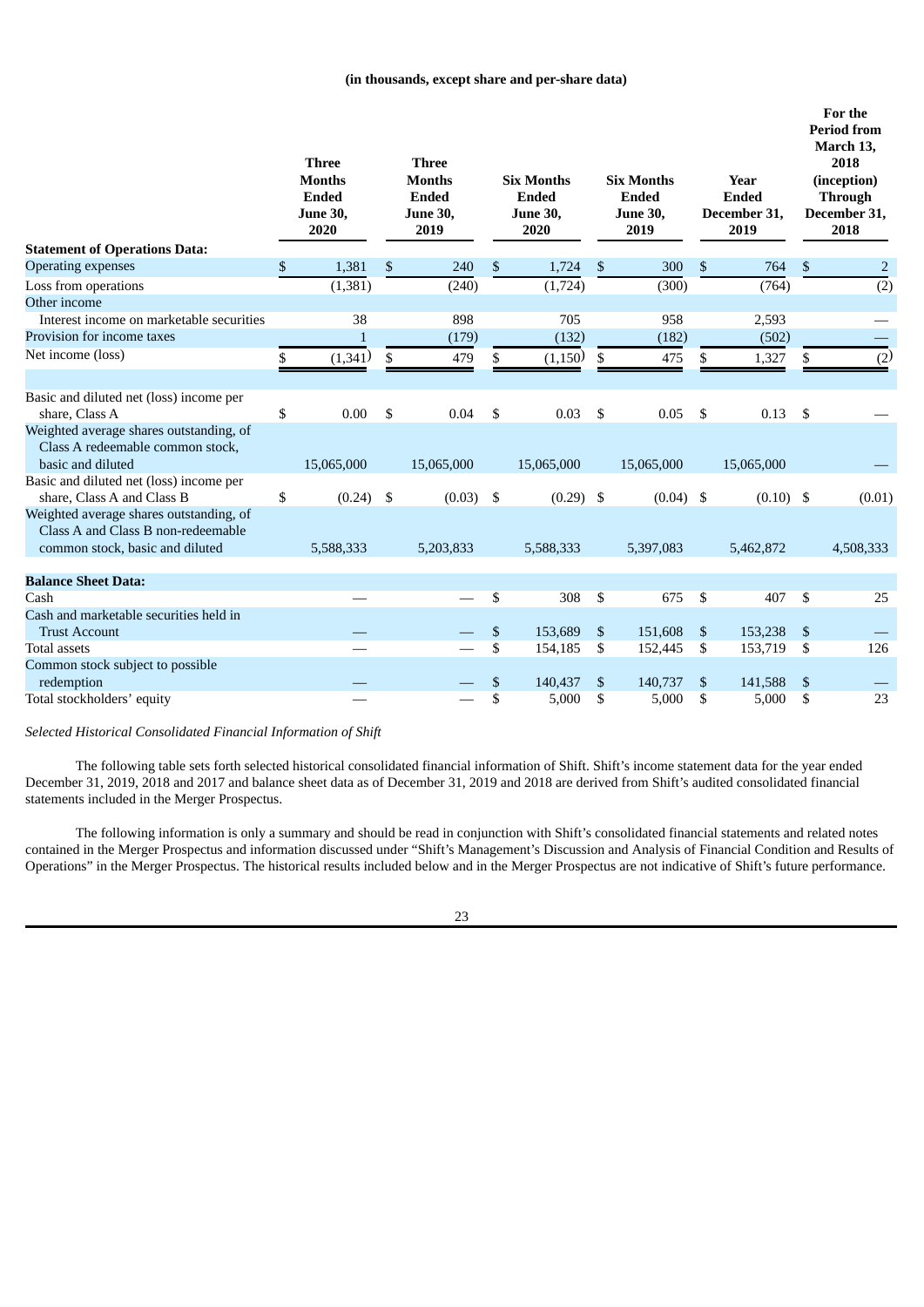**(in thousands, except share and per-share data)**

| | Three Months Ended June 30, 2020 | Three Months Ended June 30, 2019 | Six Months Ended June 30, 2020 | Six Months Ended June 30, 2019 | Year Ended December 31, 2019 | For the Period from March 13, 2018 (inception) Through December 31, 2018 |
|---|---|---|---|---|---|---|
| **Statement of Operations Data:** | | | | | | |
| Operating expenses | $ 1,381 | $ 240 | $ 1,724 | $ 300 | $ 764 | $ 2 |
| Loss from operations | (1,381) | (240) | (1,724) | (300) | (764) | (2) |
| Other income | | | | | | |
| Interest income on marketable securities | 38 | 898 | 705 | 958 | 2,593 | — |
| Provision for income taxes | 1 | (179) | (132) | (182) | (502) | — |
| Net income (loss) | $ (1,341) | $ 479 | $ (1,150) | $ 475 | $ 1,327 | $ (2) |
| | | | | | | |
| Basic and diluted net (loss) income per share, Class A | $ 0.00 | $ 0.04 | $ 0.03 | $ 0.05 | $ 0.13 | $ — |
| Weighted average shares outstanding, of Class A redeemable common stock, basic and diluted | 15,065,000 | 15,065,000 | 15,065,000 | 15,065,000 | 15,065,000 | — |
| Basic and diluted net (loss) income per share, Class A and Class B | $ (0.24) | $ (0.03) | $ (0.29) | $ (0.04) | $ (0.10) | $ (0.01) |
| Weighted average shares outstanding, of Class A and Class B non-redeemable common stock, basic and diluted | 5,588,333 | 5,203,833 | 5,588,333 | 5,397,083 | 5,462,872 | 4,508,333 |
| | | | | | | |
| **Balance Sheet Data:** | | | | | | |
| Cash | — | — | $ 308 | $ 675 | $ 407 | $ 25 |
| Cash and marketable securities held in Trust Account | — | — | $ 153,689 | $ 151,608 | $ 153,238 | $ — |
| Total assets | — | — | $ 154,185 | $ 152,445 | $ 153,719 | $ 126 |
| Common stock subject to possible redemption | — | — | $ 140,437 | $ 140,737 | $ 141,588 | $ — |
| Total stockholders' equity | — | — | $ 5,000 | $ 5,000 | $ 5,000 | $ 23 |

*Selected Historical Consolidated Financial Information of Shift*

The following table sets forth selected historical consolidated financial information of Shift. Shift's income statement data for the year ended December 31, 2019, 2018 and 2017 and balance sheet data as of December 31, 2019 and 2018 are derived from Shift's audited consolidated financial statements included in the Merger Prospectus.

The following information is only a summary and should be read in conjunction with Shift's consolidated financial statements and related notes contained in the Merger Prospectus and information discussed under "Shift's Management's Discussion and Analysis of Financial Condition and Results of Operations" in the Merger Prospectus. The historical results included below and in the Merger Prospectus are not indicative of Shift's future performance.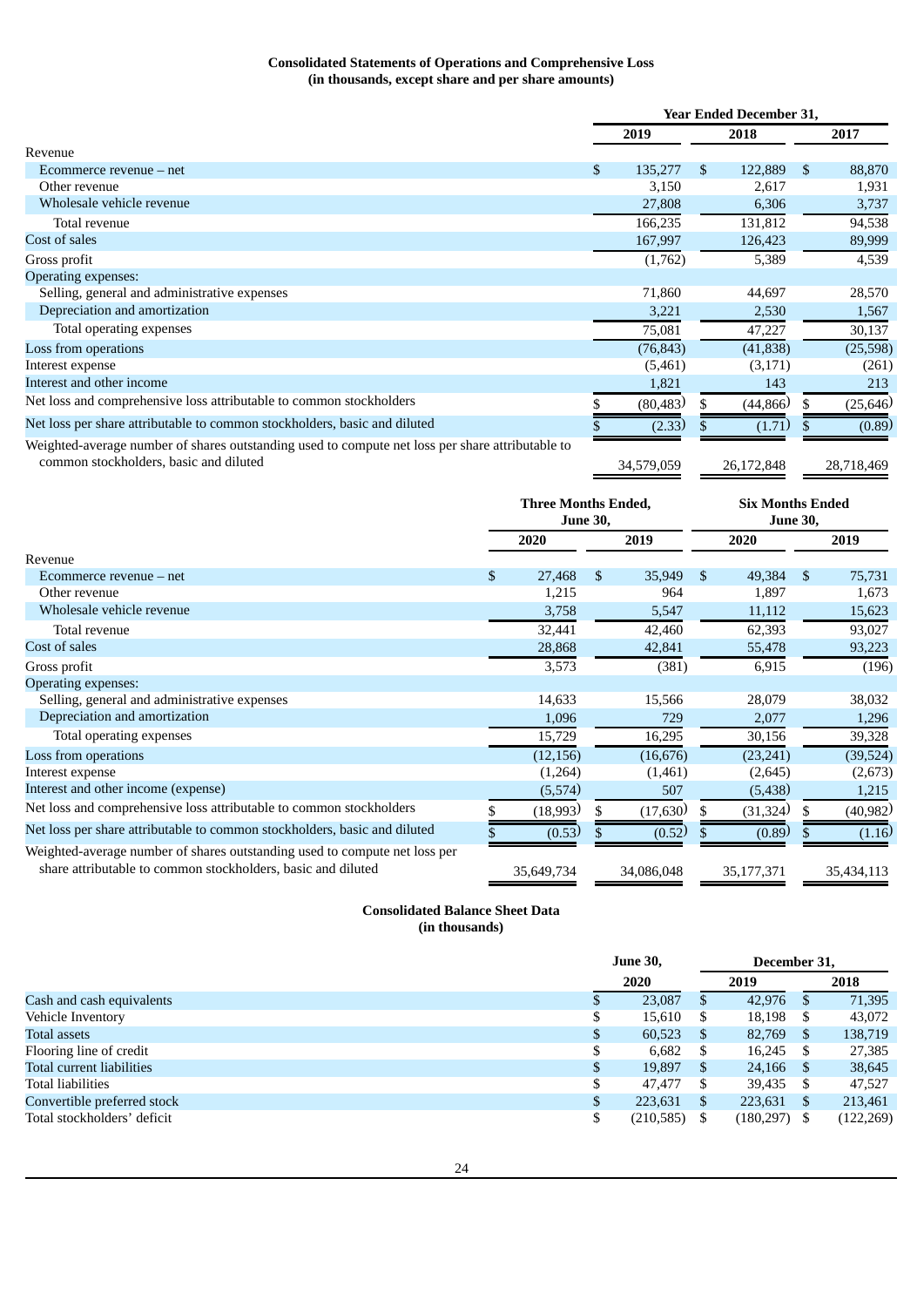**Consolidated Statements of Operations and Comprehensive Loss**
**(in thousands, except share and per share amounts)**

| | Year Ended December 31, | | |
|---|---|---|---|
| | 2019 | 2018 | 2017 |
| Revenue | | | |
| Ecommerce revenue – net | $ 135,277 | $ 122,889 | $ 88,870 |
| Other revenue | 3,150 | 2,617 | 1,931 |
| Wholesale vehicle revenue | 27,808 | 6,306 | 3,737 |
| Total revenue | 166,235 | 131,812 | 94,538 |
| Cost of sales | 167,997 | 126,423 | 89,999 |
| Gross profit | (1,762) | 5,389 | 4,539 |
| Operating expenses: | | | |
| Selling, general and administrative expenses | 71,860 | 44,697 | 28,570 |
| Depreciation and amortization | 3,221 | 2,530 | 1,567 |
| Total operating expenses | 75,081 | 47,227 | 30,137 |
| Loss from operations | (76,843) | (41,838) | (25,598) |
| Interest expense | (5,461) | (3,171) | (261) |
| Interest and other income | 1,821 | 143 | 213 |
| Net loss and comprehensive loss attributable to common stockholders | $ (80,483) | $ (44,866) | $ (25,646) |
| Net loss per share attributable to common stockholders, basic and diluted | $ (2.33) | $ (1.71) | $ (0.89) |
| Weighted-average number of shares outstanding used to compute net loss per share attributable to common stockholders, basic and diluted | 34,579,059 | 26,172,848 | 28,718,469 |

| | Three Months Ended, June 30, | | Six Months Ended June 30, | |
|---|---|---|---|---|
| | 2020 | 2019 | 2020 | 2019 |
| Revenue | | | | |
| Ecommerce revenue – net | $ 27,468 | $ 35,949 | $ 49,384 | $ 75,731 |
| Other revenue | 1,215 | 964 | 1,897 | 1,673 |
| Wholesale vehicle revenue | 3,758 | 5,547 | 11,112 | 15,623 |
| Total revenue | 32,441 | 42,460 | 62,393 | 93,027 |
| Cost of sales | 28,868 | 42,841 | 55,478 | 93,223 |
| Gross profit | 3,573 | (381) | 6,915 | (196) |
| Operating expenses: | | | | |
| Selling, general and administrative expenses | 14,633 | 15,566 | 28,079 | 38,032 |
| Depreciation and amortization | 1,096 | 729 | 2,077 | 1,296 |
| Total operating expenses | 15,729 | 16,295 | 30,156 | 39,328 |
| Loss from operations | (12,156) | (16,676) | (23,241) | (39,524) |
| Interest expense | (1,264) | (1,461) | (2,645) | (2,673) |
| Interest and other income (expense) | (5,574) | 507 | (5,438) | 1,215 |
| Net loss and comprehensive loss attributable to common stockholders | $ (18,993) | $ (17,630) | $ (31,324) | $ (40,982) |
| Net loss per share attributable to common stockholders, basic and diluted | $ (0.53) | $ (0.52) | $ (0.89) | $ (1.16) |
| Weighted-average number of shares outstanding used to compute net loss per share attributable to common stockholders, basic and diluted | 35,649,734 | 34,086,048 | 35,177,371 | 35,434,113 |

**Consolidated Balance Sheet Data**
**(in thousands)**

| | June 30, | December 31, | |
|---|---|---|---|
| | 2020 | 2019 | 2018 |
| Cash and cash equivalents | $ 23,087 | $ 42,976 | $ 71,395 |
| Vehicle Inventory | $ 15,610 | $ 18,198 | $ 43,072 |
| Total assets | $ 60,523 | $ 82,769 | $ 138,719 |
| Flooring line of credit | $ 6,682 | $ 16,245 | $ 27,385 |
| Total current liabilities | $ 19,897 | $ 24,166 | $ 38,645 |
| Total liabilities | $ 47,477 | $ 39,435 | $ 47,527 |
| Convertible preferred stock | $ 223,631 | $ 223,631 | $ 213,461 |
| Total stockholders' deficit | $ (210,585) | $ (180,297) | $ (122,269) |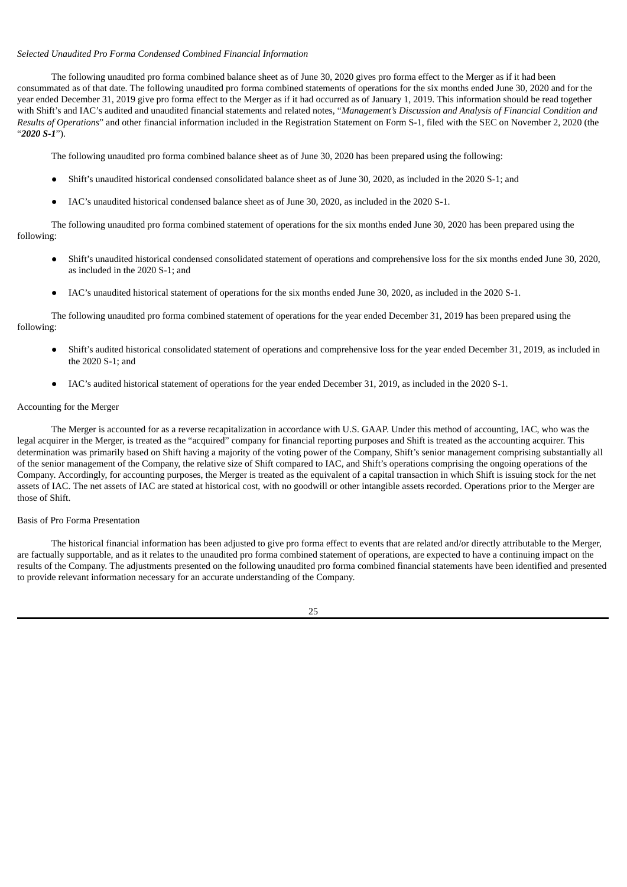*Selected Unaudited Pro Forma Condensed Combined Financial Information*

The following unaudited pro forma combined balance sheet as of June 30, 2020 gives pro forma effect to the Merger as if it had been consummated as of that date. The following unaudited pro forma combined statements of operations for the six months ended June 30, 2020 and for the year ended December 31, 2019 give pro forma effect to the Merger as if it had occurred as of January 1, 2019. This information should be read together with Shift's and IAC's audited and unaudited financial statements and related notes, "*Management's Discussion and Analysis of Financial Condition and Results of Operations*" and other financial information included in the Registration Statement on Form S-1, filed with the SEC on November 2, 2020 (the "***2020 S-1***").

The following unaudited pro forma combined balance sheet as of June 30, 2020 has been prepared using the following:

- Shift's unaudited historical condensed consolidated balance sheet as of June 30, 2020, as included in the 2020 S-1; and
- IAC's unaudited historical condensed balance sheet as of June 30, 2020, as included in the 2020 S-1.

The following unaudited pro forma combined statement of operations for the six months ended June 30, 2020 has been prepared using the following:

- Shift's unaudited historical condensed consolidated statement of operations and comprehensive loss for the six months ended June 30, 2020, as included in the 2020 S-1; and
- IAC's unaudited historical statement of operations for the six months ended June 30, 2020, as included in the 2020 S-1.

The following unaudited pro forma combined statement of operations for the year ended December 31, 2019 has been prepared using the following:

- Shift's audited historical consolidated statement of operations and comprehensive loss for the year ended December 31, 2019, as included in the 2020 S-1; and
- IAC's audited historical statement of operations for the year ended December 31, 2019, as included in the 2020 S-1.

Accounting for the Merger

The Merger is accounted for as a reverse recapitalization in accordance with U.S. GAAP. Under this method of accounting, IAC, who was the legal acquirer in the Merger, is treated as the "acquired" company for financial reporting purposes and Shift is treated as the accounting acquirer. This determination was primarily based on Shift having a majority of the voting power of the Company, Shift's senior management comprising substantially all of the senior management of the Company, the relative size of Shift compared to IAC, and Shift's operations comprising the ongoing operations of the Company. Accordingly, for accounting purposes, the Merger is treated as the equivalent of a capital transaction in which Shift is issuing stock for the net assets of IAC. The net assets of IAC are stated at historical cost, with no goodwill or other intangible assets recorded. Operations prior to the Merger are those of Shift.

Basis of Pro Forma Presentation

The historical financial information has been adjusted to give pro forma effect to events that are related and/or directly attributable to the Merger, are factually supportable, and as it relates to the unaudited pro forma combined statement of operations, are expected to have a continuing impact on the results of the Company. The adjustments presented on the following unaudited pro forma combined financial statements have been identified and presented to provide relevant information necessary for an accurate understanding of the Company.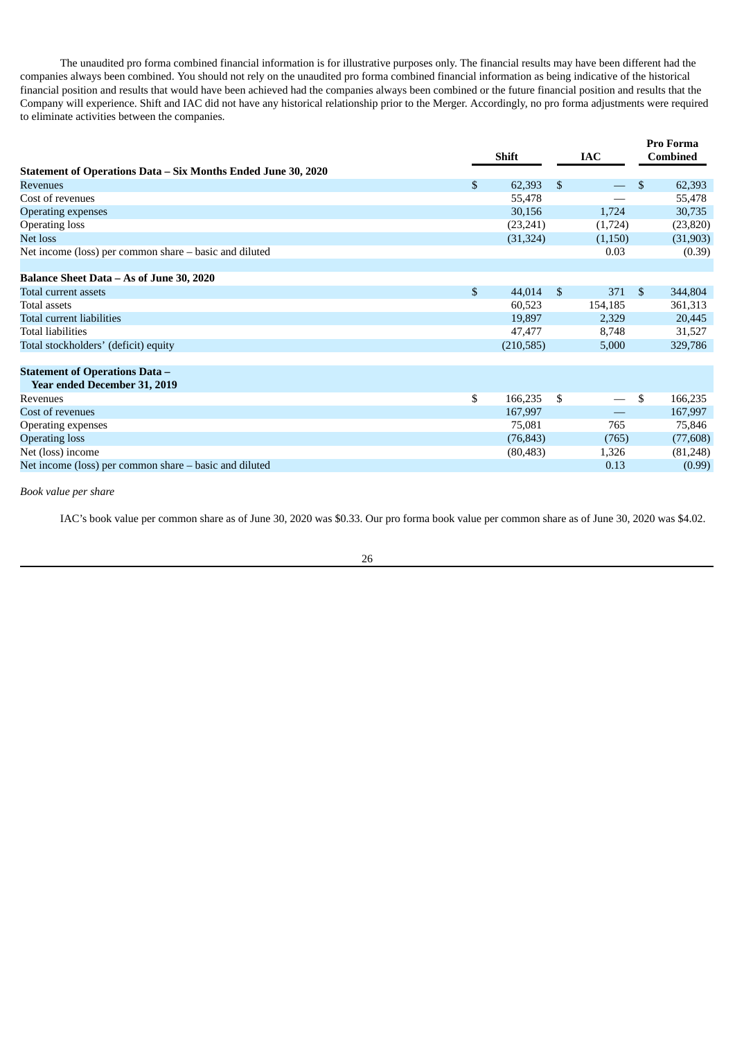The unaudited pro forma combined financial information is for illustrative purposes only. The financial results may have been different had the companies always been combined. You should not rely on the unaudited pro forma combined financial information as being indicative of the historical financial position and results that would have been achieved had the companies always been combined or the future financial position and results that the Company will experience. Shift and IAC did not have any historical relationship prior to the Merger. Accordingly, no pro forma adjustments were required to eliminate activities between the companies.

| | Shift | IAC | Pro Forma Combined |
|---|---|---|---|
| **Statement of Operations Data – Six Months Ended June 30, 2020** | | | |
| Revenues | $ 62,393 | $ — | $ 62,393 |
| Cost of revenues | 55,478 | — | 55,478 |
| Operating expenses | 30,156 | 1,724 | 30,735 |
| Operating loss | (23,241) | (1,724) | (23,820) |
| Net loss | (31,324) | (1,150) | (31,903) |
| Net income (loss) per common share – basic and diluted | | 0.03 | (0.39) |
| | | | |
| **Balance Sheet Data – As of June 30, 2020** | | | |
| Total current assets | $ 44,014 | $ 371 | $ 344,804 |
| Total assets | 60,523 | 154,185 | 361,313 |
| Total current liabilities | 19,897 | 2,329 | 20,445 |
| Total liabilities | 47,477 | 8,748 | 31,527 |
| Total stockholders' (deficit) equity | (210,585) | 5,000 | 329,786 |
| | | | |
| **Statement of Operations Data – Year ended December 31, 2019** | | | |
| Revenues | $ 166,235 | $ — | $ 166,235 |
| Cost of revenues | 167,997 | — | 167,997 |
| Operating expenses | 75,081 | 765 | 75,846 |
| Operating loss | (76,843) | (765) | (77,608) |
| Net (loss) income | (80,483) | 1,326 | (81,248) |
| Net income (loss) per common share – basic and diluted | | 0.13 | (0.99) |

*Book value per share*

IAC's book value per common share as of June 30, 2020 was $0.33. Our pro forma book value per common share as of June 30, 2020 was $4.02.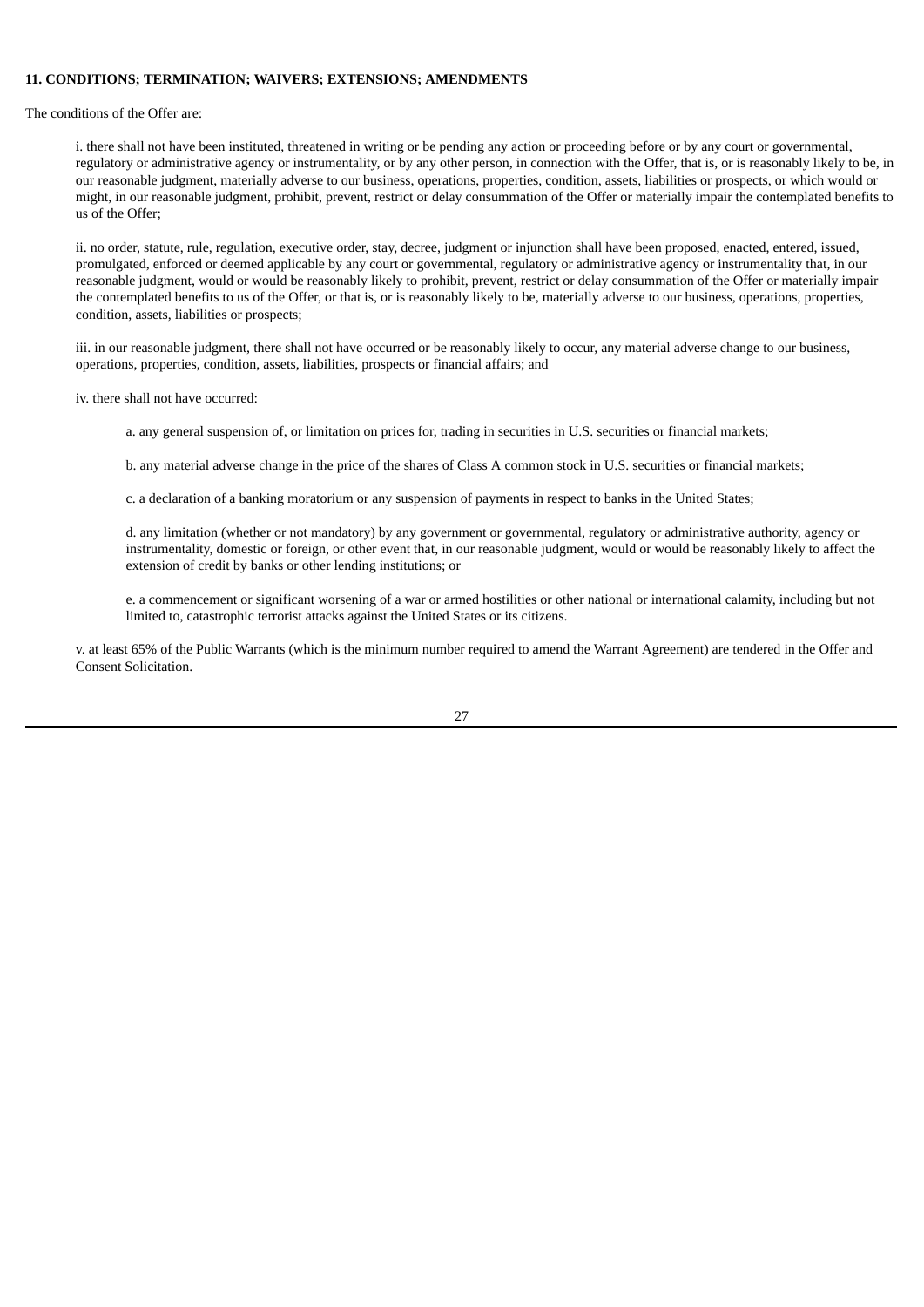**11. CONDITIONS; TERMINATION; WAIVERS; EXTENSIONS; AMENDMENTS**

The conditions of the Offer are:

i. there shall not have been instituted, threatened in writing or be pending any action or proceeding before or by any court or governmental, regulatory or administrative agency or instrumentality, or by any other person, in connection with the Offer, that is, or is reasonably likely to be, in our reasonable judgment, materially adverse to our business, operations, properties, condition, assets, liabilities or prospects, or which would or might, in our reasonable judgment, prohibit, prevent, restrict or delay consummation of the Offer or materially impair the contemplated benefits to us of the Offer;

ii. no order, statute, rule, regulation, executive order, stay, decree, judgment or injunction shall have been proposed, enacted, entered, issued, promulgated, enforced or deemed applicable by any court or governmental, regulatory or administrative agency or instrumentality that, in our reasonable judgment, would or would be reasonably likely to prohibit, prevent, restrict or delay consummation of the Offer or materially impair the contemplated benefits to us of the Offer, or that is, or is reasonably likely to be, materially adverse to our business, operations, properties, condition, assets, liabilities or prospects;

iii. in our reasonable judgment, there shall not have occurred or be reasonably likely to occur, any material adverse change to our business, operations, properties, condition, assets, liabilities, prospects or financial affairs; and

iv. there shall not have occurred:

a. any general suspension of, or limitation on prices for, trading in securities in U.S. securities or financial markets;

b. any material adverse change in the price of the shares of Class A common stock in U.S. securities or financial markets;

c. a declaration of a banking moratorium or any suspension of payments in respect to banks in the United States;

d. any limitation (whether or not mandatory) by any government or governmental, regulatory or administrative authority, agency or instrumentality, domestic or foreign, or other event that, in our reasonable judgment, would or would be reasonably likely to affect the extension of credit by banks or other lending institutions; or

e. a commencement or significant worsening of a war or armed hostilities or other national or international calamity, including but not limited to, catastrophic terrorist attacks against the United States or its citizens.

v. at least 65% of the Public Warrants (which is the minimum number required to amend the Warrant Agreement) are tendered in the Offer and Consent Solicitation.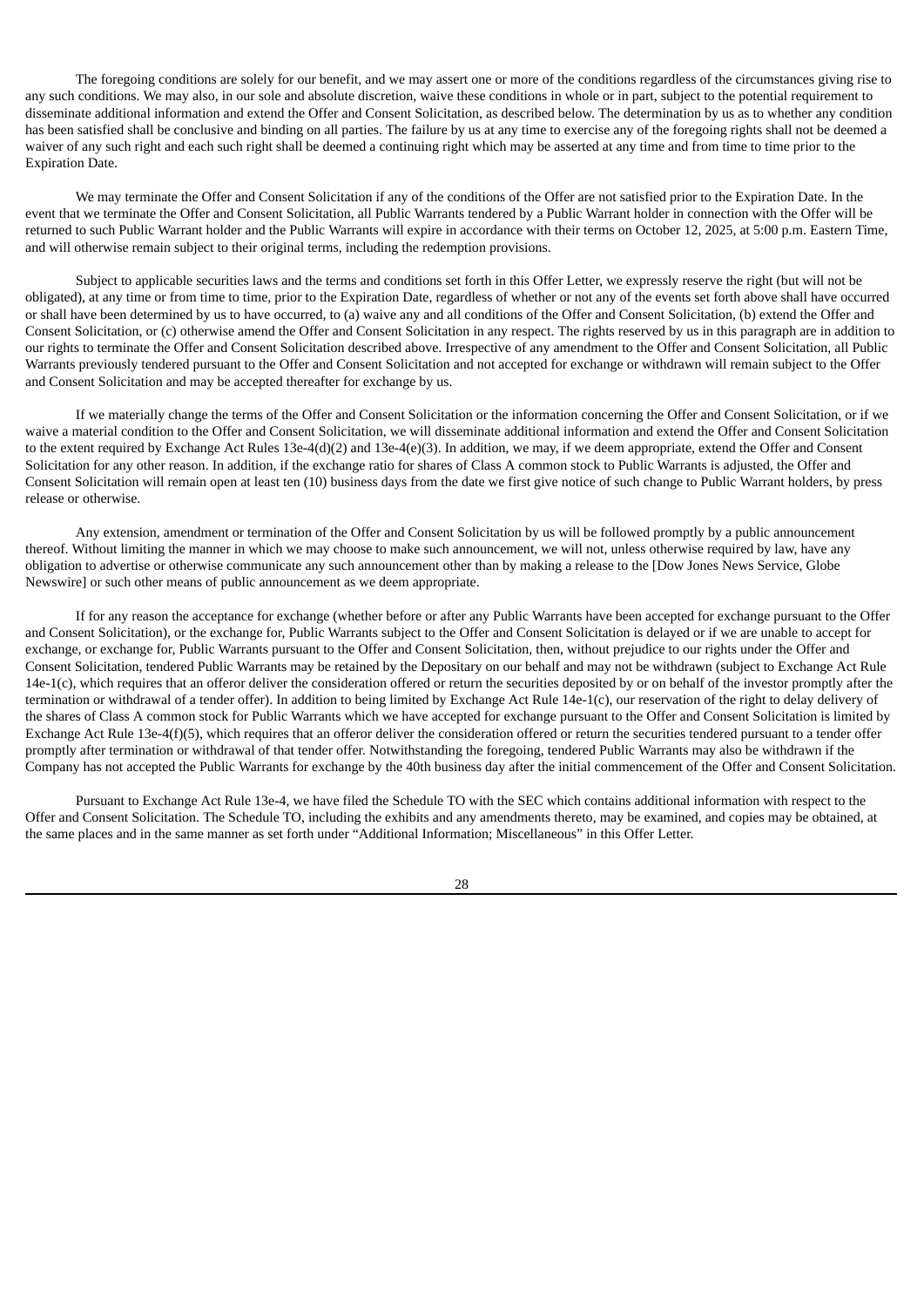The foregoing conditions are solely for our benefit, and we may assert one or more of the conditions regardless of the circumstances giving rise to any such conditions. We may also, in our sole and absolute discretion, waive these conditions in whole or in part, subject to the potential requirement to disseminate additional information and extend the Offer and Consent Solicitation, as described below. The determination by us as to whether any condition has been satisfied shall be conclusive and binding on all parties. The failure by us at any time to exercise any of the foregoing rights shall not be deemed a waiver of any such right and each such right shall be deemed a continuing right which may be asserted at any time and from time to time prior to the Expiration Date.

We may terminate the Offer and Consent Solicitation if any of the conditions of the Offer are not satisfied prior to the Expiration Date. In the event that we terminate the Offer and Consent Solicitation, all Public Warrants tendered by a Public Warrant holder in connection with the Offer will be returned to such Public Warrant holder and the Public Warrants will expire in accordance with their terms on October 12, 2025, at 5:00 p.m. Eastern Time, and will otherwise remain subject to their original terms, including the redemption provisions.

Subject to applicable securities laws and the terms and conditions set forth in this Offer Letter, we expressly reserve the right (but will not be obligated), at any time or from time to time, prior to the Expiration Date, regardless of whether or not any of the events set forth above shall have occurred or shall have been determined by us to have occurred, to (a) waive any and all conditions of the Offer and Consent Solicitation, (b) extend the Offer and Consent Solicitation, or (c) otherwise amend the Offer and Consent Solicitation in any respect. The rights reserved by us in this paragraph are in addition to our rights to terminate the Offer and Consent Solicitation described above. Irrespective of any amendment to the Offer and Consent Solicitation, all Public Warrants previously tendered pursuant to the Offer and Consent Solicitation and not accepted for exchange or withdrawn will remain subject to the Offer and Consent Solicitation and may be accepted thereafter for exchange by us.

If we materially change the terms of the Offer and Consent Solicitation or the information concerning the Offer and Consent Solicitation, or if we waive a material condition to the Offer and Consent Solicitation, we will disseminate additional information and extend the Offer and Consent Solicitation to the extent required by Exchange Act Rules 13e-4(d)(2) and 13e-4(e)(3). In addition, we may, if we deem appropriate, extend the Offer and Consent Solicitation for any other reason. In addition, if the exchange ratio for shares of Class A common stock to Public Warrants is adjusted, the Offer and Consent Solicitation will remain open at least ten (10) business days from the date we first give notice of such change to Public Warrant holders, by press release or otherwise.

Any extension, amendment or termination of the Offer and Consent Solicitation by us will be followed promptly by a public announcement thereof. Without limiting the manner in which we may choose to make such announcement, we will not, unless otherwise required by law, have any obligation to advertise or otherwise communicate any such announcement other than by making a release to the [Dow Jones News Service, Globe Newswire] or such other means of public announcement as we deem appropriate.

If for any reason the acceptance for exchange (whether before or after any Public Warrants have been accepted for exchange pursuant to the Offer and Consent Solicitation), or the exchange for, Public Warrants subject to the Offer and Consent Solicitation is delayed or if we are unable to accept for exchange, or exchange for, Public Warrants pursuant to the Offer and Consent Solicitation, then, without prejudice to our rights under the Offer and Consent Solicitation, tendered Public Warrants may be retained by the Depositary on our behalf and may not be withdrawn (subject to Exchange Act Rule 14e-1(c), which requires that an offeror deliver the consideration offered or return the securities deposited by or on behalf of the investor promptly after the termination or withdrawal of a tender offer). In addition to being limited by Exchange Act Rule 14e-1(c), our reservation of the right to delay delivery of the shares of Class A common stock for Public Warrants which we have accepted for exchange pursuant to the Offer and Consent Solicitation is limited by Exchange Act Rule 13e-4(f)(5), which requires that an offeror deliver the consideration offered or return the securities tendered pursuant to a tender offer promptly after termination or withdrawal of that tender offer. Notwithstanding the foregoing, tendered Public Warrants may also be withdrawn if the Company has not accepted the Public Warrants for exchange by the 40th business day after the initial commencement of the Offer and Consent Solicitation.

Pursuant to Exchange Act Rule 13e-4, we have filed the Schedule TO with the SEC which contains additional information with respect to the Offer and Consent Solicitation. The Schedule TO, including the exhibits and any amendments thereto, may be examined, and copies may be obtained, at the same places and in the same manner as set forth under "Additional Information; Miscellaneous" in this Offer Letter.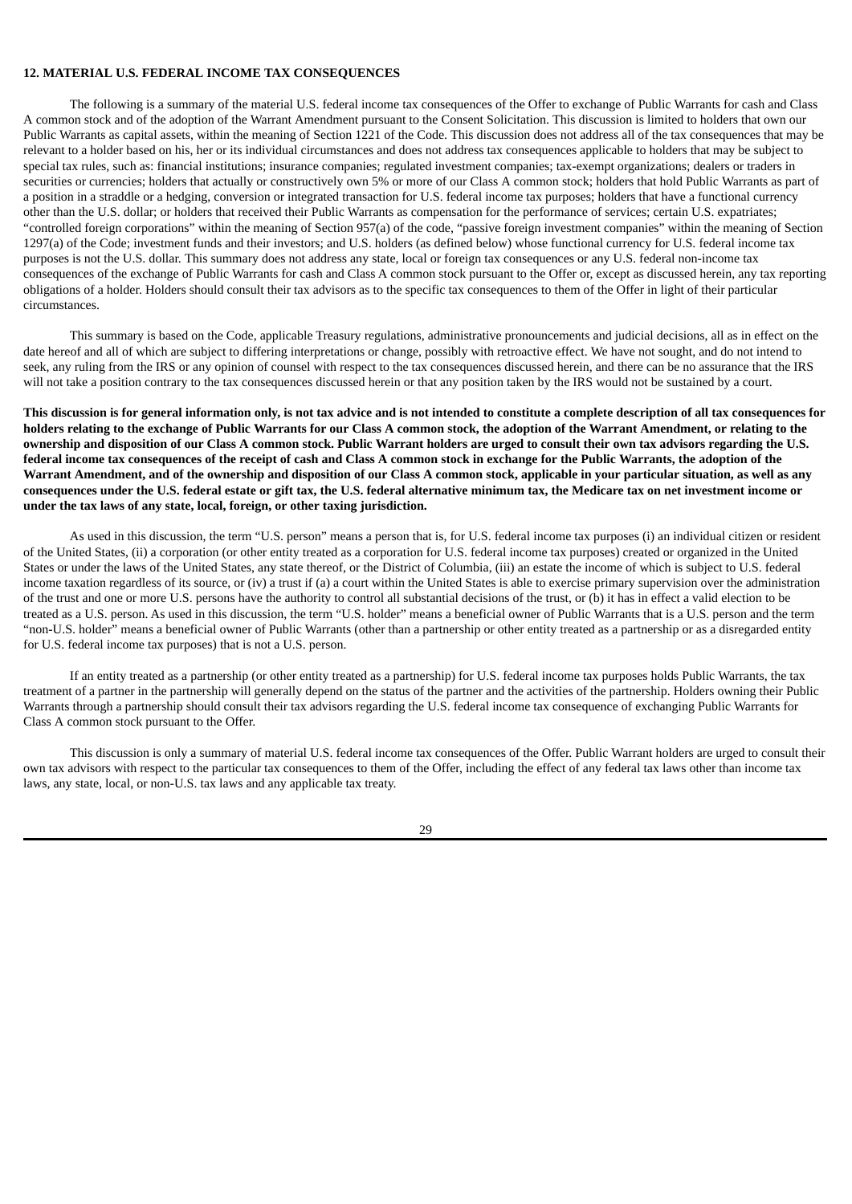**12. MATERIAL U.S. FEDERAL INCOME TAX CONSEQUENCES**

The following is a summary of the material U.S. federal income tax consequences of the Offer to exchange of Public Warrants for cash and Class A common stock and of the adoption of the Warrant Amendment pursuant to the Consent Solicitation. This discussion is limited to holders that own our Public Warrants as capital assets, within the meaning of Section 1221 of the Code. This discussion does not address all of the tax consequences that may be relevant to a holder based on his, her or its individual circumstances and does not address tax consequences applicable to holders that may be subject to special tax rules, such as: financial institutions; insurance companies; regulated investment companies; tax-exempt organizations; dealers or traders in securities or currencies; holders that actually or constructively own 5% or more of our Class A common stock; holders that hold Public Warrants as part of a position in a straddle or a hedging, conversion or integrated transaction for U.S. federal income tax purposes; holders that have a functional currency other than the U.S. dollar; or holders that received their Public Warrants as compensation for the performance of services; certain U.S. expatriates; "controlled foreign corporations" within the meaning of Section 957(a) of the code, "passive foreign investment companies" within the meaning of Section 1297(a) of the Code; investment funds and their investors; and U.S. holders (as defined below) whose functional currency for U.S. federal income tax purposes is not the U.S. dollar. This summary does not address any state, local or foreign tax consequences or any U.S. federal non-income tax consequences of the exchange of Public Warrants for cash and Class A common stock pursuant to the Offer or, except as discussed herein, any tax reporting obligations of a holder. Holders should consult their tax advisors as to the specific tax consequences to them of the Offer in light of their particular circumstances.

This summary is based on the Code, applicable Treasury regulations, administrative pronouncements and judicial decisions, all as in effect on the date hereof and all of which are subject to differing interpretations or change, possibly with retroactive effect. We have not sought, and do not intend to seek, any ruling from the IRS or any opinion of counsel with respect to the tax consequences discussed herein, and there can be no assurance that the IRS will not take a position contrary to the tax consequences discussed herein or that any position taken by the IRS would not be sustained by a court.

**This discussion is for general information only, is not tax advice and is not intended to constitute a complete description of all tax consequences for holders relating to the exchange of Public Warrants for our Class A common stock, the adoption of the Warrant Amendment, or relating to the ownership and disposition of our Class A common stock. Public Warrant holders are urged to consult their own tax advisors regarding the U.S. federal income tax consequences of the receipt of cash and Class A common stock in exchange for the Public Warrants, the adoption of the Warrant Amendment, and of the ownership and disposition of our Class A common stock, applicable in your particular situation, as well as any consequences under the U.S. federal estate or gift tax, the U.S. federal alternative minimum tax, the Medicare tax on net investment income or under the tax laws of any state, local, foreign, or other taxing jurisdiction.**

As used in this discussion, the term "U.S. person" means a person that is, for U.S. federal income tax purposes (i) an individual citizen or resident of the United States, (ii) a corporation (or other entity treated as a corporation for U.S. federal income tax purposes) created or organized in the United States or under the laws of the United States, any state thereof, or the District of Columbia, (iii) an estate the income of which is subject to U.S. federal income taxation regardless of its source, or (iv) a trust if (a) a court within the United States is able to exercise primary supervision over the administration of the trust and one or more U.S. persons have the authority to control all substantial decisions of the trust, or (b) it has in effect a valid election to be treated as a U.S. person. As used in this discussion, the term "U.S. holder" means a beneficial owner of Public Warrants that is a U.S. person and the term "non-U.S. holder" means a beneficial owner of Public Warrants (other than a partnership or other entity treated as a partnership or as a disregarded entity for U.S. federal income tax purposes) that is not a U.S. person.

If an entity treated as a partnership (or other entity treated as a partnership) for U.S. federal income tax purposes holds Public Warrants, the tax treatment of a partner in the partnership will generally depend on the status of the partner and the activities of the partnership. Holders owning their Public Warrants through a partnership should consult their tax advisors regarding the U.S. federal income tax consequence of exchanging Public Warrants for Class A common stock pursuant to the Offer.

This discussion is only a summary of material U.S. federal income tax consequences of the Offer. Public Warrant holders are urged to consult their own tax advisors with respect to the particular tax consequences to them of the Offer, including the effect of any federal tax laws other than income tax laws, any state, local, or non-U.S. tax laws and any applicable tax treaty.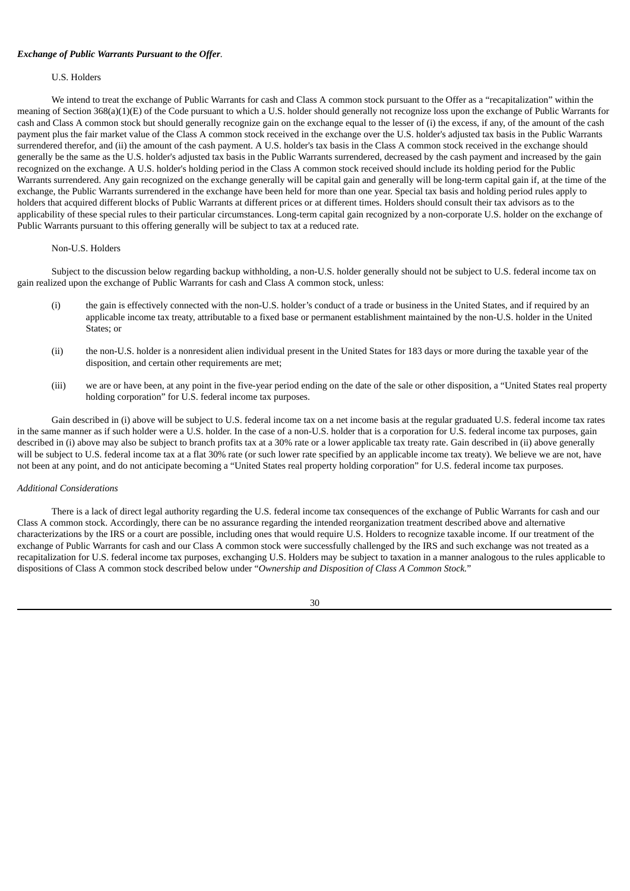***Exchange of Public Warrants Pursuant to the Offer*.**

U.S. Holders

We intend to treat the exchange of Public Warrants for cash and Class A common stock pursuant to the Offer as a "recapitalization" within the meaning of Section 368(a)(1)(E) of the Code pursuant to which a U.S. holder should generally not recognize loss upon the exchange of Public Warrants for cash and Class A common stock but should generally recognize gain on the exchange equal to the lesser of (i) the excess, if any, of the amount of the cash payment plus the fair market value of the Class A common stock received in the exchange over the U.S. holder's adjusted tax basis in the Public Warrants surrendered therefor, and (ii) the amount of the cash payment. A U.S. holder's tax basis in the Class A common stock received in the exchange should generally be the same as the U.S. holder's adjusted tax basis in the Public Warrants surrendered, decreased by the cash payment and increased by the gain recognized on the exchange. A U.S. holder's holding period in the Class A common stock received should include its holding period for the Public Warrants surrendered. Any gain recognized on the exchange generally will be capital gain and generally will be long-term capital gain if, at the time of the exchange, the Public Warrants surrendered in the exchange have been held for more than one year. Special tax basis and holding period rules apply to holders that acquired different blocks of Public Warrants at different prices or at different times. Holders should consult their tax advisors as to the applicability of these special rules to their particular circumstances. Long-term capital gain recognized by a non-corporate U.S. holder on the exchange of Public Warrants pursuant to this offering generally will be subject to tax at a reduced rate.

Non-U.S. Holders

Subject to the discussion below regarding backup withholding, a non-U.S. holder generally should not be subject to U.S. federal income tax on gain realized upon the exchange of Public Warrants for cash and Class A common stock, unless:

(i) the gain is effectively connected with the non-U.S. holder's conduct of a trade or business in the United States, and if required by an applicable income tax treaty, attributable to a fixed base or permanent establishment maintained by the non-U.S. holder in the United States; or

(ii) the non-U.S. holder is a nonresident alien individual present in the United States for 183 days or more during the taxable year of the disposition, and certain other requirements are met;

(iii) we are or have been, at any point in the five-year period ending on the date of the sale or other disposition, a "United States real property holding corporation" for U.S. federal income tax purposes.

Gain described in (i) above will be subject to U.S. federal income tax on a net income basis at the regular graduated U.S. federal income tax rates in the same manner as if such holder were a U.S. holder. In the case of a non-U.S. holder that is a corporation for U.S. federal income tax purposes, gain described in (i) above may also be subject to branch profits tax at a 30% rate or a lower applicable tax treaty rate. Gain described in (ii) above generally will be subject to U.S. federal income tax at a flat 30% rate (or such lower rate specified by an applicable income tax treaty). We believe we are not, have not been at any point, and do not anticipate becoming a "United States real property holding corporation" for U.S. federal income tax purposes.

*Additional Considerations*

There is a lack of direct legal authority regarding the U.S. federal income tax consequences of the exchange of Public Warrants for cash and our Class A common stock. Accordingly, there can be no assurance regarding the intended reorganization treatment described above and alternative characterizations by the IRS or a court are possible, including ones that would require U.S. Holders to recognize taxable income. If our treatment of the exchange of Public Warrants for cash and our Class A common stock were successfully challenged by the IRS and such exchange was not treated as a recapitalization for U.S. federal income tax purposes, exchanging U.S. Holders may be subject to taxation in a manner analogous to the rules applicable to dispositions of Class A common stock described below under "*Ownership and Disposition of Class A Common Stock.*"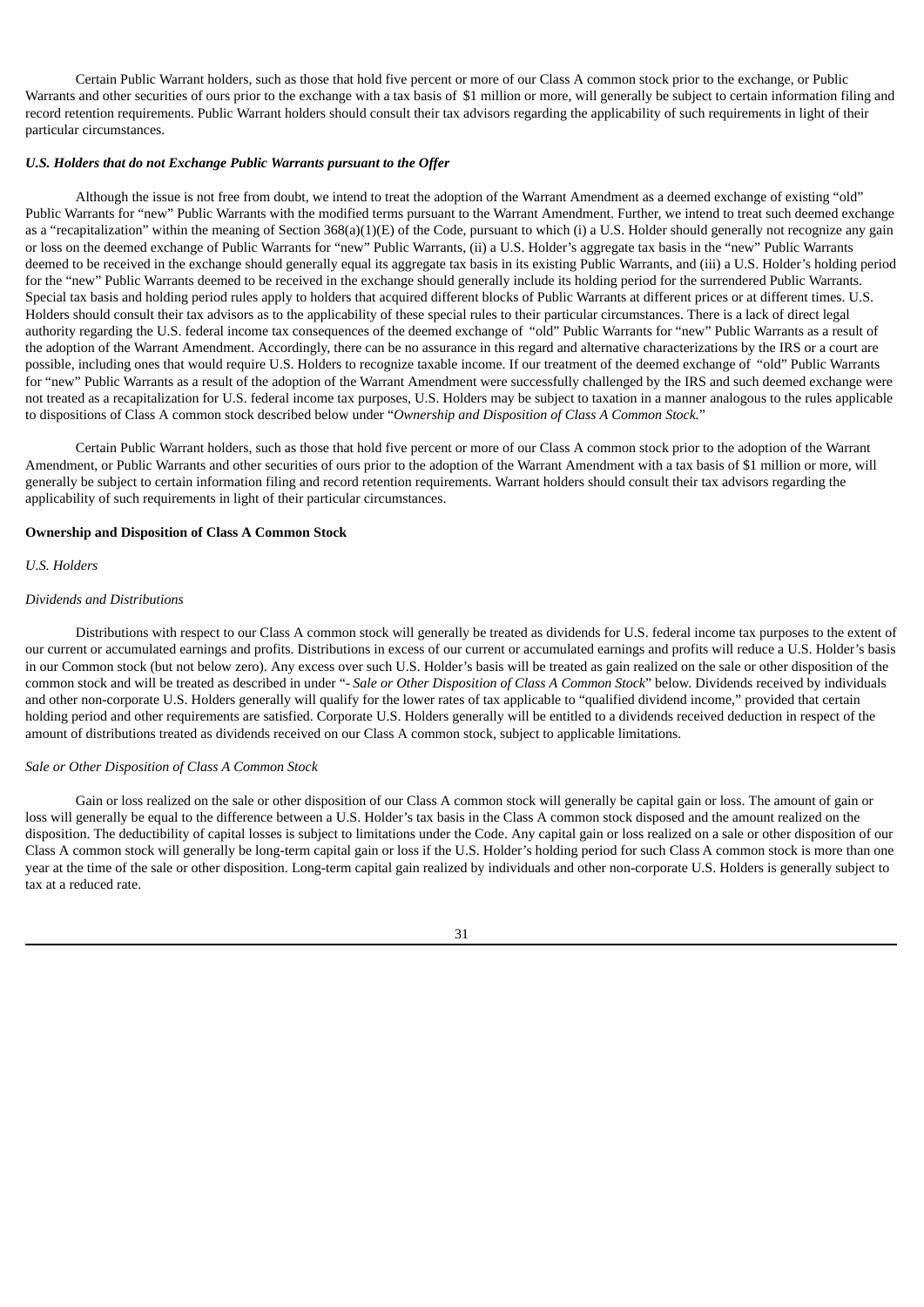Certain Public Warrant holders, such as those that hold five percent or more of our Class A common stock prior to the exchange, or Public Warrants and other securities of ours prior to the exchange with a tax basis of $1 million or more, will generally be subject to certain information filing and record retention requirements. Public Warrant holders should consult their tax advisors regarding the applicability of such requirements in light of their particular circumstances.

***U.S. Holders that do not Exchange Public Warrants pursuant to the Offer***

Although the issue is not free from doubt, we intend to treat the adoption of the Warrant Amendment as a deemed exchange of existing "old" Public Warrants for "new" Public Warrants with the modified terms pursuant to the Warrant Amendment. Further, we intend to treat such deemed exchange as a "recapitalization" within the meaning of Section 368(a)(1)(E) of the Code, pursuant to which (i) a U.S. Holder should generally not recognize any gain or loss on the deemed exchange of Public Warrants for "new" Public Warrants, (ii) a U.S. Holder's aggregate tax basis in the "new" Public Warrants deemed to be received in the exchange should generally equal its aggregate tax basis in its existing Public Warrants, and (iii) a U.S. Holder's holding period for the "new" Public Warrants deemed to be received in the exchange should generally include its holding period for the surrendered Public Warrants. Special tax basis and holding period rules apply to holders that acquired different blocks of Public Warrants at different prices or at different times. U.S. Holders should consult their tax advisors as to the applicability of these special rules to their particular circumstances. There is a lack of direct legal authority regarding the U.S. federal income tax consequences of the deemed exchange of "old" Public Warrants for "new" Public Warrants as a result of the adoption of the Warrant Amendment. Accordingly, there can be no assurance in this regard and alternative characterizations by the IRS or a court are possible, including ones that would require U.S. Holders to recognize taxable income. If our treatment of the deemed exchange of "old" Public Warrants for "new" Public Warrants as a result of the adoption of the Warrant Amendment were successfully challenged by the IRS and such deemed exchange were not treated as a recapitalization for U.S. federal income tax purposes, U.S. Holders may be subject to taxation in a manner analogous to the rules applicable to dispositions of Class A common stock described below under "*Ownership and Disposition of Class A Common Stock.*"

Certain Public Warrant holders, such as those that hold five percent or more of our Class A common stock prior to the adoption of the Warrant Amendment, or Public Warrants and other securities of ours prior to the adoption of the Warrant Amendment with a tax basis of $1 million or more, will generally be subject to certain information filing and record retention requirements. Warrant holders should consult their tax advisors regarding the applicability of such requirements in light of their particular circumstances.

**Ownership and Disposition of Class A Common Stock**

*U.S. Holders*

*Dividends and Distributions*

Distributions with respect to our Class A common stock will generally be treated as dividends for U.S. federal income tax purposes to the extent of our current or accumulated earnings and profits. Distributions in excess of our current or accumulated earnings and profits will reduce a U.S. Holder's basis in our Common stock (but not below zero). Any excess over such U.S. Holder's basis will be treated as gain realized on the sale or other disposition of the common stock and will be treated as described in under "*- Sale or Other Disposition of Class A Common Stock*" below. Dividends received by individuals and other non-corporate U.S. Holders generally will qualify for the lower rates of tax applicable to "qualified dividend income," provided that certain holding period and other requirements are satisfied. Corporate U.S. Holders generally will be entitled to a dividends received deduction in respect of the amount of distributions treated as dividends received on our Class A common stock, subject to applicable limitations.

*Sale or Other Disposition of Class A Common Stock*

Gain or loss realized on the sale or other disposition of our Class A common stock will generally be capital gain or loss. The amount of gain or loss will generally be equal to the difference between a U.S. Holder's tax basis in the Class A common stock disposed and the amount realized on the disposition. The deductibility of capital losses is subject to limitations under the Code. Any capital gain or loss realized on a sale or other disposition of our Class A common stock will generally be long-term capital gain or loss if the U.S. Holder's holding period for such Class A common stock is more than one year at the time of the sale or other disposition. Long-term capital gain realized by individuals and other non-corporate U.S. Holders is generally subject to tax at a reduced rate.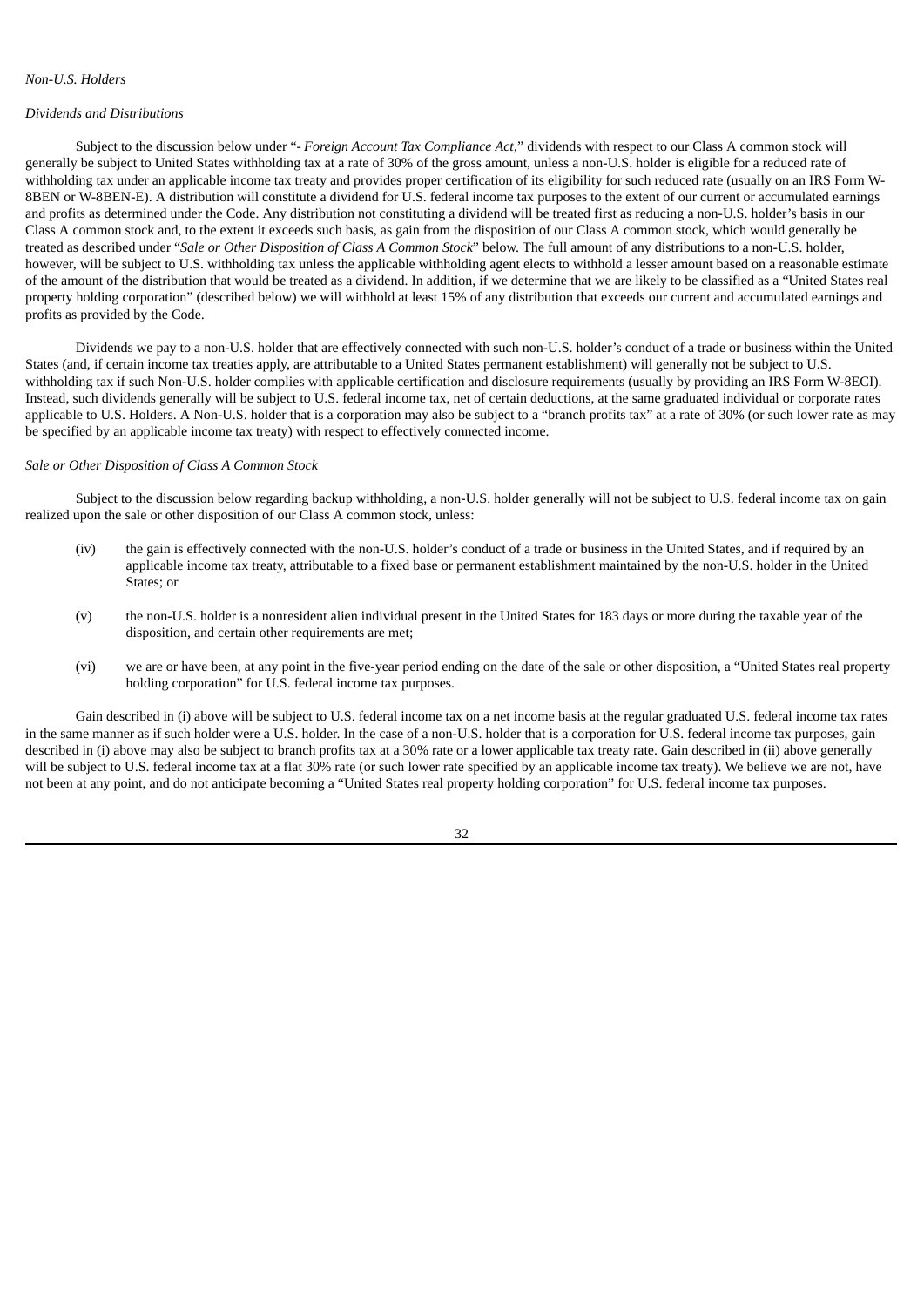*Non-U.S. Holders*

*Dividends and Distributions*

Subject to the discussion below under "*- Foreign Account Tax Compliance Act*," dividends with respect to our Class A common stock will generally be subject to United States withholding tax at a rate of 30% of the gross amount, unless a non-U.S. holder is eligible for a reduced rate of withholding tax under an applicable income tax treaty and provides proper certification of its eligibility for such reduced rate (usually on an IRS Form W-8BEN or W-8BEN-E). A distribution will constitute a dividend for U.S. federal income tax purposes to the extent of our current or accumulated earnings and profits as determined under the Code. Any distribution not constituting a dividend will be treated first as reducing a non-U.S. holder's basis in our Class A common stock and, to the extent it exceeds such basis, as gain from the disposition of our Class A common stock, which would generally be treated as described under "*Sale or Other Disposition of Class A Common Stock*" below. The full amount of any distributions to a non-U.S. holder, however, will be subject to U.S. withholding tax unless the applicable withholding agent elects to withhold a lesser amount based on a reasonable estimate of the amount of the distribution that would be treated as a dividend. In addition, if we determine that we are likely to be classified as a "United States real property holding corporation" (described below) we will withhold at least 15% of any distribution that exceeds our current and accumulated earnings and profits as provided by the Code.

Dividends we pay to a non-U.S. holder that are effectively connected with such non-U.S. holder's conduct of a trade or business within the United States (and, if certain income tax treaties apply, are attributable to a United States permanent establishment) will generally not be subject to U.S. withholding tax if such Non-U.S. holder complies with applicable certification and disclosure requirements (usually by providing an IRS Form W-8ECI). Instead, such dividends generally will be subject to U.S. federal income tax, net of certain deductions, at the same graduated individual or corporate rates applicable to U.S. Holders. A Non-U.S. holder that is a corporation may also be subject to a "branch profits tax" at a rate of 30% (or such lower rate as may be specified by an applicable income tax treaty) with respect to effectively connected income.

*Sale or Other Disposition of Class A Common Stock*

Subject to the discussion below regarding backup withholding, a non-U.S. holder generally will not be subject to U.S. federal income tax on gain realized upon the sale or other disposition of our Class A common stock, unless:

(iv) the gain is effectively connected with the non-U.S. holder's conduct of a trade or business in the United States, and if required by an applicable income tax treaty, attributable to a fixed base or permanent establishment maintained by the non-U.S. holder in the United States; or

(v) the non-U.S. holder is a nonresident alien individual present in the United States for 183 days or more during the taxable year of the disposition, and certain other requirements are met;

(vi) we are or have been, at any point in the five-year period ending on the date of the sale or other disposition, a "United States real property holding corporation" for U.S. federal income tax purposes.

Gain described in (i) above will be subject to U.S. federal income tax on a net income basis at the regular graduated U.S. federal income tax rates in the same manner as if such holder were a U.S. holder. In the case of a non-U.S. holder that is a corporation for U.S. federal income tax purposes, gain described in (i) above may also be subject to branch profits tax at a 30% rate or a lower applicable tax treaty rate. Gain described in (ii) above generally will be subject to U.S. federal income tax at a flat 30% rate (or such lower rate specified by an applicable income tax treaty). We believe we are not, have not been at any point, and do not anticipate becoming a "United States real property holding corporation" for U.S. federal income tax purposes.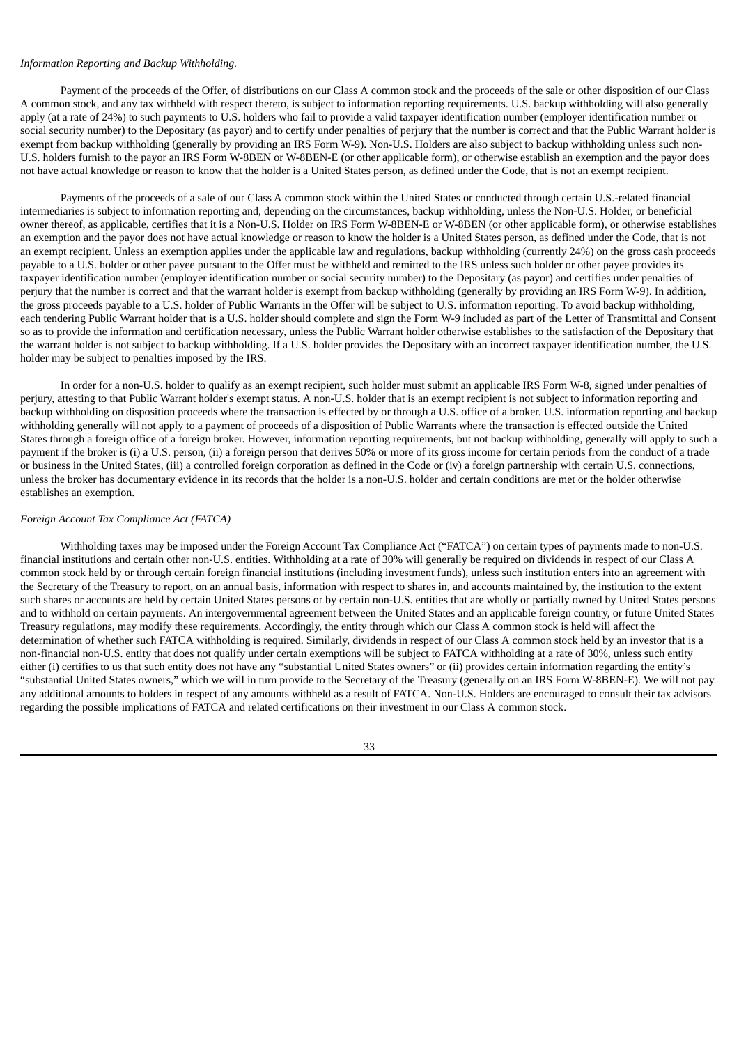*Information Reporting and Backup Withholding.*

Payment of the proceeds of the Offer, of distributions on our Class A common stock and the proceeds of the sale or other disposition of our Class A common stock, and any tax withheld with respect thereto, is subject to information reporting requirements. U.S. backup withholding will also generally apply (at a rate of 24%) to such payments to U.S. holders who fail to provide a valid taxpayer identification number (employer identification number or social security number) to the Depositary (as payor) and to certify under penalties of perjury that the number is correct and that the Public Warrant holder is exempt from backup withholding (generally by providing an IRS Form W-9). Non-U.S. Holders are also subject to backup withholding unless such non-U.S. holders furnish to the payor an IRS Form W-8BEN or W-8BEN-E (or other applicable form), or otherwise establish an exemption and the payor does not have actual knowledge or reason to know that the holder is a United States person, as defined under the Code, that is not an exempt recipient.

Payments of the proceeds of a sale of our Class A common stock within the United States or conducted through certain U.S.-related financial intermediaries is subject to information reporting and, depending on the circumstances, backup withholding, unless the Non-U.S. Holder, or beneficial owner thereof, as applicable, certifies that it is a Non-U.S. Holder on IRS Form W-8BEN-E or W-8BEN (or other applicable form), or otherwise establishes an exemption and the payor does not have actual knowledge or reason to know the holder is a United States person, as defined under the Code, that is not an exempt recipient. Unless an exemption applies under the applicable law and regulations, backup withholding (currently 24%) on the gross cash proceeds payable to a U.S. holder or other payee pursuant to the Offer must be withheld and remitted to the IRS unless such holder or other payee provides its taxpayer identification number (employer identification number or social security number) to the Depositary (as payor) and certifies under penalties of perjury that the number is correct and that the warrant holder is exempt from backup withholding (generally by providing an IRS Form W-9). In addition, the gross proceeds payable to a U.S. holder of Public Warrants in the Offer will be subject to U.S. information reporting. To avoid backup withholding, each tendering Public Warrant holder that is a U.S. holder should complete and sign the Form W-9 included as part of the Letter of Transmittal and Consent so as to provide the information and certification necessary, unless the Public Warrant holder otherwise establishes to the satisfaction of the Depositary that the warrant holder is not subject to backup withholding. If a U.S. holder provides the Depositary with an incorrect taxpayer identification number, the U.S. holder may be subject to penalties imposed by the IRS.

In order for a non-U.S. holder to qualify as an exempt recipient, such holder must submit an applicable IRS Form W-8, signed under penalties of perjury, attesting to that Public Warrant holder's exempt status. A non-U.S. holder that is an exempt recipient is not subject to information reporting and backup withholding on disposition proceeds where the transaction is effected by or through a U.S. office of a broker. U.S. information reporting and backup withholding generally will not apply to a payment of proceeds of a disposition of Public Warrants where the transaction is effected outside the United States through a foreign office of a foreign broker. However, information reporting requirements, but not backup withholding, generally will apply to such a payment if the broker is (i) a U.S. person, (ii) a foreign person that derives 50% or more of its gross income for certain periods from the conduct of a trade or business in the United States, (iii) a controlled foreign corporation as defined in the Code or (iv) a foreign partnership with certain U.S. connections, unless the broker has documentary evidence in its records that the holder is a non-U.S. holder and certain conditions are met or the holder otherwise establishes an exemption.

*Foreign Account Tax Compliance Act (FATCA)*

Withholding taxes may be imposed under the Foreign Account Tax Compliance Act ("FATCA") on certain types of payments made to non-U.S. financial institutions and certain other non-U.S. entities. Withholding at a rate of 30% will generally be required on dividends in respect of our Class A common stock held by or through certain foreign financial institutions (including investment funds), unless such institution enters into an agreement with the Secretary of the Treasury to report, on an annual basis, information with respect to shares in, and accounts maintained by, the institution to the extent such shares or accounts are held by certain United States persons or by certain non-U.S. entities that are wholly or partially owned by United States persons and to withhold on certain payments. An intergovernmental agreement between the United States and an applicable foreign country, or future United States Treasury regulations, may modify these requirements. Accordingly, the entity through which our Class A common stock is held will affect the determination of whether such FATCA withholding is required. Similarly, dividends in respect of our Class A common stock held by an investor that is a non-financial non-U.S. entity that does not qualify under certain exemptions will be subject to FATCA withholding at a rate of 30%, unless such entity either (i) certifies to us that such entity does not have any "substantial United States owners" or (ii) provides certain information regarding the entity's "substantial United States owners," which we will in turn provide to the Secretary of the Treasury (generally on an IRS Form W-8BEN-E). We will not pay any additional amounts to holders in respect of any amounts withheld as a result of FATCA. Non-U.S. Holders are encouraged to consult their tax advisors regarding the possible implications of FATCA and related certifications on their investment in our Class A common stock.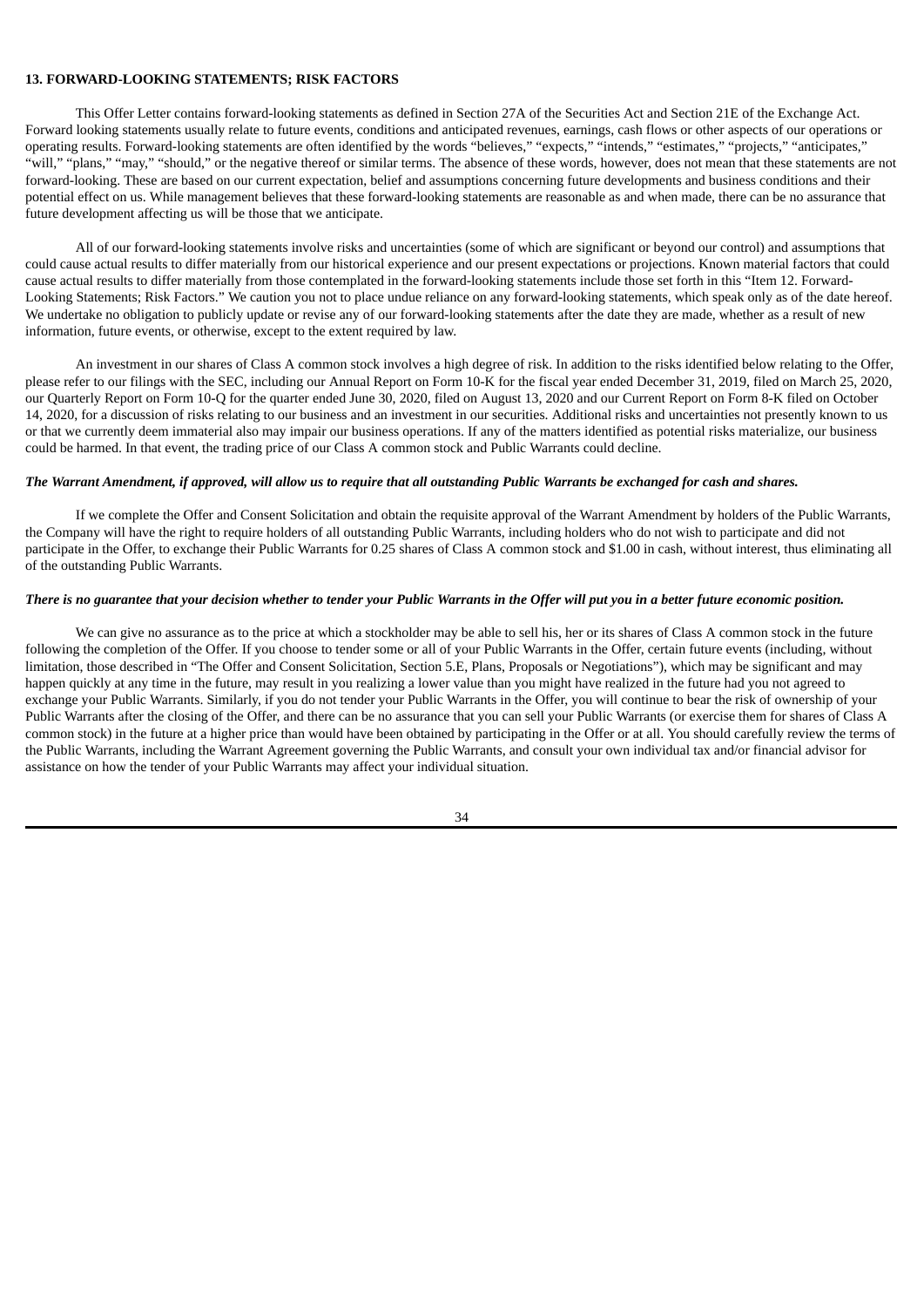## 13. FORWARD-LOOKING STATEMENTS; RISK FACTORS

This Offer Letter contains forward-looking statements as defined in Section 27A of the Securities Act and Section 21E of the Exchange Act. Forward looking statements usually relate to future events, conditions and anticipated revenues, earnings, cash flows or other aspects of our operations or operating results. Forward-looking statements are often identified by the words "believes," "expects," "intends," "estimates," "projects," "anticipates," "will," "plans," "may," "should," or the negative thereof or similar terms. The absence of these words, however, does not mean that these statements are not forward-looking. These are based on our current expectation, belief and assumptions concerning future developments and business conditions and their potential effect on us. While management believes that these forward-looking statements are reasonable as and when made, there can be no assurance that future development affecting us will be those that we anticipate.

All of our forward-looking statements involve risks and uncertainties (some of which are significant or beyond our control) and assumptions that could cause actual results to differ materially from our historical experience and our present expectations or projections. Known material factors that could cause actual results to differ materially from those contemplated in the forward-looking statements include those set forth in this "Item 12. Forward-Looking Statements; Risk Factors." We caution you not to place undue reliance on any forward-looking statements, which speak only as of the date hereof. We undertake no obligation to publicly update or revise any of our forward-looking statements after the date they are made, whether as a result of new information, future events, or otherwise, except to the extent required by law.

An investment in our shares of Class A common stock involves a high degree of risk. In addition to the risks identified below relating to the Offer, please refer to our filings with the SEC, including our Annual Report on Form 10-K for the fiscal year ended December 31, 2019, filed on March 25, 2020, our Quarterly Report on Form 10-Q for the quarter ended June 30, 2020, filed on August 13, 2020 and our Current Report on Form 8-K filed on October 14, 2020, for a discussion of risks relating to our business and an investment in our securities. Additional risks and uncertainties not presently known to us or that we currently deem immaterial also may impair our business operations. If any of the matters identified as potential risks materialize, our business could be harmed. In that event, the trading price of our Class A common stock and Public Warrants could decline.

***The Warrant Amendment, if approved, will allow us to require that all outstanding Public Warrants be exchanged for cash and shares.***

If we complete the Offer and Consent Solicitation and obtain the requisite approval of the Warrant Amendment by holders of the Public Warrants, the Company will have the right to require holders of all outstanding Public Warrants, including holders who do not wish to participate and did not participate in the Offer, to exchange their Public Warrants for 0.25 shares of Class A common stock and $1.00 in cash, without interest, thus eliminating all of the outstanding Public Warrants.

***There is no guarantee that your decision whether to tender your Public Warrants in the Offer will put you in a better future economic position.***

We can give no assurance as to the price at which a stockholder may be able to sell his, her or its shares of Class A common stock in the future following the completion of the Offer. If you choose to tender some or all of your Public Warrants in the Offer, certain future events (including, without limitation, those described in "The Offer and Consent Solicitation, Section 5.E, Plans, Proposals or Negotiations"), which may be significant and may happen quickly at any time in the future, may result in you realizing a lower value than you might have realized in the future had you not agreed to exchange your Public Warrants. Similarly, if you do not tender your Public Warrants in the Offer, you will continue to bear the risk of ownership of your Public Warrants after the closing of the Offer, and there can be no assurance that you can sell your Public Warrants (or exercise them for shares of Class A common stock) in the future at a higher price than would have been obtained by participating in the Offer or at all. You should carefully review the terms of the Public Warrants, including the Warrant Agreement governing the Public Warrants, and consult your own individual tax and/or financial advisor for assistance on how the tender of your Public Warrants may affect your individual situation.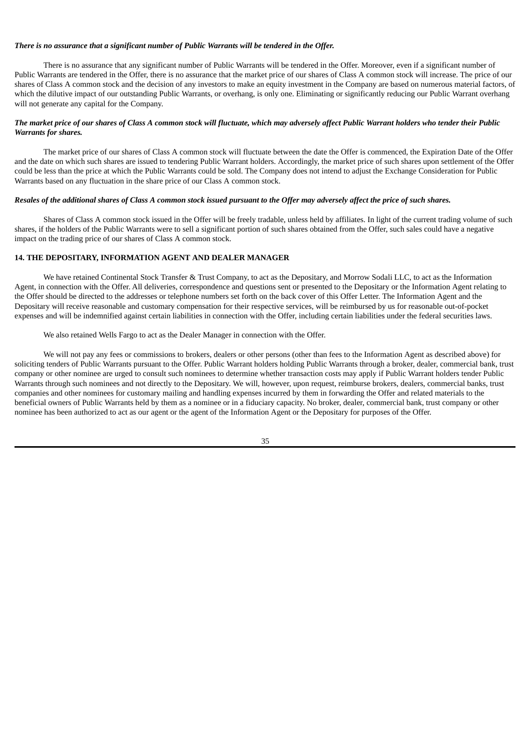***There is no assurance that a significant number of Public Warrants will be tendered in the Offer.***

There is no assurance that any significant number of Public Warrants will be tendered in the Offer. Moreover, even if a significant number of Public Warrants are tendered in the Offer, there is no assurance that the market price of our shares of Class A common stock will increase. The price of our shares of Class A common stock and the decision of any investors to make an equity investment in the Company are based on numerous material factors, of which the dilutive impact of our outstanding Public Warrants, or overhang, is only one. Eliminating or significantly reducing our Public Warrant overhang will not generate any capital for the Company.

***The market price of our shares of Class A common stock will fluctuate, which may adversely affect Public Warrant holders who tender their Public Warrants for shares.***

The market price of our shares of Class A common stock will fluctuate between the date the Offer is commenced, the Expiration Date of the Offer and the date on which such shares are issued to tendering Public Warrant holders. Accordingly, the market price of such shares upon settlement of the Offer could be less than the price at which the Public Warrants could be sold. The Company does not intend to adjust the Exchange Consideration for Public Warrants based on any fluctuation in the share price of our Class A common stock.

***Resales of the additional shares of Class A common stock issued pursuant to the Offer may adversely affect the price of such shares.***

Shares of Class A common stock issued in the Offer will be freely tradable, unless held by affiliates. In light of the current trading volume of such shares, if the holders of the Public Warrants were to sell a significant portion of such shares obtained from the Offer, such sales could have a negative impact on the trading price of our shares of Class A common stock.

## 14. THE DEPOSITARY, INFORMATION AGENT AND DEALER MANAGER

We have retained Continental Stock Transfer & Trust Company, to act as the Depositary, and Morrow Sodali LLC, to act as the Information Agent, in connection with the Offer. All deliveries, correspondence and questions sent or presented to the Depositary or the Information Agent relating to the Offer should be directed to the addresses or telephone numbers set forth on the back cover of this Offer Letter. The Information Agent and the Depositary will receive reasonable and customary compensation for their respective services, will be reimbursed by us for reasonable out-of-pocket expenses and will be indemnified against certain liabilities in connection with the Offer, including certain liabilities under the federal securities laws.

We also retained Wells Fargo to act as the Dealer Manager in connection with the Offer.

We will not pay any fees or commissions to brokers, dealers or other persons (other than fees to the Information Agent as described above) for soliciting tenders of Public Warrants pursuant to the Offer. Public Warrant holders holding Public Warrants through a broker, dealer, commercial bank, trust company or other nominee are urged to consult such nominees to determine whether transaction costs may apply if Public Warrant holders tender Public Warrants through such nominees and not directly to the Depositary. We will, however, upon request, reimburse brokers, dealers, commercial banks, trust companies and other nominees for customary mailing and handling expenses incurred by them in forwarding the Offer and related materials to the beneficial owners of Public Warrants held by them as a nominee or in a fiduciary capacity. No broker, dealer, commercial bank, trust company or other nominee has been authorized to act as our agent or the agent of the Information Agent or the Depositary for purposes of the Offer.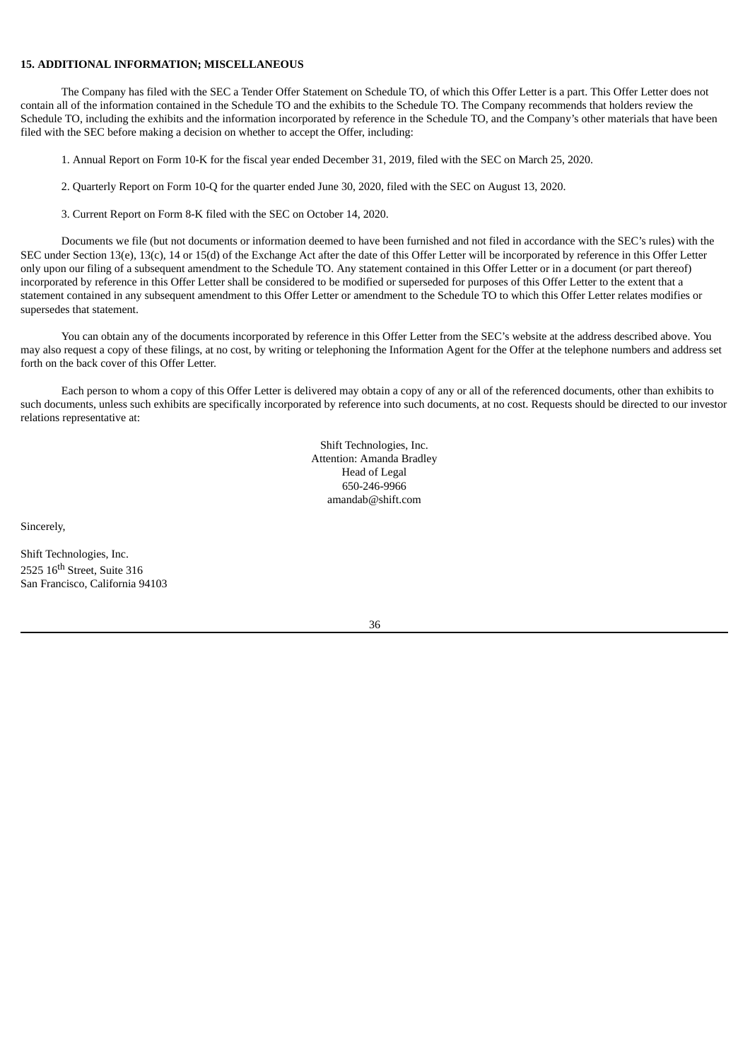**15. ADDITIONAL INFORMATION; MISCELLANEOUS**

The Company has filed with the SEC a Tender Offer Statement on Schedule TO, of which this Offer Letter is a part. This Offer Letter does not contain all of the information contained in the Schedule TO and the exhibits to the Schedule TO. The Company recommends that holders review the Schedule TO, including the exhibits and the information incorporated by reference in the Schedule TO, and the Company's other materials that have been filed with the SEC before making a decision on whether to accept the Offer, including:

1. Annual Report on Form 10-K for the fiscal year ended December 31, 2019, filed with the SEC on March 25, 2020.

2. Quarterly Report on Form 10-Q for the quarter ended June 30, 2020, filed with the SEC on August 13, 2020.

3. Current Report on Form 8-K filed with the SEC on October 14, 2020.

Documents we file (but not documents or information deemed to have been furnished and not filed in accordance with the SEC's rules) with the SEC under Section 13(e), 13(c), 14 or 15(d) of the Exchange Act after the date of this Offer Letter will be incorporated by reference in this Offer Letter only upon our filing of a subsequent amendment to the Schedule TO. Any statement contained in this Offer Letter or in a document (or part thereof) incorporated by reference in this Offer Letter shall be considered to be modified or superseded for purposes of this Offer Letter to the extent that a statement contained in any subsequent amendment to this Offer Letter or amendment to the Schedule TO to which this Offer Letter relates modifies or supersedes that statement.

You can obtain any of the documents incorporated by reference in this Offer Letter from the SEC's website at the address described above. You may also request a copy of these filings, at no cost, by writing or telephoning the Information Agent for the Offer at the telephone numbers and address set forth on the back cover of this Offer Letter.

Each person to whom a copy of this Offer Letter is delivered may obtain a copy of any or all of the referenced documents, other than exhibits to such documents, unless such exhibits are specifically incorporated by reference into such documents, at no cost. Requests should be directed to our investor relations representative at:

Shift Technologies, Inc.
Attention: Amanda Bradley
Head of Legal
650-246-9966
amandab@shift.com

Sincerely,

Shift Technologies, Inc.
2525 16th Street, Suite 316
San Francisco, California 94103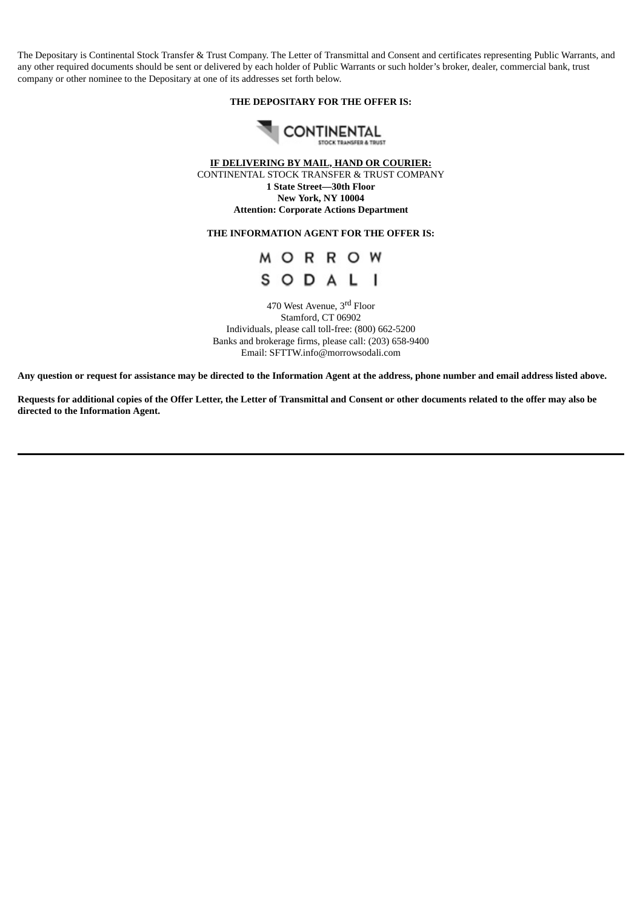The Depositary is Continental Stock Transfer & Trust Company. The Letter of Transmittal and Consent and certificates representing Public Warrants, and any other required documents should be sent or delivered by each holder of Public Warrants or such holder's broker, dealer, commercial bank, trust company or other nominee to the Depositary at one of its addresses set forth below.

**THE DEPOSITARY FOR THE OFFER IS:**

CONTINENTAL STOCK TRANSFER & TRUST

**IF DELIVERING BY MAIL, HAND OR COURIER:**
CONTINENTAL STOCK TRANSFER & TRUST COMPANY
**1 State Street—30th Floor**
**New York, NY 10004**
**Attention: Corporate Actions Department**

**THE INFORMATION AGENT FOR THE OFFER IS:**

MORROW SODALI

470 West Avenue, 3rd Floor
Stamford, CT 06902
Individuals, please call toll-free: (800) 662-5200
Banks and brokerage firms, please call: (203) 658-9400
Email: SFTTW.info@morrowsodali.com

**Any question or request for assistance may be directed to the Information Agent at the address, phone number and email address listed above.**

**Requests for additional copies of the Offer Letter, the Letter of Transmittal and Consent or other documents related to the offer may also be directed to the Information Agent.**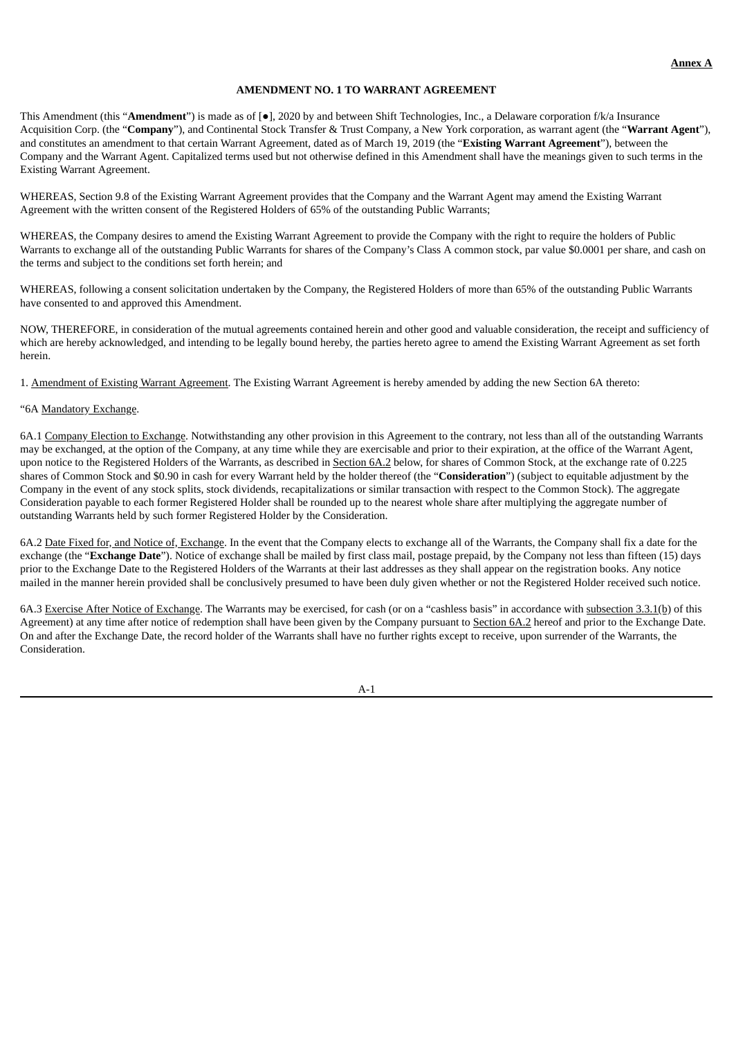**Annex A**

**AMENDMENT NO. 1 TO WARRANT AGREEMENT**

This Amendment (this "**Amendment**") is made as of [●], 2020 by and between Shift Technologies, Inc., a Delaware corporation f/k/a Insurance Acquisition Corp. (the "**Company**"), and Continental Stock Transfer & Trust Company, a New York corporation, as warrant agent (the "**Warrant Agent**"), and constitutes an amendment to that certain Warrant Agreement, dated as of March 19, 2019 (the "**Existing Warrant Agreement**"), between the Company and the Warrant Agent. Capitalized terms used but not otherwise defined in this Amendment shall have the meanings given to such terms in the Existing Warrant Agreement.

WHEREAS, Section 9.8 of the Existing Warrant Agreement provides that the Company and the Warrant Agent may amend the Existing Warrant Agreement with the written consent of the Registered Holders of 65% of the outstanding Public Warrants;

WHEREAS, the Company desires to amend the Existing Warrant Agreement to provide the Company with the right to require the holders of Public Warrants to exchange all of the outstanding Public Warrants for shares of the Company's Class A common stock, par value $0.0001 per share, and cash on the terms and subject to the conditions set forth herein; and

WHEREAS, following a consent solicitation undertaken by the Company, the Registered Holders of more than 65% of the outstanding Public Warrants have consented to and approved this Amendment.

NOW, THEREFORE, in consideration of the mutual agreements contained herein and other good and valuable consideration, the receipt and sufficiency of which are hereby acknowledged, and intending to be legally bound hereby, the parties hereto agree to amend the Existing Warrant Agreement as set forth herein.

1. Amendment of Existing Warrant Agreement. The Existing Warrant Agreement is hereby amended by adding the new Section 6A thereto:

"6A Mandatory Exchange.

6A.1 Company Election to Exchange. Notwithstanding any other provision in this Agreement to the contrary, not less than all of the outstanding Warrants may be exchanged, at the option of the Company, at any time while they are exercisable and prior to their expiration, at the office of the Warrant Agent, upon notice to the Registered Holders of the Warrants, as described in Section 6A.2 below, for shares of Common Stock, at the exchange rate of 0.225 shares of Common Stock and $0.90 in cash for every Warrant held by the holder thereof (the "**Consideration**") (subject to equitable adjustment by the Company in the event of any stock splits, stock dividends, recapitalizations or similar transaction with respect to the Common Stock). The aggregate Consideration payable to each former Registered Holder shall be rounded up to the nearest whole share after multiplying the aggregate number of outstanding Warrants held by such former Registered Holder by the Consideration.

6A.2 Date Fixed for, and Notice of, Exchange. In the event that the Company elects to exchange all of the Warrants, the Company shall fix a date for the exchange (the "**Exchange Date**"). Notice of exchange shall be mailed by first class mail, postage prepaid, by the Company not less than fifteen (15) days prior to the Exchange Date to the Registered Holders of the Warrants at their last addresses as they shall appear on the registration books. Any notice mailed in the manner herein provided shall be conclusively presumed to have been duly given whether or not the Registered Holder received such notice.

6A.3 Exercise After Notice of Exchange. The Warrants may be exercised, for cash (or on a "cashless basis" in accordance with subsection 3.3.1(b) of this Agreement) at any time after notice of redemption shall have been given by the Company pursuant to Section 6A.2 hereof and prior to the Exchange Date. On and after the Exchange Date, the record holder of the Warrants shall have no further rights except to receive, upon surrender of the Warrants, the Consideration.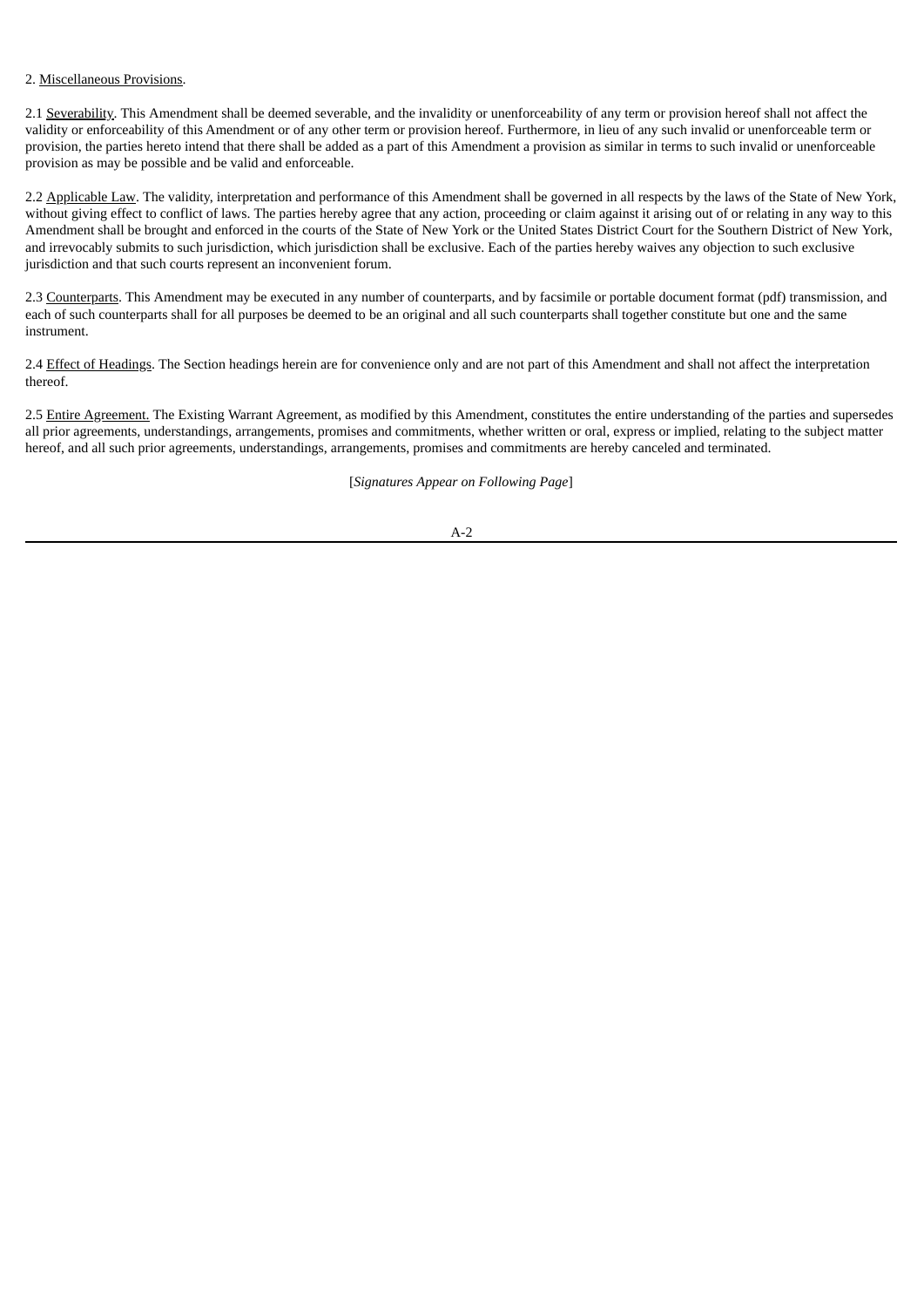2. Miscellaneous Provisions.

2.1 Severability. This Amendment shall be deemed severable, and the invalidity or unenforceability of any term or provision hereof shall not affect the validity or enforceability of this Amendment or of any other term or provision hereof. Furthermore, in lieu of any such invalid or unenforceable term or provision, the parties hereto intend that there shall be added as a part of this Amendment a provision as similar in terms to such invalid or unenforceable provision as may be possible and be valid and enforceable.

2.2 Applicable Law. The validity, interpretation and performance of this Amendment shall be governed in all respects by the laws of the State of New York, without giving effect to conflict of laws. The parties hereby agree that any action, proceeding or claim against it arising out of or relating in any way to this Amendment shall be brought and enforced in the courts of the State of New York or the United States District Court for the Southern District of New York, and irrevocably submits to such jurisdiction, which jurisdiction shall be exclusive. Each of the parties hereby waives any objection to such exclusive jurisdiction and that such courts represent an inconvenient forum.

2.3 Counterparts. This Amendment may be executed in any number of counterparts, and by facsimile or portable document format (pdf) transmission, and each of such counterparts shall for all purposes be deemed to be an original and all such counterparts shall together constitute but one and the same instrument.

2.4 Effect of Headings. The Section headings herein are for convenience only and are not part of this Amendment and shall not affect the interpretation thereof.

2.5 Entire Agreement. The Existing Warrant Agreement, as modified by this Amendment, constitutes the entire understanding of the parties and supersedes all prior agreements, understandings, arrangements, promises and commitments, whether written or oral, express or implied, relating to the subject matter hereof, and all such prior agreements, understandings, arrangements, promises and commitments are hereby canceled and terminated.

[*Signatures Appear on Following Page*]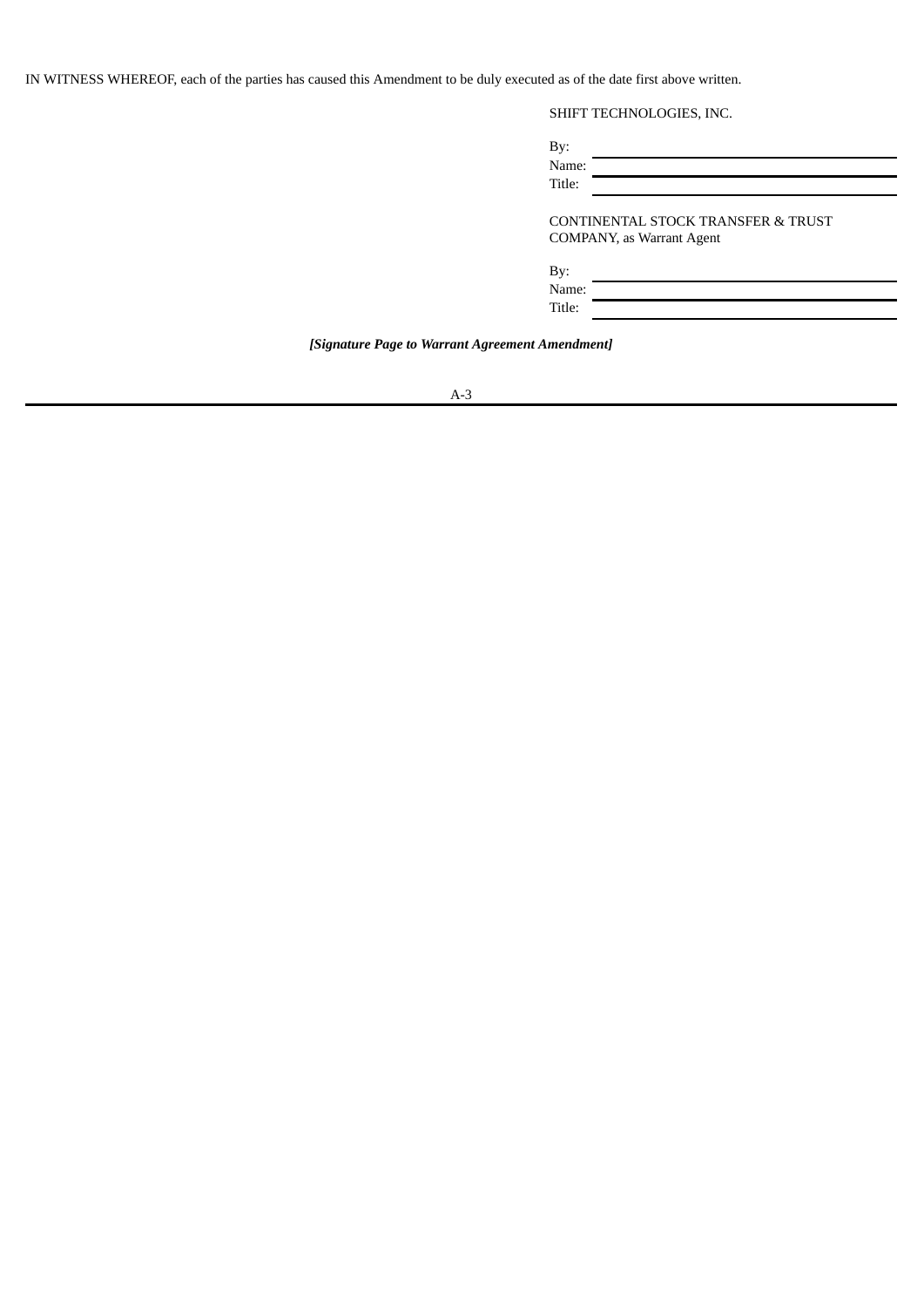IN WITNESS WHEREOF, each of the parties has caused this Amendment to be duly executed as of the date first above written.

SHIFT TECHNOLOGIES, INC.

By: \_\_\_\_\_\_\_\_\_\_\_\_\_\_\_\_\_\_\_\_\_\_\_\_\_\_\_\_
Name: \_\_\_\_\_\_\_\_\_\_\_\_\_\_\_\_\_\_\_\_\_\_\_\_\_\_\_\_
Title: \_\_\_\_\_\_\_\_\_\_\_\_\_\_\_\_\_\_\_\_\_\_\_\_\_\_\_\_

CONTINENTAL STOCK TRANSFER & TRUST COMPANY, as Warrant Agent

By: \_\_\_\_\_\_\_\_\_\_\_\_\_\_\_\_\_\_\_\_\_\_\_\_\_\_\_\_
Name: \_\_\_\_\_\_\_\_\_\_\_\_\_\_\_\_\_\_\_\_\_\_\_\_\_\_\_\_
Title: \_\_\_\_\_\_\_\_\_\_\_\_\_\_\_\_\_\_\_\_\_\_\_\_\_\_\_\_

***[Signature Page to Warrant Agreement Amendment]***